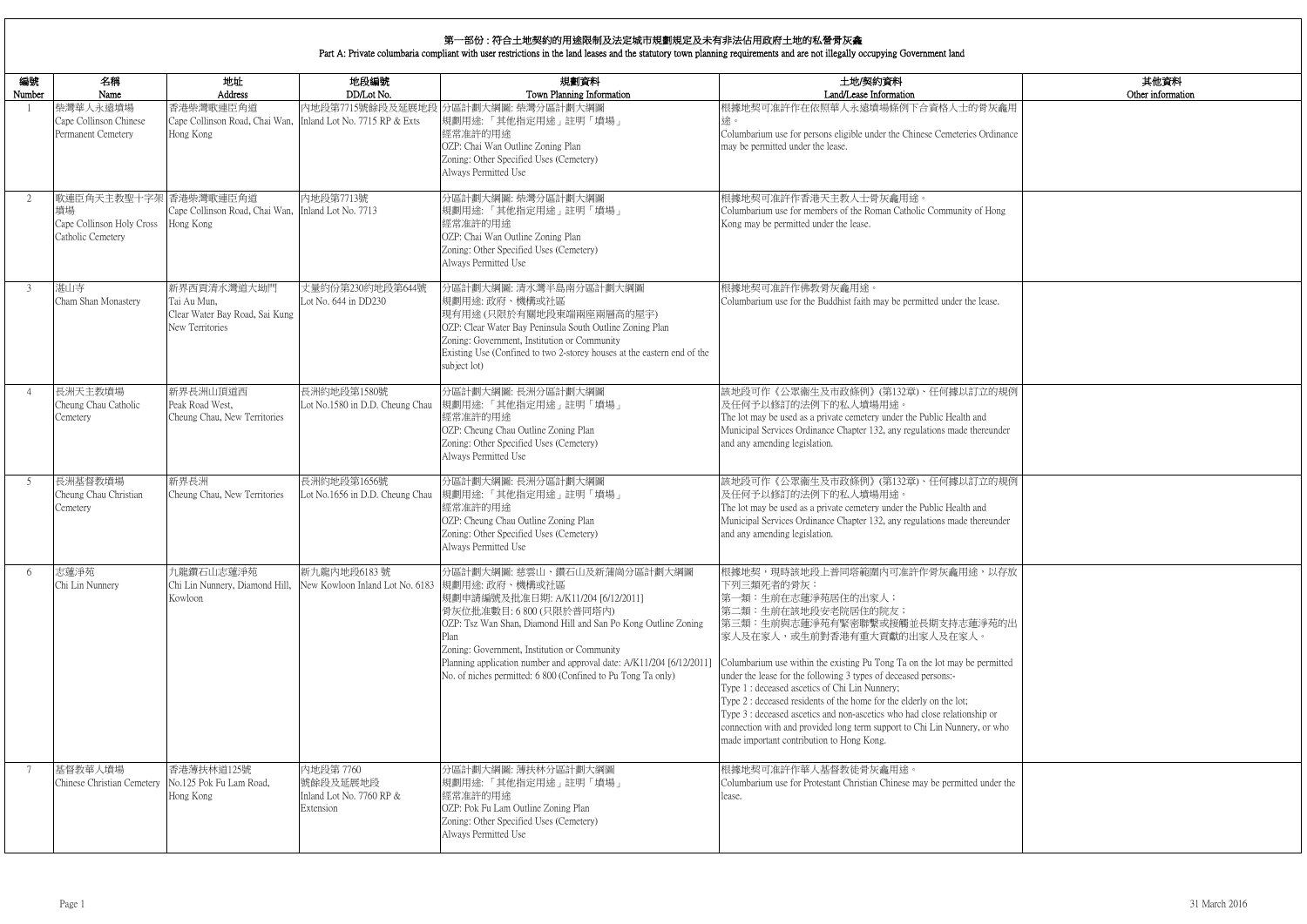# 第一部份：符合土地契約的用途限制及法定城市規劃規定及未有非法佔用政府土地的私營骨灰龕

## Part A: Private columbaria compliant with user restrictions in the land leases and the statutory town planning requirements and are not illegally occupying Government land

| 編號<br>Number | 名稱<br>Name | 地址<br>Address | 地段編號<br>DD/Lot No. | 規劃資料<br>Town Planning Information | 土地/契約資料<br>Land/Lease Information | 其他資料<br>Other information |
|---|---|---|---|---|---|---|
| 1 | 柴灣華人永遠墳場<br>Cape Collinson Chinese Permanent Cemetery | 香港柴灣歌連臣角道<br>Cape Collinson Road, Chai Wan, Hong Kong | 內地段第7715號餘段及延展地段<br>Inland Lot No. 7715 RP & Exts | 分區計劃大綱圖: 柴灣分區計劃大綱圖<br>規劃用途: 「其他指定用途」註明「墳場」<br>經常准許的用途<br>OZP: Chai Wan Outline Zoning Plan<br>Zoning: Other Specified Uses (Cemetery)<br>Always Permitted Use | 根據地契可准許作在依照華人永遠墳場條例下合資格人士的骨灰龕用途。<br>Columbarium use for persons eligible under the Chinese Cemeteries Ordinance may be permitted under the lease. | |
| 2 | 歌連臣角天主教聖十字架墳場<br>Cape Collinson Holy Cross Catholic Cemetery | 香港柴灣歌連臣角道<br>Cape Collinson Road, Chai Wan, Hong Kong | 內地段第7713號<br>Inland Lot No. 7713 | 分區計劃大綱圖: 柴灣分區計劃大綱圖<br>規劃用途: 「其他指定用途」註明「墳場」<br>經常准許的用途<br>OZP: Chai Wan Outline Zoning Plan<br>Zoning: Other Specified Uses (Cemetery)<br>Always Permitted Use | 根據地契可准許作香港天主教人士骨灰龕用途。<br>Columbarium use for members of the Roman Catholic Community of Hong Kong may be permitted under the lease. | |
| 3 | 湛山寺<br>Cham Shan Monastery | 新界西貢清水灣道大坳門<br>Tai Au Mun,<br>Clear Water Bay Road, Sai Kung New Territories | 丈量約份第230約地段第644號<br>Lot No. 644 in DD230 | 分區計劃大綱圖: 清水灣半島南分區計劃大綱圖<br>規劃用途: 政府、機構或社區<br>現有用途 (只限於有關地段東端兩座兩層高的屋宇)<br>OZP: Clear Water Bay Peninsula South Outline Zoning Plan<br>Zoning: Government, Institution or Community<br>Existing Use (Confined to two 2-storey houses at the eastern end of the subject lot) | 根據地契可准許作佛教骨灰龕用途。<br>Columbarium use for the Buddhist faith may be permitted under the lease. | |
| 4 | 長洲天主教墳場<br>Cheung Chau Catholic Cemetery | 新界長洲山頂道西<br>Peak Road West,<br>Cheung Chau, New Territories | 長洲約地段第1580號<br>Lot No.1580 in D.D. Cheung Chau | 分區計劃大綱圖: 長洲分區計劃大綱圖<br>規劃用途: 「其他指定用途」註明「墳場」<br>經常准許的用途<br>OZP: Cheung Chau Outline Zoning Plan<br>Zoning: Other Specified Uses (Cemetery)<br>Always Permitted Use | 該地段可作《公眾衞生及市政條例》(第132章)、任何據以訂立的規例及任何予以修訂的法例下的私人墳場用途。<br>The lot may be used as a private cemetery under the Public Health and Municipal Services Ordinance Chapter 132, any regulations made thereunder and any amending legislation. | |
| 5 | 長洲基督教墳場<br>Cheung Chau Christian Cemetery | 新界長洲<br>Cheung Chau, New Territories | 長洲約地段第1656號<br>Lot No.1656 in D.D. Cheung Chau | 分區計劃大綱圖: 長洲分區計劃大綱圖<br>規劃用途: 「其他指定用途」註明「墳場」<br>經常准許的用途<br>OZP: Cheung Chau Outline Zoning Plan<br>Zoning: Other Specified Uses (Cemetery)<br>Always Permitted Use | 該地段可作《公眾衞生及市政條例》(第132章)、任何據以訂立的規例及任何予以修訂的法例下的私人墳場用途。<br>The lot may be used as a private cemetery under the Public Health and Municipal Services Ordinance Chapter 132, any regulations made thereunder and any amending legislation. | |
| 6 | 志蓮淨苑<br>Chi Lin Nunnery | 九龍鑽石山志蓮淨苑<br>Chi Lin Nunnery, Diamond Hill, Kowloon | 新九龍內地段6183 號<br>New Kowloon Inland Lot No. 6183 | 分區計劃大綱圖: 慈雲山、鑽石山及新蒲崗分區計劃大綱圖<br>規劃用途: 政府、機構或社區<br>規劃申請編號及批准日期: A/K11/204 [6/12/2011]<br>骨灰位批准數目: 6 800 (只限於普同塔內)<br>OZP: Tsz Wan Shan, Diamond Hill and San Po Kong Outline Zoning Plan<br>Zoning: Government, Institution or Community<br>Planning application number and approval date: A/K11/204 [6/12/2011]<br>No. of niches permitted: 6 800 (Confined to Pu Tong Ta only) | 根據地契，現時該地段上普同塔範圍內可准許作骨灰龕用途，以存放下列三類死者的骨灰：<br>第一類：生前在志蓮淨苑居住的出家人；<br>第二類：生前在該地段安老院居住的院友；<br>第三類：生前與志蓮淨苑有緊密聯繫或接觸並長期支持志蓮淨苑的出家人及在家人，或生前對香港有重大貢獻的出家人及在家人。<br><br>Columbarium use within the existing Pu Tong Ta on the lot may be permitted under the lease for the following 3 types of deceased persons:-<br>Type 1 : deceased ascetics of Chi Lin Nunnery;<br>Type 2 : deceased residents of the home for the elderly on the lot;<br>Type 3 : deceased ascetics and non-ascetics who had close relationship or connection with and provided long term support to Chi Lin Nunnery, or who made important contribution to Hong Kong. | |
| 7 | 基督教華人墳場<br>Chinese Christian Cemetery | 香港薄扶林道125號<br>No.125 Pok Fu Lam Road, Hong Kong | 內地段第 7760 號餘段及延展地段<br>Inland Lot No. 7760 RP & Extension | 分區計劃大綱圖: 薄扶林分區計劃大綱圖<br>規劃用途: 「其他指定用途」註明「墳場」<br>經常准許的用途<br>OZP: Pok Fu Lam Outline Zoning Plan<br>Zoning: Other Specified Uses (Cemetery)<br>Always Permitted Use | 根據地契可准許作華人基督教徒骨灰龕用途。<br>Columbarium use for Protestant Christian Chinese may be permitted under the lease. | |

31 March 2016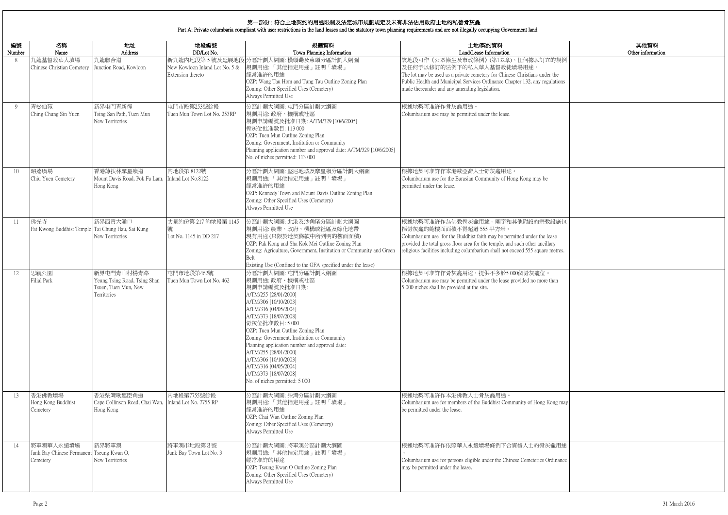# 第一部份：符合土地契約的用途限制及法定城市規劃規定及未有非法佔用政府土地的私營骨灰龕
## Part A: Private columbaria compliant with user restrictions in the land leases and the statutory town planning requirements and are not illegally occupying Government land

| 編號 Number | 名稱 Name | 地址 Address | 地段編號 DD/Lot No. | 規劃資料 Town Planning Information | 土地/契約資料 Land/Lease Information | 其他資料 Other information |
|---|---|---|---|---|---|---|
| 8 | 九龍基督教華人墳場 Chinese Christian Cemetery | 九龍聯合道 Junction Road, Kowloon | 新九龍內地段第 5 號及延展地段 New Kowloon Inland Lot No. 5 & Extension thereto | 分區計劃大綱圖: 橫頭磡及東頭分區計劃大綱圖<br>規劃用途:「其他指定用途」註明「墳場」<br>經常准許的用途<br>OZP: Wang Tau Hom and Tung Tau Outline Zoning Plan<br>Zoning: Other Specified Uses (Cemetery)<br>Always Permitted Use | 該地段可作《公眾衞生及市政條例》(第132章)、任何據以訂立的規例及任何予以修訂的法例下的私人華人基督教徒墳場用途。<br>The lot may be used as a private cemetery for Chinese Christians under the Public Health and Municipal Services Ordinance Chapter 132, any regulations made thereunder and any amending legislation. | |
| 9 | 青松仙苑 Ching Chung Sin Yuen | 新界屯門青新徑 Tsing San Path, Tuen Mun New Territories | 屯門市地段第253號餘段 Tuen Mun Town Lot No. 253RP | 分區計劃大綱圖: 屯門分區計劃大綱圖<br>規劃用途: 政府、機構或社區<br>規劃申請編號及批准日期: A/TM/329 [10/6/2005]<br>骨灰位批准數目: 113 000<br>OZP: Tuen Mun Outline Zoning Plan<br>Zoning: Government, Institution or Community<br>Planning application number and approval date: A/TM/329 [10/6/2005]<br>No. of niches permitted: 113 000 | 根據地契可准許作骨灰龕用途。<br>Columbarium use may be permitted under the lease. | |
| 10 | 昭遠墳場 Chiu Yuen Cemetery | 香港薄扶林摩星嶺道 Mount Davis Road, Pok Fu Lam, Hong Kong | 內地段第 8122號 Inland Lot No.8122 | 分區計劃大綱圖: 堅尼地城及摩星嶺分區計劃大綱圖<br>規劃用途:「其他指定用途」註明「墳場」<br>經常准許的用途<br>OZP: Kennedy Town and Mount Davis Outline Zoning Plan<br>Zoning: Other Specified Uses (Cemetery)<br>Always Permitted Use | 根據地契可准許作本港歐亞裔人士骨灰龕用途。<br>Columbarium use for the Eurasian Community of Hong Kong may be permitted under the lease. | |
| 11 | 佛光寺 Fat Kwong Buddhist Temple | 新界西貢大涌口 Tai Chung Hau, Sai Kung New Territories | 丈量約份第 217 約地段第 1145 號 Lot No. 1145 in DD 217 | 分區計劃大綱圖: 北港及沙角尾分區計劃大綱圖<br>規劃用途: 農業、政府、機構或社區及綠化地帶<br>現有用途 (只限於地契條款中所列明的樓面面積)<br>OZP: Pak Kong and Sha Kok Mei Outline Zoning Plan<br>Zoning: Agriculture, Government, Institution or Community and Green Belt<br>Existing Use (Confined to the GFA specified under the lease) | 根據地契可准許作為佛教骨灰龕用途。廟宇和其他附設的宗教設施包括骨灰龕的總樓面面積不得超過 555 平方米。<br>Columbarium use for the Buddhist faith may be permitted under the lease provided the total gross floor area for the temple, and such other ancillary religious facilities including columbarium shall not exceed 555 square metres. | |
| 12 | 思親公園 Filial Park | 新界屯門青山村楊青路 Yeung Tsing Road, Tsing Shan Tsuen, Tuen Mun, New Territories | 屯門市地段第462號 Tuen Mun Town Lot No. 462 | 分區計劃大綱圖: 屯門分區計劃大綱圖<br>規劃用途: 政府、機構或社區<br>規劃申請編號及批准日期:<br>A/TM/255 [28/01/2000]<br>A/TM/306 [10/10/2003]<br>A/TM/316 [04/05/2004]<br>A/TM/373 [18/07/2008]<br>骨灰位批准數目: 5 000<br>OZP: Tuen Mun Outline Zoning Plan<br>Zoning: Government, Institution or Community<br>Planning application number and approval date:<br>A/TM/255 [28/01/2000]<br>A/TM/306 [10/10/2003]<br>A/TM/316 [04/05/2004]<br>A/TM/373 [18/07/2008]<br>No. of niches permitted: 5 000 | 根據地契可准許作骨灰龕用途，提供不多於5 000個骨灰龕位。<br>Columbarium use may be permitted under the lease provided no more than 5 000 niches shall be provided at the site. | |
| 13 | 香港佛教墳場 Hong Kong Buddhist Cemetery | 香港柴灣歌連臣角道 Cape Collinson Road, Chai Wan, Hong Kong | 內地段第7755號餘段 Inland Lot No. 7755 RP | 分區計劃大綱圖: 柴灣分區計劃大綱圖<br>規劃用途:「其他指定用途」註明「墳場」<br>經常准許的用途<br>OZP: Chai Wan Outline Zoning Plan<br>Zoning: Other Specified Uses (Cemetery)<br>Always Permitted Use | 根據地契可准許作本港佛教人士骨灰龕用途。<br>Columbarium use for members of the Buddhist Community of Hong Kong may be permitted under the lease. | |
| 14 | 將軍澳華人永遠墳場 Junk Bay Chinese Permanent Cemetery | 新界將軍澳 Tseung Kwan O, New Territories | 將軍澳市地段第 3 號 Junk Bay Town Lot No. 3 | 分區計劃大綱圖: 將軍澳分區計劃大綱圖<br>規劃用途:「其他指定用途」註明「墳場」<br>經常准許的用途<br>OZP: Tseung Kwan O Outline Zoning Plan<br>Zoning: Other Specified Uses (Cemetery)<br>Always Permitted Use | 根據地契可准許作依照華人永遠墳場條例下合資格人士的骨灰龕用途。<br>Columbarium use for persons eligible under the Chinese Cemeteries Ordinance may be permitted under the lease. | |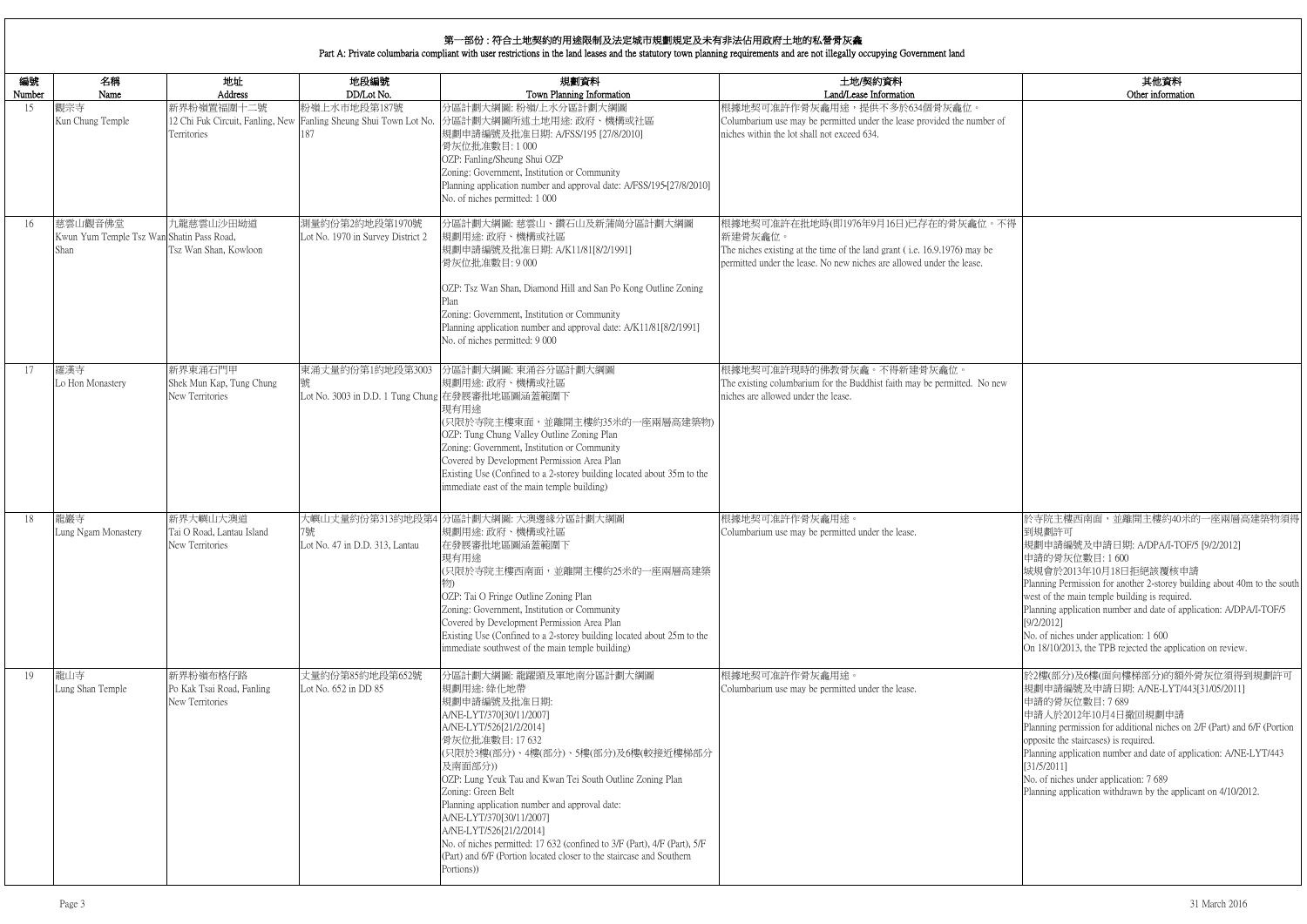## 第一部份：符合土地契約的用途限制及法定城市規劃規定及未有非法佔用政府土地的私營骨灰龕
## Part A: Private columbaria compliant with user restrictions in the land leases and the statutory town planning requirements and are not illegally occupying Government land

| 編號 Number | 名稱 Name | 地址 Address | 地段編號 DD/Lot No. | 規劃資料 Town Planning Information | 土地/契約資料 Land/Lease Information | 其他資料 Other information |
|---|---|---|---|---|---|---|
| 15 | 觀宗寺<br>Kun Chung Temple | 新界粉嶺置福圍十二號<br>12 Chi Fuk Circuit, Fanling, New Territories | 粉嶺上水市地段第187號<br>Fanling Sheung Shui Town Lot No. 187 | 分區計劃大綱圖: 粉嶺/上水分區計劃大綱圖<br>分區計劃大綱圖所述土地用途: 政府、機構或社區<br>規劃申請編號及批准日期: A/FSS/195 [27/8/2010]<br>骨灰位批准數目: 1 000<br>OZP: Fanling/Sheung Shui OZP<br>Zoning: Government, Institution or Community<br>Planning application number and approval date: A/FSS/195-[27/8/2010]<br>No. of niches permitted: 1 000 | 根據地契可准許作骨灰龕用途，提供不多於634個骨灰龕位。<br>Columbarium use may be permitted under the lease provided the number of niches within the lot shall not exceed 634. | |
| 16 | 慈雲山觀音佛堂<br>Kwun Yum Temple Tsz Wan Shan | 九龍慈雲山沙田坳道<br>Shatin Pass Road, Tsz Wan Shan, Kowloon | 測量約份第2約地段第1970號<br>Lot No. 1970 in Survey District 2 | 分區計劃大綱圖: 慈雲山、鑽石山及新蒲崗分區計劃大綱圖<br>規劃用途: 政府、機構或社區<br>規劃申請編號及批准日期: A/K11/81[8/2/1991]<br>骨灰位批准數目: 9 000<br><br>OZP: Tsz Wan Shan, Diamond Hill and San Po Kong Outline Zoning Plan<br>Zoning: Government, Institution or Community<br>Planning application number and approval date: A/K11/81[8/2/1991]<br>No. of niches permitted: 9 000 | 根據地契可准許在批地時(即1976年9月16日)已存在的骨灰龕位。不得新建骨灰龕位。<br>The niches existing at the time of the land grant ( i.e. 16.9.1976) may be permitted under the lease. No new niches are allowed under the lease. | |
| 17 | 羅漢寺<br>Lo Hon Monastery | 新界東涌石門甲<br>Shek Mun Kap, Tung Chung New Territories | 東涌丈量約份第1約地段第3003號<br>Lot No. 3003 in D.D. 1 Tung Chung | 分區計劃大綱圖: 東涌谷分區計劃大綱圖<br>規劃用途: 政府、機構或社區<br>在發展審批地區圖涵蓋範圍下<br>現有用途<br>(只限於寺院主樓東面，並離開主樓約35米的一座兩層高建築物)<br>OZP: Tung Chung Valley Outline Zoning Plan<br>Zoning: Government, Institution or Community<br>Covered by Development Permission Area Plan<br>Existing Use (Confined to a 2-storey building located about 35m to the immediate east of the main temple building) | 根據地契可准許現時的佛教骨灰龕。不得新建骨灰龕位。<br>The existing columbarium for the Buddhist faith may be permitted. No new niches are allowed under the lease. | |
| 18 | 龍巖寺<br>Lung Ngam Monastery | 新界大嶼山大澳道<br>Tai O Road, Lantau Island New Territories | 大嶼山丈量約份第313約地段第47號<br>Lot No. 47 in D.D. 313, Lantau | 分區計劃大綱圖: 大澳邊緣分區計劃大綱圖<br>規劃用途: 政府、機構或社區<br>在發展審批地區圖涵蓋範圍下<br>現有用途<br>(只限於寺院主樓西南面，並離開主樓約25米的一座兩層高建築物)<br>OZP: Tai O Fringe Outline Zoning Plan<br>Zoning: Government, Institution or Community<br>Covered by Development Permission Area Plan<br>Existing Use (Confined to a 2-storey building located about 25m to the immediate southwest of the main temple building) | 根據地契可准許作骨灰龕用途。<br>Columbarium use may be permitted under the lease. | 於寺院主樓西南面，並離開主樓約40米的一座兩層高建築物須得到規劃許可<br>規劃申請編號及申請日期: A/DPA/I-TOF/5 [9/2/2012]<br>申請的骨灰位數目: 1 600<br>城規會於2013年10月18日拒絕該覆核申請<br>Planning Permission for another 2-storey building about 40m to the south west of the main temple building is required.<br>Planning application number and date of application: A/DPA/I-TOF/5 [9/2/2012]<br>No. of niches under application: 1 600<br>On 18/10/2013, the TPB rejected the application on review. |
| 19 | 龍山寺<br>Lung Shan Temple | 新界粉嶺布格仔路<br>Po Kak Tsai Road, Fanling New Territories | 丈量約份第85約地段第652號<br>Lot No. 652 in DD 85 | 分區計劃大綱圖: 龍躍頭及軍地南分區計劃大綱圖<br>規劃用途: 綠化地帶<br>規劃申請編號及批准日期:<br>A/NE-LYT/370[30/11/2007]<br>A/NE-LYT/526[21/2/2014]<br>骨灰位批准數目: 17 632<br>(只限於3樓(部分)、4樓(部分)、5樓(部分)及6樓(較接近樓梯部分及南面部分))<br>OZP: Lung Yeuk Tau and Kwan Tei South Outline Zoning Plan<br>Zoning: Green Belt<br>Planning application number and approval date:<br>A/NE-LYT/370[30/11/2007]<br>A/NE-LYT/526[21/2/2014]<br>No. of niches permitted: 17 632 (confined to 3/F (Part), 4/F (Part), 5/F (Part) and 6/F (Portion located closer to the staircase and Southern Portions)) | 根據地契可准許作骨灰龕用途。<br>Columbarium use may be permitted under the lease. | 於2樓(部分)及6樓(面向樓梯部分)的額外骨灰位須得到規劃許可<br>規劃申請編號及申請日期: A/NE-LYT/443[31/05/2011]<br>申請的骨灰位數目: 7 689<br>申請人於2012年10月4日撤回規劃申請<br>Planning permission for additional niches on 2/F (Part) and 6/F (Portion opposite the staircases) is required.<br>Planning application number and date of application: A/NE-LYT/443 [31/5/2011]<br>No. of niches under application: 7 689<br>Planning application withdrawn by the applicant on 4/10/2012. |

31 March 2016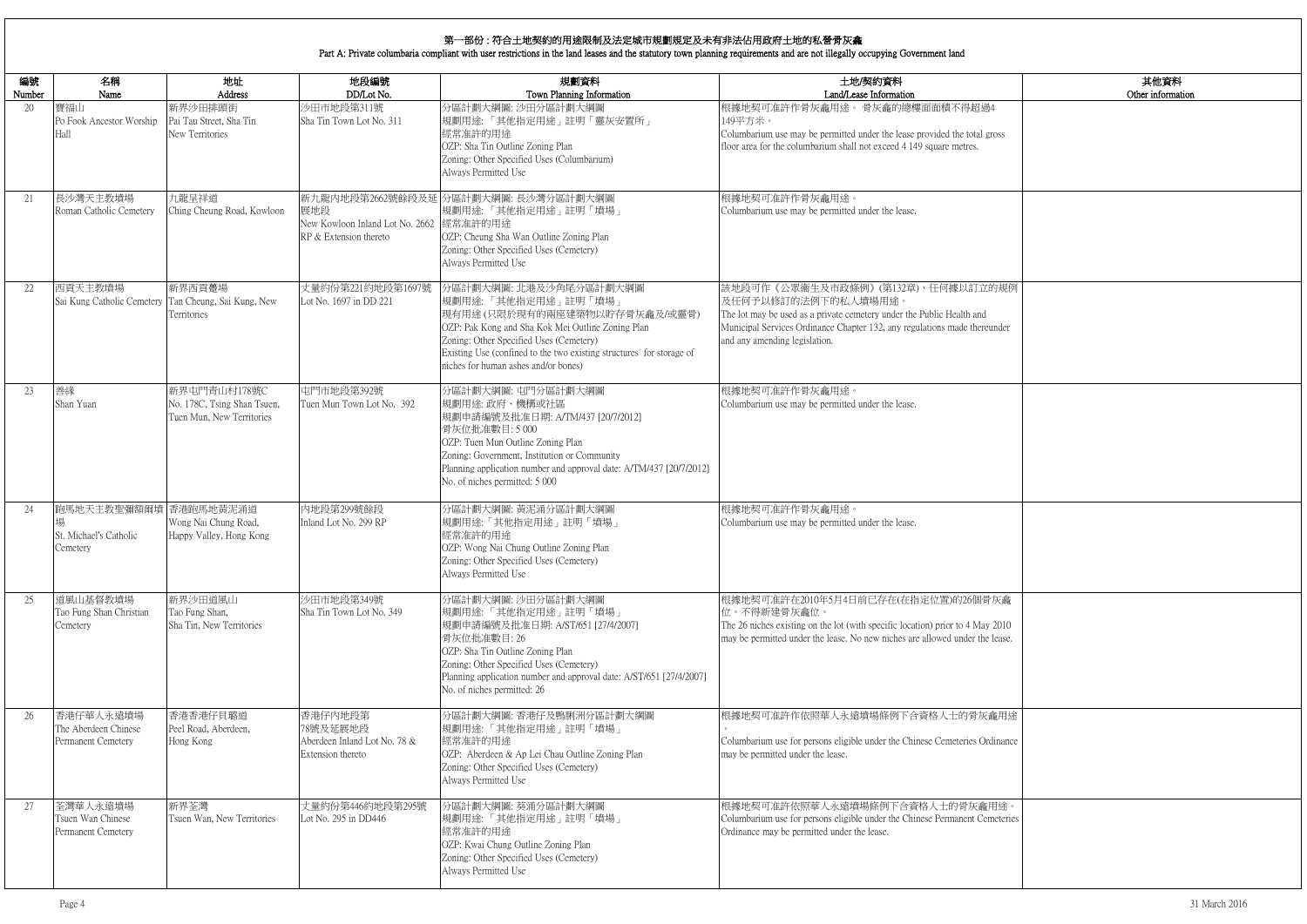# 第一部份 : 符合土地契約的用途限制及法定城市規劃規定及未有非法佔用政府土地的私營骨灰龕

## Part A: Private columbaria compliant with user restrictions in the land leases and the statutory town planning requirements and are not illegally occupying Government land

| 編號 Number | 名稱 Name | 地址 Address | 地段編號 DD/Lot No. | 規劃資料 Town Planning Information | 土地/契約資料 Land/Lease Information | 其他資料 Other information |
|---|---|---|---|---|---|---|
| 20 | 寶福山<br>Po Fook Ancestor Worship Hall | 新界沙田排頭街<br>Pai Tau Street, Sha Tin New Territories | 沙田市地段第311號<br>Sha Tin Town Lot No. 311 | 分區計劃大綱圖: 沙田分區計劃大綱圖<br>規劃用途: 「其他指定用途」註明「靈灰安置所」<br>經常准許的用途<br>OZP: Sha Tin Outline Zoning Plan<br>Zoning: Other Specified Uses (Columbarium)<br>Always Permitted Use | 根據地契可准許作骨灰龕用途。 骨灰龕的總樓面面積不得超過4 149平方米。<br>Columbarium use may be permitted under the lease provided the total gross floor area for the columbarium shall not exceed 4 149 square metres. | |
| 21 | 長沙灣天主教墳場<br>Roman Catholic Cemetery | 九龍呈祥道<br>Ching Cheung Road, Kowloon | 新九龍內地段第2662號餘段及延展地段<br>New Kowloon Inland Lot No. 2662 RP & Extension thereto | 分區計劃大綱圖: 長沙灣分區計劃大綱圖<br>規劃用途: 「其他指定用途」註明「墳場」<br>經常准許的用途<br>OZP: Cheung Sha Wan Outline Zoning Plan<br>Zoning: Other Specified Uses (Cemetery)<br>Always Permitted Use | 根據地契可准許作骨灰龕用途。<br>Columbarium use may be permitted under the lease. | |
| 22 | 西貢天主教墳場<br>Sai Kung Catholic Cemetery | 新界西貢躉場<br>Tan Cheung, Sai Kung, New Territories | 丈量約份第221約地段第1697號<br>Lot No. 1697 in DD 221 | 分區計劃大綱圖: 北港及沙角尾分區計劃大綱圖<br>規劃用途: 「其他指定用途」註明「墳場」<br>現有用途 (只限於現有的兩座建築物以貯存骨灰龕及/或靈骨)<br>OZP: Pak Kong and Sha Kok Mei Outline Zoning Plan<br>Zoning: Other Specified Uses (Cemetery)<br>Existing Use (confined to the two existing structures for storage of niches for human ashes and/or bones) | 該地段可作《公眾衞生及市政條例》(第132章)、任何據以訂立的規例及任何予以修訂的法例下的私人墳場用途。<br>The lot may be used as a private cemetery under the Public Health and Municipal Services Ordinance Chapter 132, any regulations made thereunder and any amending legislation. | |
| 23 | 善緣<br>Shan Yuan | 新界屯門青山村178號C<br>No. 178C, Tsing Shan Tsuen, Tuen Mun, New Territories | 屯門市地段第392號<br>Tuen Mun Town Lot No. 392 | 分區計劃大綱圖: 屯門分區計劃大綱圖<br>規劃用途: 政府、機構或社區<br>規劃申請編號及批准日期: A/TM/437 [20/7/2012]<br>骨灰位批准數目: 5 000<br>OZP: Tuen Mun Outline Zoning Plan<br>Zoning: Government, Institution or Community<br>Planning application number and approval date: A/TM/437 [20/7/2012]<br>No. of niches permitted: 5 000 | 根據地契可准許作骨灰龕用途。<br>Columbarium use may be permitted under the lease. | |
| 24 | 跑馬地天主教聖彌額爾墳場<br>St. Michael's Catholic Cemetery | 香港跑馬地黃泥涌道<br>Wong Nai Chung Road, Happy Valley, Hong Kong | 內地段第299號餘段<br>Inland Lot No. 299 RP | 分區計劃大綱圖: 黃泥涌分區計劃大綱圖<br>規劃用途: 「其他指定用途」註明「墳場」<br>經常准許的用途<br>OZP: Wong Nai Chung Outline Zoning Plan<br>Zoning: Other Specified Uses (Cemetery)<br>Always Permitted Use | 根據地契可准許作骨灰龕用途。<br>Columbarium use may be permitted under the lease. | |
| 25 | 道風山基督教墳場<br>Tao Fung Shan Christian Cemetery | 新界沙田道風山<br>Tao Fung Shan, Sha Tin, New Territories | 沙田市地段第349號<br>Sha Tin Town Lot No. 349 | 分區計劃大綱圖: 沙田分區計劃大綱圖<br>規劃用途: 「其他指定用途」註明「墳場」<br>規劃申請編號及批准日期: A/ST/651 [27/4/2007]<br>骨灰位批准數目: 26<br>OZP: Sha Tin Outline Zoning Plan<br>Zoning: Other Specified Uses (Cemetery)<br>Planning application number and approval date: A/ST/651 [27/4/2007]<br>No. of niches permitted: 26 | 根據地契可准許在2010年5月4日前已存在(在指定位置)的26個骨灰龕位。不得新建骨灰龕位。<br>The 26 niches existing on the lot (with specific location) prior to 4 May 2010 may be permitted under the lease. No new niches are allowed under the lease. | |
| 26 | 香港仔華人永遠墳場<br>The Aberdeen Chinese Permanent Cemetery | 香港香港仔貝璐道<br>Peel Road, Aberdeen, Hong Kong | 香港仔內地段第78號及延展地段<br>Aberdeen Inland Lot No. 78 & Extension thereto | 分區計劃大綱圖: 香港仔及鴨脷洲分區計劃大綱圖<br>規劃用途: 「其他指定用途」註明「墳場」<br>經常准許的用途<br>OZP: Aberdeen & Ap Lei Chau Outline Zoning Plan<br>Zoning: Other Specified Uses (Cemetery)<br>Always Permitted Use | 根據地契可准許作依照華人永遠墳場條例下合資格人士的骨灰龕用途。<br>Columbarium use for persons eligible under the Chinese Cemeteries Ordinance may be permitted under the lease. | |
| 27 | 荃灣華人永遠墳場<br>Tsuen Wan Chinese Permanent Cemetery | 新界荃灣<br>Tsuen Wan, New Territories | 丈量約份第446約地段第295號<br>Lot No. 295 in DD446 | 分區計劃大綱圖: 葵涌分區計劃大綱圖<br>規劃用途: 「其他指定用途」註明「墳場」<br>經常准許的用途<br>OZP: Kwai Chung Outline Zoning Plan<br>Zoning: Other Specified Uses (Cemetery)<br>Always Permitted Use | 根據地契可准許作依照華人永遠墳場條例下合資格人士的骨灰龕用途。<br>Columbarium use for persons eligible under the Chinese Permanent Cemeteries Ordinance may be permitted under the lease. | |

31 March 2016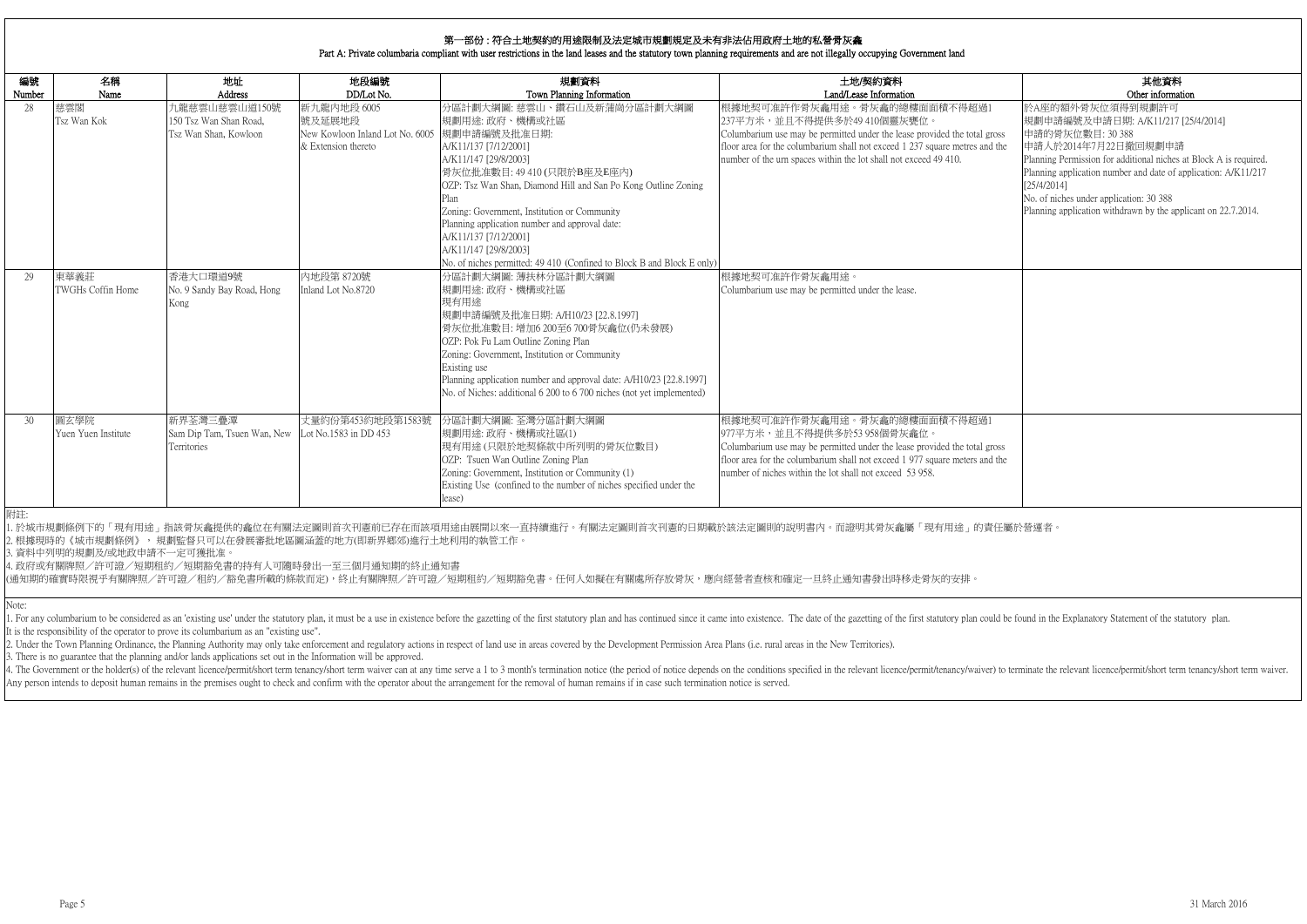# 第一部份：符合土地契約的用途限制及法定城市規劃規定及未有非法佔用政府土地的私營骨灰龕

Part A: Private columbaria compliant with user restrictions in the land leases and the statutory town planning requirements and are not illegally occupying Government land

| 編號 Number | 名稱 Name | 地址 Address | 地段編號 DD/Lot No. | 規劃資料 Town Planning Information | 土地/契約資料 Land/Lease Information | 其他資料 Other information |
|---|---|---|---|---|---|---|
| 28 | 慈雲閣<br>Tsz Wan Kok | 九龍慈雲山慈雲山道150號<br>150 Tsz Wan Shan Road, Tsz Wan Shan, Kowloon | 新九龍內地段 6005 號及延展地段<br>New Kowloon Inland Lot No. 6005 & Extension thereto | 分區計劃大綱圖: 慈雲山、鑽石山及新蒲崗分區計劃大綱圖<br>規劃用途: 政府、機構或社區<br>規劃申請編號及批准日期:<br>A/K11/137 [7/12/2001]<br>A/K11/147 [29/8/2003]<br>骨灰位批准數目: 49 410 (只限於B座及E座內)<br>OZP: Tsz Wan Shan, Diamond Hill and San Po Kong Outline Zoning Plan<br>Zoning: Government, Institution or Community<br>Planning application number and approval date:<br>A/K11/137 [7/12/2001]<br>A/K11/147 [29/8/2003]<br>No. of niches permitted: 49 410 (Confined to Block B and Block E only) | 根據地契可准許作骨灰龕用途。骨灰龕的總樓面面積不得超過1 237平方米，並且不得提供多於49 410個靈灰甕位。<br>Columbarium use may be permitted under the lease provided the total gross floor area for the columbarium shall not exceed 1 237 square metres and the number of the urn spaces within the lot shall not exceed 49 410. | 於A座的額外骨灰位須得到規劃許可<br>規劃申請編號及申請日期: A/K11/217 [25/4/2014]<br>申請的骨灰位數目: 30 388<br>申請人於2014年7月22日撤回規劃申請<br>Planning Permission for additional niches at Block A is required.<br>Planning application number and date of application: A/K11/217 [25/4/2014]<br>No. of niches under application: 30 388<br>Planning application withdrawn by the applicant on 22.7.2014. |
| 29 | 東華義莊<br>TWGHs Coffin Home | 香港大口環道9號<br>No. 9 Sandy Bay Road, Hong Kong | 內地段第 8720號<br>Inland Lot No.8720 | 分區計劃大綱圖: 薄扶林分區計劃大綱圖<br>規劃用途: 政府、機構或社區<br>現有用途<br>規劃申請編號及批准日期: A/H10/23 [22.8.1997]<br>骨灰位批准數目: 增加6 200至6 700骨灰龕位(仍未發展)<br>OZP: Pok Fu Lam Outline Zoning Plan<br>Zoning: Government, Institution or Community<br>Existing use<br>Planning application number and approval date: A/H10/23 [22.8.1997]<br>No. of Niches: additional 6 200 to 6 700 niches (not yet implemented) | 根據地契可准許作骨灰龕用途。<br>Columbarium use may be permitted under the lease. | |
| 30 | 圓玄學院<br>Yuen Yuen Institute | 新界荃灣三疊潭<br>Sam Dip Tam, Tsuen Wan, New Territories | 丈量約份第453約地段第1583號<br>Lot No.1583 in DD 453 | 分區計劃大綱圖: 荃灣分區計劃大綱圖<br>規劃用途: 政府、機構或社區(1)<br>現有用途 (只限於地契條款中所列明的骨灰位數目)<br>OZP: Tsuen Wan Outline Zoning Plan<br>Zoning: Government, Institution or Community (1)<br>Existing Use (confined to the number of niches specified under the lease) | 根據地契可准許作骨灰龕用途。骨灰龕的總樓面面積不得超過1 977平方米，並且不得提供多於53 958個骨灰龕位。<br>Columbarium use may be permitted under the lease provided the total gross floor area for the columbarium shall not exceed 1 977 square meters and the number of niches within the lot shall not exceed 53 958. | |

附註:

1. 於城市規劃條例下的「現有用途」指該骨灰龕提供的龕位在有關法定圖則首次刊憲前已存在而該項用途由展開以來一直持續進行。有關法定圖則首次刊憲的日期載於該法定圖則的說明書內。而證明其骨灰龕屬「現有用途」的責任屬於營運者。
2. 根據現時的《城市規劃條例》，規劃監督只可以在發展審批地區圖涵蓋的地方(即新界鄉郊)進行土地利用的執管工作。
3. 資料中列明的規劃及/或地政申請不一定可獲批准。
4. 政府或有關牌照／許可證／短期租約／短期豁免書的持有人可隨時發出一至三個月通知期的終止通知書

(通知期的確實時限視乎有關牌照／許可證／租約／豁免書所載的條款而定)，終止有關牌照／許可證／短期租約／短期豁免書。任何人如擬在有關處所存放骨灰，應向經營者查核和確定一旦終止通知書發出時移走骨灰的安排。

Note:

1. For any columbarium to be considered as an 'existing use' under the statutory plan, it must be a use in existence before the gazetting of the first statutory plan and has continued since it came into existence. The date of the gazetting of the first statutory plan could be found in the Explanatory Statement of the statutory plan. It is the responsibility of the operator to prove its columbarium as an "existing use".
2. Under the Town Planning Ordinance, the Planning Authority may only take enforcement and regulatory actions in respect of land use in areas covered by the Development Permission Area Plans (i.e. rural areas in the New Territories).
3. There is no guarantee that the planning and/or lands applications set out in the Information will be approved.
4. The Government or the holder(s) of the relevant licence/permit/short term tenancy/short term waiver can at any time serve a 1 to 3 month's termination notice (the period of notice depends on the conditions specified in the relevant licence/permit/tenancy/waiver) to terminate the relevant licence/permit/short term tenancy/short term waiver. Any person intends to deposit human remains in the premises ought to check and confirm with the operator about the arrangement for the removal of human remains if in case such termination notice is served.

31 March 2016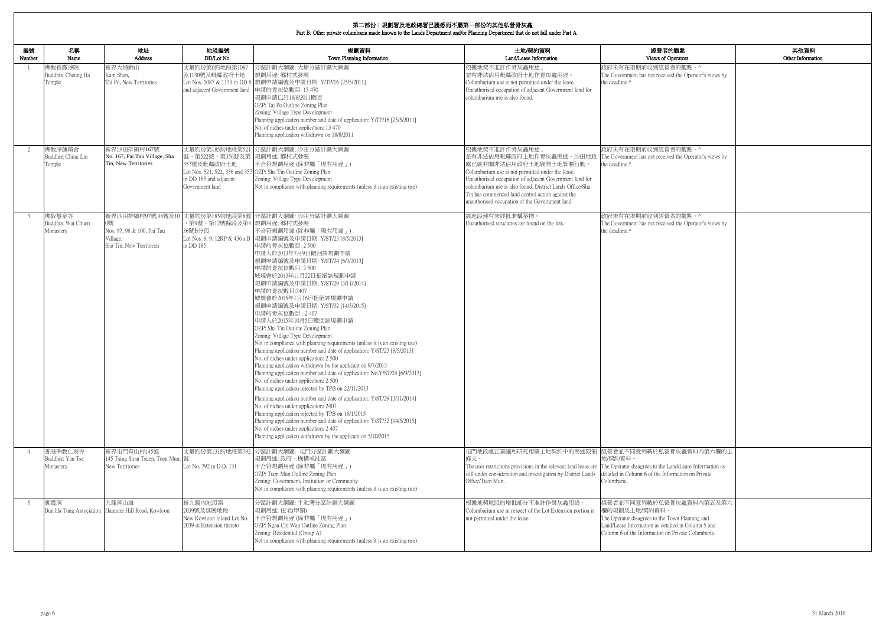# 第二部份：規劃署及地政總署已獲悉而不屬第一部份的其他私營骨灰龕
## Part B: Other private columbaria made known to the Lands Department and/or Planning Department that do not fall under Part A

| 編號 Number | 名稱 Name | 地址 Address | 地段編號 DD/Lot No. | 規劃資料 Town Planning Information | 土地/契約資料 Land/Lease Information | 經營者的觀點 Views of Operators | 其他資料 Other Information |
|---|---|---|---|---|---|---|---|
| 1 | 佛教長霞淨院<br>Buddhist Cheung Ha Temple | 新界大埔錦山<br>Kam Shan, Tai Po, New Territories | 丈量約份第6約地段第1087及1130號及毗鄰政府土地<br>Lot Nos. 1087 & 1130 in DD 6 and adjacent Government land | 分區計劃大綱圖: 大埔分區計劃大綱圖<br>規劃用途: 鄉村式發展<br>規劃申請編號及申請日期: Y/TP/16 [25/5/2011]<br>申請的骨灰位數目: 13 470<br>規劃申請已於18/8/2011撤回<br>OZP: Tai Po Outline Zoning Plan<br>Zoning: Village Type Development<br>Planning application number and date of application: Y/TP/16 [25/5/2011]<br>No. of niches under application: 13 470<br>Planning application withdrawn on 18/8/2011 | 根據地契不准許作骨灰龕用途；<br>並有非法佔用毗鄰政府土地作骨灰龕用途。<br>Columbarium use is not permitted under the lease.<br>Unauthorised occupation of adjacent Government land for columbarium use is also found. | 政府未有在限期前收到經營者的觀點。^<br>The Government has not received the Operator's views by the deadline.^ | |
| 2 | 佛教淨蓮精舍<br>Buddhist Ching Lin Temple | 新界沙田排頭村167號<br>No. 167, Pai Tau Village, Sha Tin, New Territories | 丈量約份第185約地段第521號、第522號、第356號及第357號及毗鄰政府土地<br>Lot Nos. 521, 522, 356 and 357 in DD 185 and adjacent Government land | 分區計劃大綱圖: 沙田分區計劃大綱圖<br>規劃用途: 鄉村式發展<br>不合符規劃用途 (除非屬「現有用途」)<br>OZP: Sha Tin Outline Zoning Plan<br>Zoning: Village Type Development<br>Not in compliance with planning requirements (unless it is an existing use) | 根據地契不准許作骨灰龕用途；<br>並有非法佔用毗鄰政府土地作骨灰龕用途。沙田地政處已就有關非法佔用政府土地展開土地管制行動。<br>Columbarium use is not permitted under the lease.<br>Unauthorised occupation of adjacent Government land for columbarium use is also found. District Lands Office/Sha Tin has commenced land control action against the unauthorised occupation of the Government land. | 政府未有在限期前收到經營者的觀點。^<br>The Government has not received the Operator's views by the deadline.^ | |
| 3 | 佛教慧泉寺<br>Buddhist Wai Chuen Monastery | 新界沙田排頭村97號,98號及100號<br>Nos. 97, 98 & 100, Pai Tau Village, Sha Tin, New Territories | 丈量約份第185約地段第8號、第9號、第12號餘段及第436號B分段<br>Lot Nos. 8, 9, 12RP & 436 s.B in DD 185 | 分區計劃大綱圖: 沙田分區計劃大綱圖<br>規劃用途: 鄉村式發展<br>不合符規劃用途 (除非屬「現有用途」)<br>規劃申請編號及申請日期: Y/ST/23 [8/5/2013]<br>申請的骨灰位數目: 2 500<br>申請人於2013年7月9日撤回該規劃申請<br>規劃申請編號及申請日期: Y/ST/24 [6/9/2013]<br>申請的骨灰位數目: 2 500<br>城規會於2013年11月22日拒絕該規劃申請<br>規劃申請編號及申請日期: Y/ST/29 [3/11/2014]<br>申請的骨灰數目:2407<br>城規會於2015年1月16日拒絕該規劃申請<br>規劃申請編號及申請日期: Y/ST/32 [14/5/2015]<br>申請的骨灰位數目：2 407<br>申請人於2015年10月5日撤回該規劃申請<br>OZP: Sha Tin Outline Zoning Plan<br>Zoning: Village Type Development<br>Not in compliance with planning requirements (unless it is an existing use)<br>Planning application number and date of application: Y/ST/23 [8/5/2013]<br>No. of niches under application: 2 500<br>Planning application withdrawn by the applicant on 9/7/2013<br>Planning application number and date of application: No.Y/ST/24 [6/9/2013]<br>No. of niches under application: 2 500<br>Planning application rejected by TPB on 22/11/2013<br>Planning application number and date of application: Y/ST/29 [3/11/2014]<br>No. of niches under application: 2407<br>Planning application rejected by TPB on 16/1/2015<br>Planning application number and date of application: Y/ST/32 [14/5/2015]<br>No. of niches under application: 2 407<br>Planning application withdrawn by the applicant on 5/10/2015 | 該地段建有未經批准構築物。<br>Unauthorised structures are found on the lots. | 政府未有在限期前收到經營者的觀點。^<br>The Government has not received the Operator's views by the deadline.^ | |
| 4 | 香港佛教仁慈寺<br>Buddhist Yan Tse Monastery | 新界屯門青山村145號<br>145 Tsing Shan Tsuen, Tuen Mun, New Territories | 丈量約份第131約地段第792號<br>Lot No. 792 in D.D. 131 | 分區計劃大綱圖: 屯門分區計劃大綱圖<br>規劃用途: 政府、機構或社區<br>不合符規劃用途 (除非屬「現有用途」)<br>OZP: Tuen Mun Outline Zoning Plan<br>Zoning: Government, Institution or Community<br>Not in compliance with planning requirements (unless it is an existing use) | 屯門地政處正審議和研究相關土地契約中的用途限制條文。<br>The user restrictions provisions in the relevant land lease are still under consideration and investigation by District Lands Office/Tuen Mun. | 經營者並不同意列載於私營骨灰龕資料內第六欄的土地/契約資料。<br>The Operator disagrees to the Land/Lease Information as detailed in Column 6 of the Information on Private Columbaria. | |
| 5 | 賓霞洞<br>Bun Ha Tung Association | 九龍斧山道<br>Hammer Hill Road, Kowloon | 新九龍內地段第2039號及延展地段<br>New Kowloon Inland Lot No. 2039 & Extension thereto | 分區計劃大綱圖: 牛池灣分區計劃大綱圖<br>規劃用途: 住宅(甲類)<br>不合符規劃用途 (除非屬「現有用途」)<br>OZP: Ngau Chi Wan Outline Zoning Plan<br>Zoning: Residential (Group A)<br>Not in compliance with planning requirements (unless it is an existing use) | 根據地契地段的增批部分不准許作骨灰龕用途。<br>Columbarium use in respect of the Lot Extension portion is not permitted under the lease. | 經營者並不同意列載於私營骨灰龕資料內第五及第六欄的規劃及土地/契約資料。<br>The Operator disagrees to the Town Planning and Land/Lease Information as detailed in Column 5 and Column 6 of the Information on Private Columbaria. | |

31 March 2016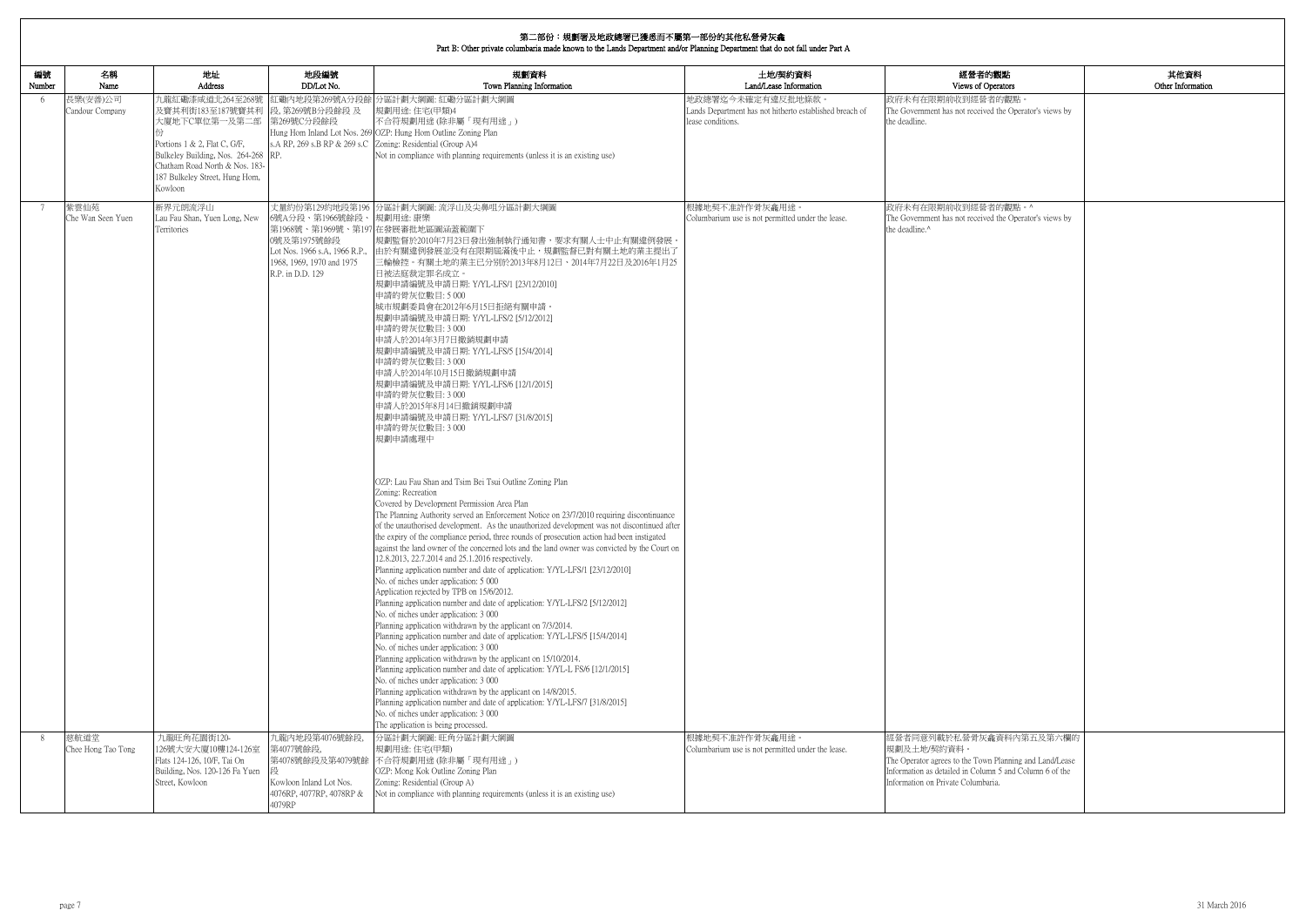# 第二部份：規劃署及地政總署已獲悉而不屬第一部份的其他私營骨灰龕

## Part B: Other private columbaria made known to the Lands Department and/or Planning Department that do not fall under Part A

| 編號 Number | 名稱 Name | 地址 Address | 地段編號 DD/Lot No. | 規劃資料 Town Planning Information | 土地/契約資料 Land/Lease Information | 經營者的觀點 Views of Operators | 其他資料 Other Information |
|---|---|---|---|---|---|---|---|
| 6 | 長樂(安善)公司<br>Candour Company | 九龍紅磡漆咸道北264至268號及寶其利街183至187號寶其利大廈地下C單位第一及第二部份<br>Portions 1 & 2, Flat C, G/F, Bulkeley Building, Nos. 264-268 Chatham Road North & Nos. 183-187 Bulkeley Street, Hung Hom, Kowloon | 紅磡內地段第269號A分段餘段, 第269號B分段餘段 及 第269號C分段餘段<br>Hung Hom Inland Lot Nos. 269 s.A RP, 269 s.B RP & 269 s.C RP. | 分區計劃大綱圖: 紅磡分區計劃大綱圖<br>規劃用途: 住宅(甲類)4<br>不合符規劃用途 (除非屬「現有用途」)<br>OZP: Hung Hom Outline Zoning Plan<br>Zoning: Residential (Group A)4<br>Not in compliance with planning requirements (unless it is an existing use) | 地政總署迄今未確定有違反批地條款。<br>Lands Department has not hitherto established breach of lease conditions. | 政府未有在限期前收到經營者的觀點。<br>The Government has not received the Operator's views by the deadline. | |
| 7 | 紫雲仙苑<br>Che Wan Seen Yuen | 新界元朗流浮山<br>Lau Fau Shan, Yuen Long, New Territories | 丈量約份第129約地段第1966號A分段、第1966號餘段、第1968號、第1969號、第1970號及第1975號餘段<br>Lot Nos. 1966 s.A, 1966 R.P., 1968, 1969, 1970 and 1975 R.P. in D.D. 129 | 分區計劃大綱圖: 流浮山及尖鼻咀分區計劃大綱圖<br>規劃用途: 康樂<br>在發展審批地區圖涵蓋範圍下<br>規劃監督於2010年7月23日發出強制執行通知書，要求有關人士中止有關違例發展。由於有關違例發展並沒有在限期屆滿後中止，規劃監督已對有關土地的業主提出了三輪檢控。有關土地的業主已分別於2013年8月12日、2014年7月22日及2016年1月25日被法庭裁定罪名成立。<br>規劃申請編號及申請日期: Y/YL-LFS/1 [23/12/2010]<br>申請的骨灰位數目: 5 000<br>城市規劃委員會在2012年6月15日拒絕有關申請。<br>規劃申請編號及申請日期: Y/YL-LFS/2 [5/12/2012]<br>申請的骨灰位數目: 3 000<br>申請人於2014年3月7日撤銷規劃申請<br>規劃申請編號及申請日期: Y/YL-LFS/5 [15/4/2014]<br>申請的骨灰位數目: 3 000<br>申請人於2014年10月15日撤銷規劃申請<br>規劃申請編號及申請日期: Y/YL-LFS/6 [12/1/2015]<br>申請的骨灰位數目: 3 000<br>申請人於2015年8月14日撤銷規劃申請<br>規劃申請編號及申請日期: Y/YL-LFS/7 [31/8/2015]<br>申請的骨灰位數目: 3 000<br>規劃申請處理中<br><br>OZP: Lau Fau Shan and Tsim Bei Tsui Outline Zoning Plan<br>Zoning: Recreation<br>Covered by Development Permission Area Plan<br>The Planning Authority served an Enforcement Notice on 23/7/2010 requiring discontinuance of the unauthorised development. As the unauthorized development was not discontinued after the expiry of the compliance period, three rounds of prosecution action had been instigated against the land owner of the concerned lots and the land owner was convicted by the Court on 12.8.2013, 22.7.2014 and 25.1.2016 respectively.<br>Planning application number and date of application: Y/YL-LFS/1 [23/12/2010]<br>No. of niches under application: 5 000<br>Application rejected by TPB on 15/6/2012.<br>Planning application number and date of application: Y/YL-LFS/2 [5/12/2012]<br>No. of niches under application: 3 000<br>Planning application withdrawn by the applicant on 7/3/2014.<br>Planning application number and date of application: Y/YL-LFS/5 [15/4/2014]<br>No. of niches under application: 3 000<br>Planning application withdrawn by the applicant on 15/10/2014.<br>Planning application number and date of application: Y/YL-L FS/6 [12/1/2015]<br>No. of niches under application: 3 000<br>Planning application withdrawn by the applicant on 14/8/2015.<br>Planning application number and date of application: Y/YL-LFS/7 [31/8/2015]<br>No. of niches under application: 3 000<br>The application is being processed. | 根據地契不准許作骨灰龕用途。<br>Columbarium use is not permitted under the lease. | 政府未有在限期前收到經營者的觀點。^<br>The Government has not received the Operator's views by the deadline.^ | |
| 8 | 慈航道堂<br>Chee Hong Tao Tong | 九龍旺角花園街120-126號大安大廈10樓124-126室<br>Flats 124-126, 10/F, Tai On Building, Nos. 120-126 Fa Yuen Street, Kowloon | 九龍內地段第4076號餘段, 第4077號餘段, 第4078號餘段及第4079號餘段<br>Kowloon Inland Lot Nos. 4076RP, 4077RP, 4078RP & 4079RP | 分區計劃大綱圖: 旺角分區計劃大綱圖<br>規劃用途: 住宅(甲類)<br>不合符規劃用途 (除非屬「現有用途」)<br>OZP: Mong Kok Outline Zoning Plan<br>Zoning: Residential (Group A)<br>Not in compliance with planning requirements (unless it is an existing use) | 根據地契不准許作骨灰龕用途。<br>Columbarium use is not permitted under the lease. | 經營者同意列載於私營骨灰龕資料內第五及第六欄的規劃及土地/契約資料。<br>The Operator agrees to the Town Planning and Land/Lease Information as detailed in Column 5 and Column 6 of the Information on Private Columbaria. | |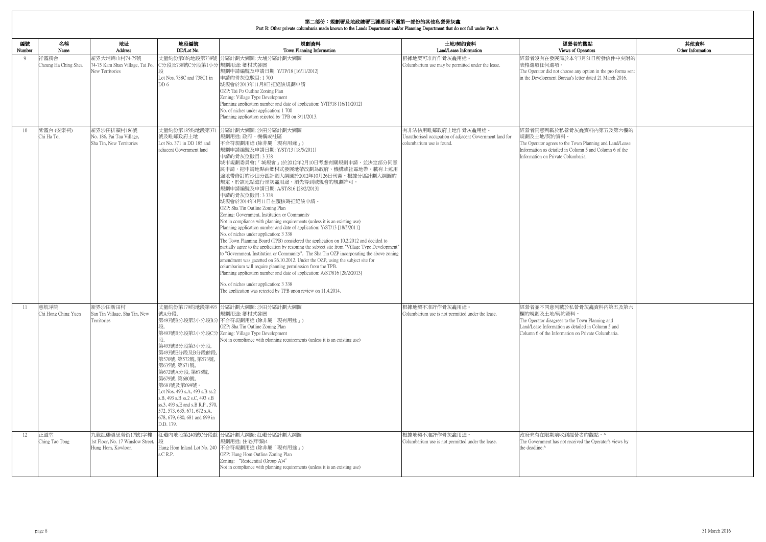# 第二部份：規劃署及地政總署已獲悉而不屬第一部份的其他私營骨灰龕
## Part B: Other private columbaria made known to the Lands Department and/or Planning Department that do not fall under Part A

| 編號 Number | 名稱 Name | 地址 Address | 地段編號 DD/Lot No. | 規劃資料 Town Planning Information | 土地/契約資料 Land/Lease Information | 經營者的觀點 Views of Operators | 其他資料 Other Information |
|---|---|---|---|---|---|---|---|
| 9 | 祥霞精舍<br>Cheung Ha Ching Shea | 新界大埔錦山村74-75號<br>74-75 Kam Shan Village, Tai Po, New Territories | 丈量約份第6約地段第738號C分段及738號C分段第1小分段<br>Lot Nos. 738C and 738C1 in DD 6 | 分區計劃大綱圖: 大埔分區計劃大綱圖<br>規劃用途: 鄉村式發展<br>規劃申請編號及申請日期: Y/TP/18 [16/11/2012]<br>申請的骨灰位數目: 1 700<br>城規會於2013年11月8日拒絕該規劃申請<br>OZP: Tai Po Outline Zoning Plan<br>Zoning: Village Type Development<br>Planning application number and date of application: Y/TP/18 [16/11/2012]<br>No. of niches under application: 1 700<br>Planning application rejected by TPB on 8/11/2013. | 根據地契可准許作骨灰龕用途。<br>Columbarium use may be permitted under the lease. | 經營者沒有在發展局於本年3月21日所發信件中夾附的表格選取任何選項。<br>The Operator did not choose any option in the pro forma sent in the Development Bureau's letter dated 21 March 2016. | |
| 10 | 紫霞台 (安樂祠)<br>Chi Ha Toi | 新界沙田排頭村186號<br>No. 186, Pai Tau Village, Sha Tin, New Territories | 丈量約份第185約地段第371號及毗鄰政府土地<br>Lot No. 371 in DD 185 and adjacent Government land | 分區計劃大綱圖: 沙田分區計劃大綱圖<br>規劃用途: 政府、機構或社區<br>不合符規劃用途 (除非屬「現有用途」)<br>規劃申請編號及申請日期: Y/ST/13 [18/5/2011]<br>申請的骨灰位數目: 3 338<br>城市規劃委員會(「城規會」)於2012年2月10日考慮有關規劃申請，並決定部分同意該申請，把申請地點由鄉村式發展地帶改劃為政府、機構或社區地帶。載有上述用途地帶修訂的沙田分區計劃大綱圖於2012年10月26日刊憲。根據分區計劃大綱圖的規定，於該地點進行骨灰龕用途，須先得到城規會的規劃許可。<br>規劃申請編號及申請日期: A/ST/816 [28/2/2013]<br>申請的骨灰位數目: 3 338<br>城規會於2014年4月11日在覆核時拒絕該申請。<br>OZP: Sha Tin Outline Zoning Plan<br>Zoning: Government, Institution or Community<br>Not in compliance with planning requirements (unless it is an existing use)<br>Planning application number and date of application: Y/ST/13 [18/5/2011]<br>No. of niches under application: 3 338<br>The Town Planning Board (TPB) considered the application on 10.2.2012 and decided to partially agree to the application by rezoning the subject site from "Village Type Development" to "Government, Institution or Community". The Sha Tin OZP incorporating the above zoning amendment was gazetted on 26.10.2012. Under the OZP, using the subject site for columbarium will require planning permission from the TPB.<br>Planning application number and date of application: A/ST/816 [28/2/2013]<br>No. of niches under application: 3 338<br>The application was rejected by TPB upon review on 11.4.2014. | 有非法佔用毗鄰政府土地作骨灰龕用途。<br>Unauthorised occupation of adjacent Government land for columbarium use is found. | 經營者同意列載於私營骨灰龕資料內第五及第六欄的規劃及土地/契約資料。<br>The Operator agrees to the Town Planning and Land/Lease Information as detailed in Column 5 and Column 6 of the Information on Private Columbaria. | |
| 11 | 慈航淨院<br>Chi Hong Ching Yuen | 新界沙田新田村<br>San Tin Village, Sha Tin, New Territories | 丈量約份第179約地段第493號A分段,<br>第493號B分段第2小分段B分段,<br>第493號B分段第2小分段C分段,<br>第493號B分段第3小分段,<br>第493號E分段及B分段餘段,<br>第570號, 第572號, 第573號,<br>第635號, 第671號,<br>第672號A分段, 第678號,<br>第679號, 第680號,<br>第681號及第699號。<br>Lot Nos. 493 s.A, 493 s.B ss.2 s.B, 493 s.B ss.2 s.C, 493 s.B ss.3, 493 s.E and s.B R.P., 570, 572, 573, 635, 671, 672 s.A, 678, 679, 680, 681 and 699 in D.D. 179. | 分區計劃大綱圖: 沙田分區計劃大綱圖<br>規劃用途: 鄉村式發展<br>不合符規劃用途 (除非屬「現有用途」)<br>OZP: Sha Tin Outline Zoning Plan<br>Zoning: Village Type Development<br>Not in compliance with planning requirements (unless it is an existing use) | 根據地契不准許作骨灰龕用途。<br>Columbarium use is not permitted under the lease. | 經營者並不同意列載於私營骨灰龕資料內第五及第六欄的規劃及土地/契約資料。<br>The Operator disagrees to the Town Planning and Land/Lease Information as detailed in Column 5 and Column 6 of the Information on Private Columbaria. | |
| 12 | 正道堂<br>Ching Tao Tong | 九龍紅磡溫思勞街17號1字樓<br>1st Floor, No. 17 Winslow Street, Hung Hom, Kowloon | 紅磡內地段第240號C分段餘段<br>Hung Hom Inland Lot No. 240 s.C R.P. | 分區計劃大綱圖: 紅磡分區計劃大綱圖<br>規劃用途: 住宅(甲類)4<br>不合符規劃用途 (除非屬「現有用途」)<br>OZP: Hung Hom Outline Zoning Plan<br>Zoning: "Residential (Group A)4"<br>Not in compliance with planning requirements (unless it is an existing use) | 根據地契不准許作骨灰龕用途。<br>Columbarium use is not permitted under the lease. | 政府未有在限期前收到經營者的觀點。^<br>The Government has not received the Operator's views by the deadline.^ | |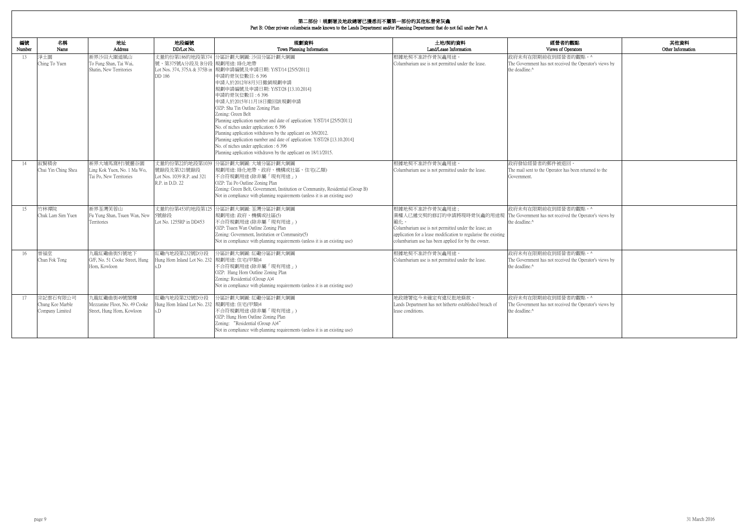## 第二部份：規劃署及地政總署已獲悉而不屬第一部份的其他私營骨灰龕
## Part B: Other private columbaria made known to the Lands Department and/or Planning Department that do not fall under Part A

| 編號 Number | 名稱 Name | 地址 Address | 地段編號 DD/Lot No. | 規劃資料 Town Planning Information | 土地/契約資料 Land/Lease Information | 經營者的觀點 Views of Operators | 其他資料 Other Information |
|---|---|---|---|---|---|---|---|
| 13 | 淨土園<br>Ching To Yuen | 新界沙田大圍道風山<br>To Fung Shan, Tai Wai, Shatin, New Territories | 丈量約份第186約地段第374號、第375號A分段及B分段<br>Lot Nos. 374, 375A & 375B in DD 186 | 分區計劃大綱圖: 沙田分區計劃大綱圖<br>規劃用途: 綠化地帶<br>規劃申請編號及申請日期: Y/ST/14 [25/5/2011]<br>申請的骨灰位數目: 6 396<br>申請人於2012年8月3日撤銷規劃申請<br>規劃申請編號及申請日期: Y/ST/28 [13.10.2014]<br>申請的骨灰位數目 : 6 396<br>申請人於2015年11月18日撤回該規劃申請<br>OZP: Sha Tin Outline Zoning Plan<br>Zoning: Green Belt<br>Planning application number and date of application: Y/ST/14 [25/5/2011]<br>No. of niches under application: 6 396<br>Planning application withdrawn by the applicant on 3/8/2012.<br>Planning application number and date of application: Y/ST/28 [13.10.2014]<br>No. of niches under application : 6 396<br>Planning application withdrawn by the applicant on 18/11/2015. | 根據地契不准許作骨灰龕用途。<br>Columbarium use is not permitted under the lease. | 政府未有在限期前收到經營者的觀點。^<br>The Government has not received the Operator's views by the deadline.^ | |
| 14 | 叙賢精舍<br>Chui Yin Ching Shea | 新界大埔馬窩村1號靈谷園<br>Ling Kok Yuen, No. 1 Ma Wo, Tai Po, New Territories | 丈量約份第22約地段第1039號餘段及第321號餘段<br>Lot Nos. 1039 R.P. and 321 R.P. in D.D. 22 | 分區計劃大綱圖: 大埔分區計劃大綱圖<br>規劃用途: 綠化地帶、政府、機構或社區，住宅(乙類)<br>不合符規劃用途 (除非屬「現有用途」)<br>OZP: Tai Po Outline Zoning Plan<br>Zoning: Green Belt, Government, Institution or Community, Residential (Group B)<br>Not in compliance with planning requirements (unless it is an existing use) | 根據地契不准許作骨灰龕用途。<br>Columbarium use is not permitted under the lease. | 政府發給經營者的郵件被退回。<br>The mail sent to the Operator has been returned to the Government. | |
| 15 | 竹林禪院<br>Chuk Lam Sim Yuen | 新界荃灣芙蓉山<br>Fu Yung Shan, Tsuen Wan, New Territories | 丈量約份第453約地段第1255號餘段<br>Lot No. 1255RP in DD453 | 分區計劃大綱圖: 荃灣分區計劃大綱圖<br>規劃用途: 政府、機構或社區(5)<br>不合符規劃用途 (除非屬「現有用途」)<br>OZP: Tsuen Wan Outline Zoning Plan<br>Zoning: Government, Institution or Community(5)<br>Not in compliance with planning requirements (unless it is an existing use) | 根據地契不准許作骨灰龕用途；<br>業權人已遞交契約修訂的申請將現時骨灰龕的用途規範化。<br>Columbarium use is not permitted under the lease; an application for a lease modification to regularise the existing columbarium use has been applied for by the owner. | 政府未有在限期前收到經營者的觀點。^<br>The Government has not received the Operator's views by the deadline.^ | |
| 16 | 晉福堂<br>Chun Fok Tong | 九龍紅磡曲街51號地下<br>G/F, No. 51 Cooke Street, Hung Hom, Kowloon | 紅磡內地段第232號D分段<br>Hung Hom Inland Lot No. 232 s.D | 分區計劃大綱圖: 紅磡分區計劃大綱圖<br>規劃用途: 住宅(甲類)4<br>不合符規劃用途 (除非屬「現有用途」)<br>OZP: Hung Hom Outline Zoning Plan<br>Zoning: Residential (Group A)4<br>Not in compliance with planning requirements (unless it is an existing use) | 根據地契不准許作骨灰龕用途。<br>Columbarium use is not permitted under the lease. | 政府未有在限期前收到經營者的觀點。^<br>The Government has not received the Operator's views by the deadline.^ | |
| 17 | 宗記雲石有限公司<br>Chung Kee Marble Company Limited | 九龍紅磡曲街49號閣樓<br>Mezzanine Floor, No. 49 Cooke Street, Hung Hom, Kowloon | 紅磡內地段第232號D分段<br>Hung Hom Inland Lot No. 232 s.D | 分區計劃大綱圖: 紅磡分區計劃大綱圖<br>規劃用途: 住宅(甲類)4<br>不合符規劃用途 (除非屬「現有用途」)<br>OZP: Hung Hom Outline Zoning Plan<br>Zoning: "Residential (Group A)4"<br>Not in compliance with planning requirements (unless it is an existing use) | 地政總署迄今未確定有違反批地條款。<br>Lands Department has not hitherto established breach of lease conditions. | 政府未有在限期前收到經營者的觀點。^<br>The Government has not received the Operator's views by the deadline.^ | |

31 March 2016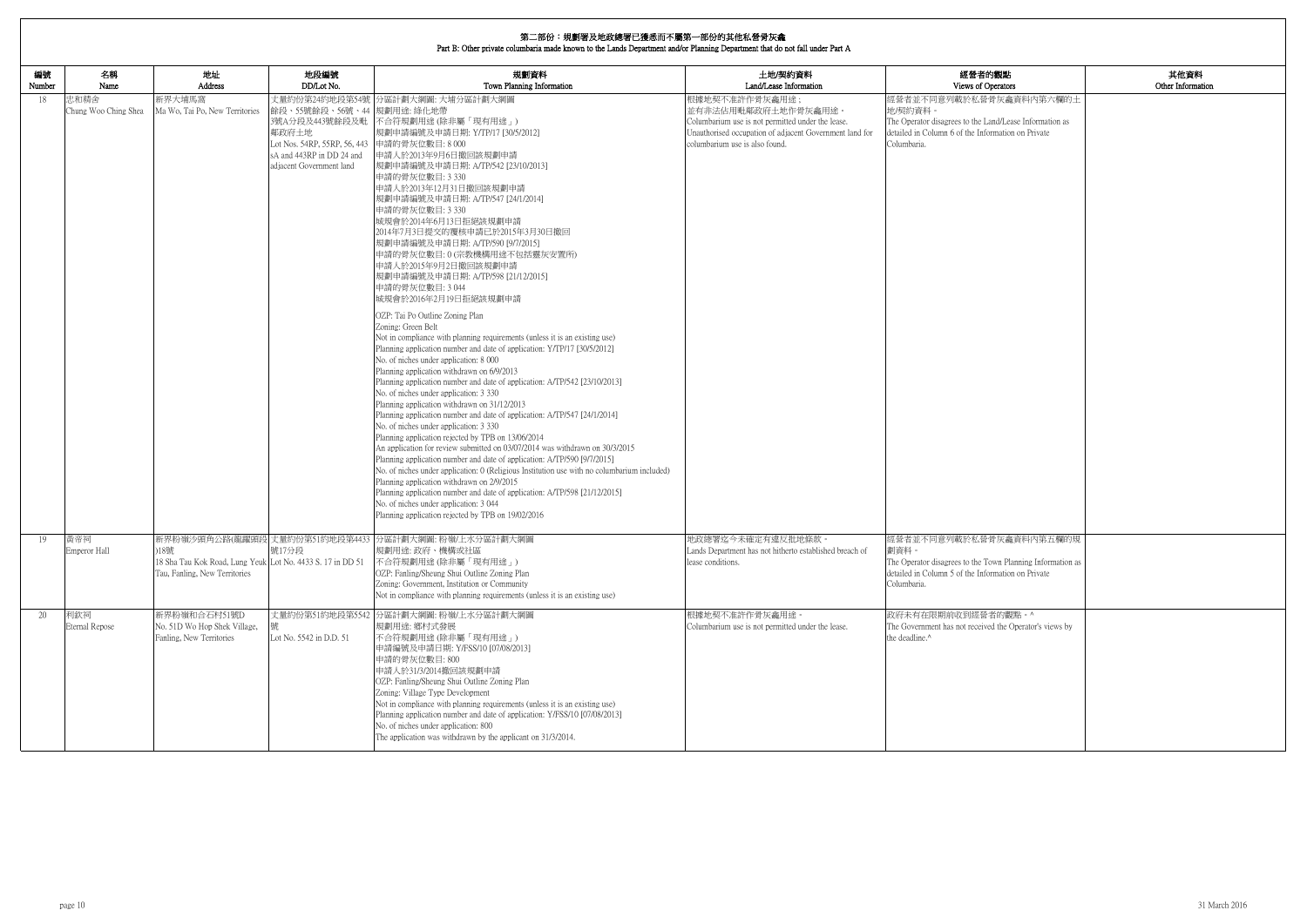# 第二部份：規劃署及地政總署已獲悉而不屬第一部份的其他私營骨灰龕

## Part B: Other private columbaria made known to the Lands Department and/or Planning Department that do not fall under Part A

| 編號 Number | 名稱 Name | 地址 Address | 地段編號 DD/Lot No. | 規劃資料 Town Planning Information | 土地/契約資料 Land/Lease Information | 經營者的觀點 Views of Operators | 其他資料 Other Information |
|---|---|---|---|---|---|---|---|
| 18 | 忠和精舍<br>Chung Woo Ching Shea | 新界大埔馬窩<br>Ma Wo, Tai Po, New Territories | 丈量約份第24約地段第54號餘段、55號餘段、56號、443號A分段及443號餘段及毗鄰政府土地<br>Lot Nos. 54RP, 55RP, 56, 443sA and 443RP in DD 24 and adjacent Government land | 分區計劃大綱圖: 大埔分區計劃大綱圖<br>規劃用途: 綠化地帶<br>不合符規劃用途 (除非屬「現有用途」)<br>規劃申請編號及申請日期: Y/TP/17 [30/5/2012]<br>申請的骨灰位數目: 8 000<br>申請人於2013年9月6日撤回該規劃申請<br>規劃申請編號及申請日期: A/TP/542 [23/10/2013]<br>申請的骨灰位數目: 3 330<br>申請人於2013年12月31日撤回該規劃申請<br>規劃申請編號及申請日期: A/TP/547 [24/1/2014]<br>申請的骨灰位數目: 3 330<br>城規會於2014年6月13日拒絕該規劃申請<br>2014年7月3日提交的覆核申請已於2015年3月30日撤回<br>規劃申請編號及申請日期: A/TP/590 [9/7/2015]<br>申請的骨灰位數目: 0 (宗教機構用途不包括靈灰安置所)<br>申請人於2015年9月2日撤回該規劃申請<br>規劃申請編號及申請日期: A/TP/598 [21/12/2015]<br>申請的骨灰位數目: 3 044<br>城規會於2016年2月19日拒絕該規劃申請<br><br>OZP: Tai Po Outline Zoning Plan<br>Zoning: Green Belt<br>Not in compliance with planning requirements (unless it is an existing use)<br>Planning application number and date of application: Y/TP/17 [30/5/2012]<br>No. of niches under application: 8 000<br>Planning application withdrawn on 6/9/2013<br>Planning application number and date of application: A/TP/542 [23/10/2013]<br>No. of niches under application: 3 330<br>Planning application withdrawn on 31/12/2013<br>Planning application number and date of application: A/TP/547 [24/1/2014]<br>No. of niches under application: 3 330<br>Planning application rejected by TPB on 13/06/2014<br>An application for review submitted on 03/07/2014 was withdrawn on 30/3/2015<br>Planning application number and date of application: A/TP/590 [9/7/2015]<br>No. of niches under application: 0 (Religious Institution use with no columbarium included)<br>Planning application withdrawn on 2/9/2015<br>Planning application number and date of application: A/TP/598 [21/12/2015]<br>No. of niches under application: 3 044<br>Planning application rejected by TPB on 19/02/2016 | 根據地契不准許作骨灰龕用途；<br>並有非法佔用毗鄰政府土地作骨灰龕用途。<br>Columbarium use is not permitted under the lease.<br>Unauthorised occupation of adjacent Government land for columbarium use is also found. | 經營者並不同意列載於私營骨灰龕資料內第六欄的土地/契約資料。<br>The Operator disagrees to the Land/Lease Information as detailed in Column 6 of the Information on Private Columbaria. | |
| 19 | 黃帝祠<br>Emperor Hall | 新界粉嶺沙頭角公路(龍躍頭段)18號<br>18 Sha Tau Kok Road, Lung Yeuk Tau, Fanling, New Territories | 丈量約份第51約地段第4433號17分段<br>Lot No. 4433 S. 17 in DD 51 | 分區計劃大綱圖: 粉嶺/上水分區計劃大綱圖<br>規劃用途: 政府、機構或社區<br>不合符規劃用途 (除非屬「現有用途」)<br>OZP: Fanling/Sheung Shui Outline Zoning Plan<br>Zoning: Government, Institution or Community<br>Not in compliance with planning requirements (unless it is an existing use) | 地政總署迄今未確定有違反批地條款。<br>Lands Department has not hitherto established breach of lease conditions. | 經營者並不同意列載於私營骨灰龕資料內第五欄的規劃資料。<br>The Operator disagrees to the Town Planning Information as detailed in Column 5 of the Information on Private Columbaria. | |
| 20 | 利欽祠<br>Eternal Repose | 新界粉嶺和合石村51號D<br>No. 51D Wo Hop Shek Village, Fanling, New Territories | 丈量約份第51約地段第5542號<br>Lot No. 5542 in D.D. 51 | 分區計劃大綱圖: 粉嶺/上水分區計劃大綱圖<br>規劃用途: 鄉村式發展<br>不合符規劃用途 (除非屬「現有用途」)<br>申請編號及申請日期: Y/FSS/10 [07/08/2013]<br>申請的骨灰位數目: 800<br>申請人於31/3/2014撤回該規劃申請<br>OZP: Fanling/Sheung Shui Outline Zoning Plan<br>Zoning: Village Type Development<br>Not in compliance with planning requirements (unless it is an existing use)<br>Planning application number and date of application: Y/FSS/10 [07/08/2013]<br>No. of niches under application: 800<br>The application was withdrawn by the applicant on 31/3/2014. | 根據地契不准許作骨灰龕用途。<br>Columbarium use is not permitted under the lease. | 政府未有在限期前收到經營者的觀點。^<br>The Government has not received the Operator's views by the deadline.^ | |

31 March 2016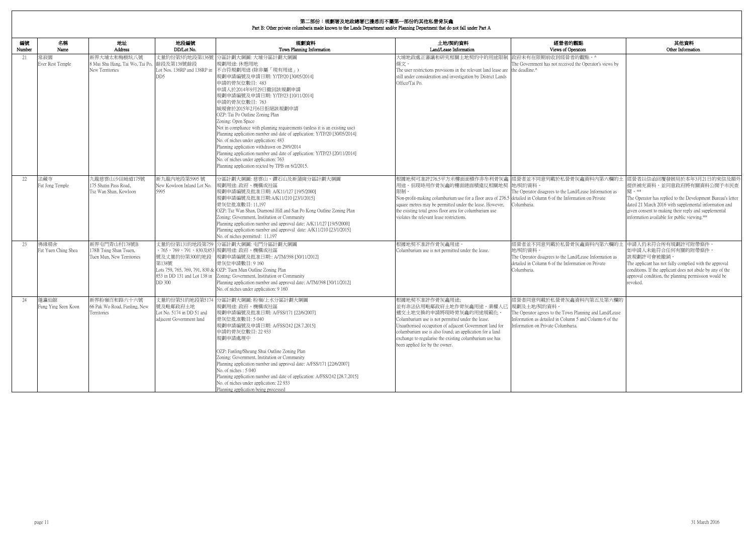## 第二部份：規劃署及地政總署已獲悉而不屬第一部份的其他私營骨灰龕
## Part B: Other private columbaria made known to the Lands Department and/or Planning Department that do not fall under Part A

| 編號 Number | 名稱 Name | 地址 Address | 地段編號 DD/Lot No. | 規劃資料 Town Planning Information | 土地/契約資料 Land/Lease Information | 經營者的觀點 Views of Operators | 其他資料 Other Information |
|---|---|---|---|---|---|---|---|
| 21 | 常寂園<br>Ever Rest Temple | 新界大埔太和梅樹坑八號<br>8 Mui Shu Hang, Tai Wo, Tai Po, New Territories | 丈量約份第5約地段第136號餘段及第138號餘段<br>Lot Nos. 136RP and 138RP in DD5 | 分區計劃大綱圖: 大埔分區計劃大綱圖<br>規劃用途: 休憩用地<br>不合符規劃用途 (除非屬「現有用途」)<br>規劃申請編號及申請日期: Y/TP/20 [30/05/2014]<br>申請的骨灰位數目: 483<br>申請人於2014年9月29日撤回該規劃申請<br>規劃申請編號及申請日期: Y/TP/23 [10/11/2014]<br>申請的骨灰位數目: 763<br>城規會於2015年2月6日拒絕該規劃申請<br>OZP: Tai Po Outline Zoning Plan<br>Zoning: Open Space<br>Not in compliance with planning requirements (unless it is an existing use)<br>Planning application number and date of application: Y/TP/20 [30/05/2014]<br>No. of niches under application: 483<br>Planning application withdrawn on 29/9/2014<br>Planning application number and date of application: Y/TP/23 [20/11/2014]<br>No. of niches under application: 763<br>Planning application rejcted by TPB on 6/2/2015. | 大埔地政處正審議和研究相關土地契約中的用途限制條文。<br>The user restrictions provisions in the relevant land lease are still under consideration and investigation by District Lands Office/Tai Po. | 政府未有在限期前收到經營者的觀點。^<br>The Government has not received the Operator's views by the deadline.^ | |
| 22 | 法藏寺<br>Fat Jong Temple | 九龍慈雲山沙田坳道175號<br>175 Shatin Pass Road, Tsz Wan Shan, Kowloon | 新九龍內地段第5995 號<br>New Kowloon Inland Lot No. 5995 | 分區計劃大綱圖: 慈雲山、鑽石山及新蒲崗分區計劃大綱圖<br>規劃用途: 政府、機構或社區<br>規劃申請編號及批准日期: A/K11/127 [19/5/2000]<br>規劃申請編號及批准日期:A/K11/210 [23/1/2015]<br>骨灰位批准數目: 11,197<br>OZP: Tsz Wan Shan, Diamond Hill and San Po Kong Outline Zoning Plan<br>Zoning: Government, Institution or Community<br>Planning application number and approval date: A/K11/127 [19/5/2000]<br>Planning application number and approval date: A/K11/210 [23/1/2015]<br>No. of niches permitted: 11,197 | 根據地契可准許276.5平方米樓面面積作非牟利骨灰龕用途。但現時用作骨灰龕的樓面總面積違反相關地契限制。<br>Non-profit-making columbarium use for a floor area of 276.5 square metres may be permitted under the lease. However, the existing total gross floor area for columbarium use violates the relevant lease restrictions. | 經營者並不同意列載於私營骨灰龕資料內第六欄的土地/契約資料。<br>The Operator disagrees to the Land/Lease Information as detailed in Column 6 of the Information on Private Columbaria. | 經營者以信函回覆發展局於本年3月21日的來信及額外提供補充資料，並同意政府將有關資料公開予市民查閱。**<br>The Operator has replied to the Development Bureau's letter dated 21 March 2016 with supplemental information and given consent to making their reply and supplemental information available for public viewing.** |
| 23 | 佛緣精舍<br>Fat Yuen Ching Shea | 新界屯門青山村178號B<br>178B Tsing Shan Tsuen, Tuen Mun, New Territories | 丈量約份第131約地段第759、765、769、791、830及853號及丈量約份第300約地段第138號<br>Lots 759, 765, 769, 791, 830 & 853 in DD 131 and Lot 138 in DD 300 | 分區計劃大綱圖: 屯門分區計劃大綱圖<br>規劃用途: 政府、機構或社區<br>規劃申請編號及批准日期:: A/TM/398 [30/11/2012]<br>骨灰位申請數目: 9 160<br>OZP: Tuen Mun Outline Zoning Plan<br>Zoning: Government, Institution or Community<br>Planning application number and approval date: A/TM/398 [30/11/2012]<br>No. of niches under application: 9 160 | 根據地契不准許作骨灰龕用途。<br>Columbarium use is not permitted under the lease. | 經營者並不同意列載於私營骨灰龕資料內第六欄的土地/契約資料。<br>The Operator disagrees to the Land/Lease Information as detailed in Column 6 of the Information on Private Columbaria. | 申請人仍未符合所有規劃許可附帶條件。如申請人未能符合任何有關的附帶條件，該規劃許可會被撤銷。<br>The applicant has not fully complied with the approval conditions. If the applicant does not abide by any of the approval condition, the planning permission would be revoked. |
| 24 | 蓬瀛仙館<br>Fung Ying Seen Koon | 新界粉嶺百和路六十六號<br>66 Pak Wo Road, Fanling, New Territories | 丈量約份第51約地段第5174號及毗鄰政府土地<br>Lot No. 5174 in DD 51 and adjacent Government land | 分區計劃大綱圖: 粉嶺/上水分區計劃大綱圖<br>規劃用途: 政府、機構或社區<br>規劃申請編號及批准日期: A/FSS/171 [22/6/2007]<br>骨灰位批准數目: 5 040<br>規劃申請編號及申請日期: A/FSS/242 [28.7.2015]<br>申請的骨灰位數目: 22 933<br>規劃申請處理中<br>OZP: Fanling/Sheung Shui Outline Zoning Plan<br>Zoning: Government, Institution or Community<br>Planning application number and approval date: A/FSS/171 [22/6/2007]<br>No. of niches : 5 040<br>Planning application number and date of application: A/FSS/242 [28.7.2015]<br>No. of niches under application: 22 933<br>Planning application being processed | 根據地契不准許作骨灰龕用途;<br>並有非法佔用毗鄰政府土地作骨灰龕用途。業權人已遞交土地交換的申請將現時骨灰龕的用途規範化。<br>Columbarium use is not permitted under the lease. Unauthorised occupation of adjacent Government land for columbarium use is also found; an application for a land exchange to regularise the existing columbarium use has been applied for by the owner. | 經營者同意列載於私營骨灰龕資料內第五及第六欄的規劃及土地/契約資料。<br>The Operator agrees to the Town Planning and Land/Lease Information as detailed in Column 5 and Column 6 of the Information on Private Columbaria. | |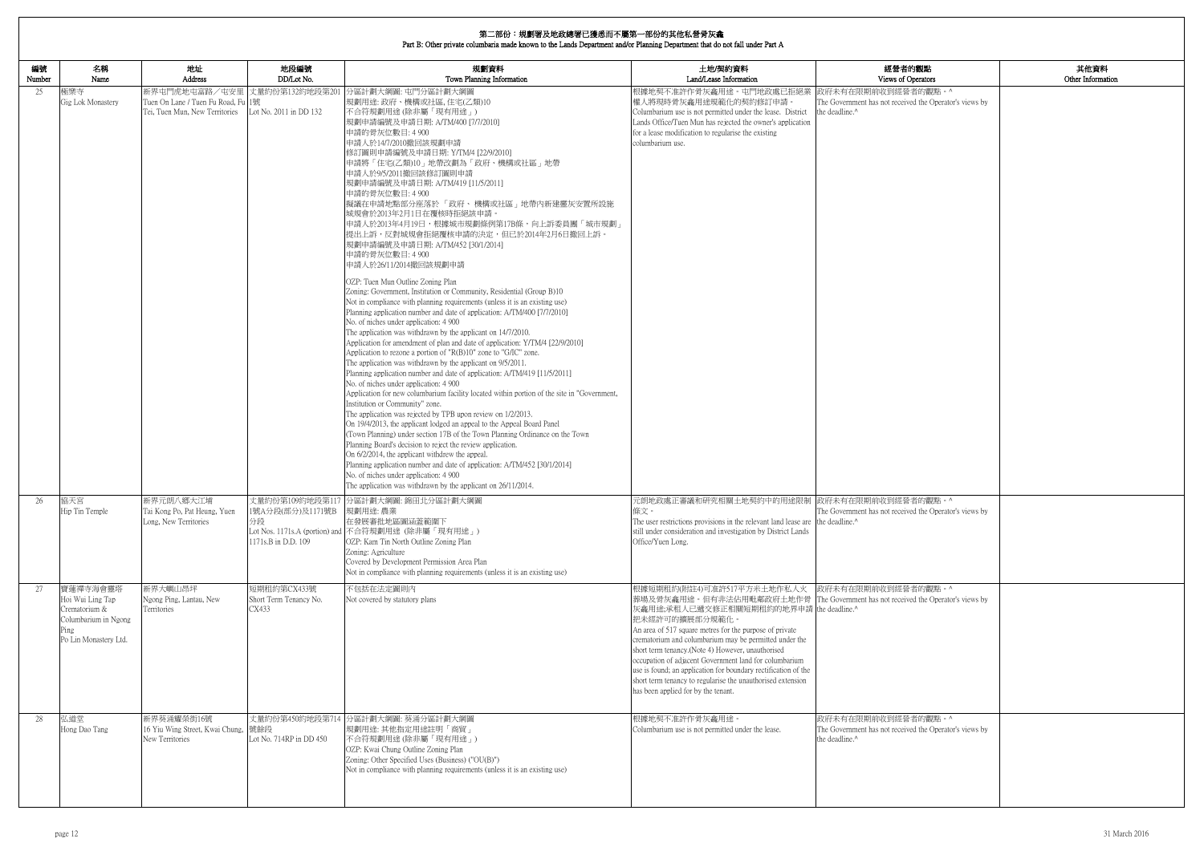## 第二部份：規劃署及地政總署已獲悉而不屬第一部份的其他私營骨灰龕
## Part B: Other private columbaria made known to the Lands Department and/or Planning Department that do not fall under Part A

| 編號 Number | 名稱 Name | 地址 Address | 地段編號 DD/Lot No. | 規劃資料 Town Planning Information | 土地/契約資料 Land/Lease Information | 經營者的觀點 Views of Operators | 其他資料 Other Information |
|---|---|---|---|---|---|---|---|
| 25 | 極樂寺<br>Gig Lok Monastery | 新界屯門虎地屯富路／屯安里1號<br>Tuen On Lane / Tuen Fu Road, Fu Tei, Tuen Mun, New Territories | 丈量約份第132約地段第2011號<br>Lot No. 2011 in DD 132 | 分區計劃大綱圖: 屯門分區計劃大綱圖<br>規劃用途: 政府、機構或社區, 住宅(乙類)10<br>不合符規劃用途 (除非屬「現有用途」)<br>規劃申請編號及申請日期: A/TM/400 [7/7/2010]<br>申請的骨灰位數目: 4 900<br>申請人於14/7/2010撤回該規劃申請<br>修訂圖則申請編號及申請日期: Y/TM/4 [22/9/2010]<br>申請將「住宅(乙類)10」地帶改劃為「政府、機構或社區」地帶<br>申請人於9/5/2011撤回該修訂圖則申請<br>規劃申請編號及申請日期: A/TM/419 [11/5/2011]<br>申請的骨灰位數目: 4 900<br>擬議在申請地點部分座落於「政府、機構或社區」地帶內新建靈灰安置所設施<br>城規會於2013年2月1日在覆核時拒絕該申請。<br>申請人於2013年4月19日，根據城市規劃條例第17B條，向上訴委員團「城市規劃」提出上訴，反對城規會拒絕覆核申請的決定，但已於2014年2月6日撤回上訴。<br>規劃申請編號及申請日期: A/TM/452 [30/1/2014]<br>申請的骨灰位數目: 4 900<br>申請人於26/11/2014撤回該規劃申請<br><br>OZP: Tuen Mun Outline Zoning Plan<br>Zoning: Government, Institution or Community, Residential (Group B)10<br>Not in compliance with planning requirements (unless it is an existing use)<br>Planning application number and date of application: A/TM/400 [7/7/2010]<br>No. of niches under application: 4 900<br>The application was withdrawn by the applicant on 14/7/2010.<br>Application for amendment of plan and date of application: Y/TM/4 [22/9/2010]<br>Application to rezone a portion of "R(B)10" zone to "G/IC" zone.<br>The application was withdrawn by the applicant on 9/5/2011.<br>Planning application number and date of application: A/TM/419 [11/5/2011]<br>No. of niches under application: 4 900<br>Application for new columbarium facility located within portion of the site in "Government, Institution or Community" zone.<br>The application was rejected by TPB upon review on 1/2/2013.<br>On 19/4/2013, the applicant lodged an appeal to the Appeal Board Panel (Town Planning) under section 17B of the Town Planning Ordinance on the Town Planning Board's decision to reject the review application.<br>On 6/2/2014, the applicant withdrew the appeal.<br>Planning application number and date of application: A/TM/452 [30/1/2014]<br>No. of niches under application: 4 900<br>The application was withdrawn by the applicant on 26/11/2014. | 根據地契不准許作骨灰龕用途。屯門地政處已拒絕業權人將現時骨灰龕用途規範化的契約修訂申請。<br>Columbarium use is not permitted under the lease. District Lands Office/Tuen Mun has rejected the owner's application for a lease modification to regularise the existing columbarium use. | 政府未有在限期前收到經營者的觀點。^<br>The Government has not received the Operator's views by the deadline.^ | |
| 26 | 協天宮<br>Hip Tin Temple | 新界元朗八鄉大江埔<br>Tai Kong Po, Pat Heung, Yuen Long, New Territories | 丈量約份第109約地段第1171號A分段(部分)及1171號B分段<br>Lot Nos. 1171s.A (portion) and 1171s.B in D.D. 109 | 分區計劃大綱圖: 錦田北分區計劃大綱圖<br>規劃用途: 農業<br>在發展審批地區圖涵蓋範圍下<br>不合符規劃用途 (除非屬「現有用途」)<br>OZP: Kam Tin North Outline Zoning Plan<br>Zoning: Agriculture<br>Covered by Development Permission Area Plan<br>Not in compliance with planning requirements (unless it is an existing use) | 元朗地政處正審議和研究相關土地契約中的用途限制條文。<br>The user restrictions provisions in the relevant land lease are still under consideration and investigation by District Lands Office/Yuen Long. | 政府未有在限期前收到經營者的觀點。^<br>The Government has not received the Operator's views by the deadline.^ | |
| 27 | 寶蓮禪寺海會靈塔<br>Hoi Wui Ling Tap Crematorium & Columbarium in Ngong Ping<br>Po Lin Monastery Ltd. | 新界大嶼山昂坪<br>Ngong Ping, Lantau, New Territories | 短期租約第CX433號<br>Short Term Tenancy No. CX433 | 不包括在法定圖則內<br>Not covered by statutory plans | 根據短期租約(附註4)可准許517平方米土地作私人火葬場及骨灰龕用途。但有非法佔用毗鄰政府土地作骨灰龕用途;承租人已遞交修正相關短期租約的地界申請把未經許可的擴展部分規範化。<br>An area of 517 square metres for the purpose of private crematorium and columbarium may be permitted under the short term tenancy.(Note 4) However, unauthorised occupation of adjacent Government land for columbarium use is found; an application for boundary rectification of the short term tenancy to regularise the unauthorised extension has been applied for by the tenant. | 政府未有在限期前收到經營者的觀點。^<br>The Government has not received the Operator's views by the deadline.^ | |
| 28 | 弘道堂<br>Hong Dao Tang | 新界葵涌耀榮街16號<br>16 Yiu Wing Street, Kwai Chung, New Territories | 丈量約份第450約地段第714號餘段<br>Lot No. 714RP in DD 450 | 分區計劃大綱圖: 葵涌分區計劃大綱圖<br>規劃用途: 其他指定用途註明「商貿」<br>不合符規劃用途 (除非屬「現有用途」)<br>OZP: Kwai Chung Outline Zoning Plan<br>Zoning: Other Specified Uses (Business) ("OU(B)")<br>Not in compliance with planning requirements (unless it is an existing use) | 根據地契不准許作骨灰龕用途。<br>Columbarium use is not permitted under the lease. | 政府未有在限期前收到經營者的觀點。^<br>The Government has not received the Operator's views by the deadline.^ | |

31 March 2016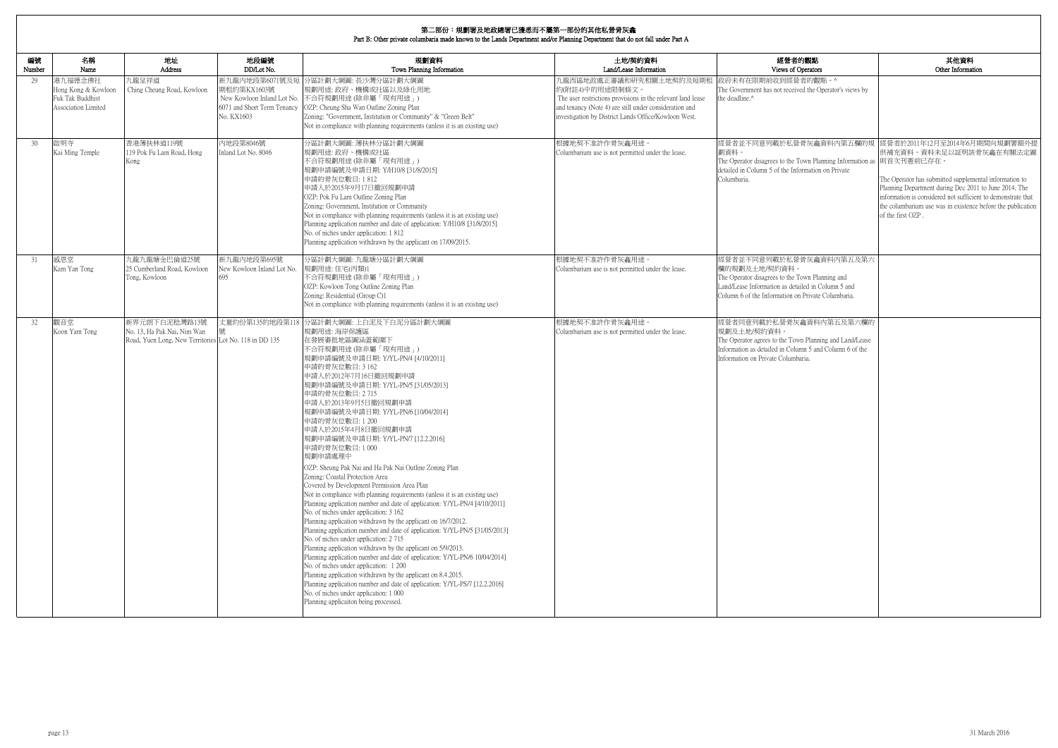# 第二部份：規劃署及地政總署已獲悉而不屬第一部份的其他私營骨灰龕
## Part B: Other private columbaria made known to the Lands Department and/or Planning Department that do not fall under Part A

| 編號 Number | 名稱 Name | 地址 Address | 地段編號 DD/Lot No. | 規劃資料 Town Planning Information | 土地/契約資料 Land/Lease Information | 經營者的觀點 Views of Operators | 其他資料 Other Information |
|---|---|---|---|---|---|---|---|
| 29 | 港九福德念佛社<br>Hong Kong & Kowloon Fuk Tak Buddhist Association Limited | 九龍呈祥道<br>Ching Cheung Road, Kowloon | 新九龍內地段第6071號及短期租約第KX1603號<br>New Kowloon Inland Lot No. 6071 and Short Term Tenancy No. KX1603 | 分區計劃大綱圖: 長沙灣分區計劃大綱圖<br>規劃用途: 政府、機構或社區以及綠化地帶<br>不合符規劃用途 (除非屬「現有用途」)<br>OZP: Cheung Sha Wan Outline Zoning Plan<br>Zoning: "Government, Institution or Community" & "Green Belt"<br>Not in compliance with planning requirements (unless it is an existing use) | 九龍西區地政處正審議和研究相關土地契約及短期租約(附註4)中的用途限制條文。<br>The user restrictions provisions in the relevant land lease and tenancy (Note 4) are still under consideration and investigation by District Lands Office/Kowloon West. | 政府未有在限期前收到經營者的觀點。^<br>The Government has not received the Operator's views by the deadline.^ | |
| 30 | 啟明寺<br>Kai Ming Temple | 香港薄扶林道119號<br>119 Pok Fu Lam Road, Hong Kong | 內地段第8046號<br>Inland Lot No. 8046 | 分區計劃大綱圖: 薄扶林分區計劃大綱圖<br>規劃用途: 政府、機構或社區<br>不合符規劃用途 (除非屬「現有用途」)<br>規劃申請編號及申請日期: Y/H10/8 [31/8/2015]<br>申請的骨灰位數目: 1 812<br>申請人於2015年9月17日撤回規劃申請<br>OZP: Pok Fu Lam Outline Zoning Plan<br>Zoning: Government, Institution or Community<br>Not in compliance with planning requirements (unless it is an existing use)<br>Planning application number and date of application: Y/H10/8 [31/8/2015]<br>No. of niches under application: 1 812<br>Planning application withdrawn by the applicant on 17/09/2015. | 根據地契不准許作骨灰龕用途。<br>Columbarium use is not permitted under the lease. | 經營者並不同意列載於私營骨灰龕資料內第五欄的規劃資料。<br>The Operator disagrees to the Town Planning Information as detailed in Column 5 of the Information on Private Columbaria. | 經營者於2011年12月至2014年6月期間向規劃署額外提供補充資料。資料未足以證明該骨灰龕在有關法定圖則首次刊憲前已存在。<br>The Operator has submitted supplemental information to Planning Department during Dec 2011 to June 2014. The information is considered not sufficient to demonstrate that the columbarium use was in existence before the publication of the first OZP . |
| 31 | 感恩堂<br>Kam Yan Tong | 九龍九龍塘金巴倫道25號<br>25 Cumberland Road, Kowloon Tong, Kowloon | 新九龍內地段第695號<br>New Kowloon Inland Lot No. 695 | 分區計劃大綱圖: 九龍塘分區計劃大綱圖<br>規劃用途: 住宅(丙類)1<br>不合符規劃用途 (除非屬「現有用途」)<br>OZP: Kowloon Tong Outline Zoning Plan<br>Zoning: Residential (Group C)1<br>Not in compliance with planning requirements (unless it is an existing use) | 根據地契不准許作骨灰龕用途。<br>Columbarium use is not permitted under the lease. | 經營者並不同意列載於私營骨灰龕資料內第五及第六欄的規劃及土地/契約資料。<br>The Operator disagrees to the Town Planning and Land/Lease Information as detailed in Column 5 and Column 6 of the Information on Private Columbaria. | |
| 32 | 觀音堂<br>Koon Yam Tong | 新界元朗下白泥稔灣路13號<br>No. 13, Ha Pak Nai, Nim Wan Road, Yuen Long, New Territories | 丈量約份第135約地段第118號<br>Lot No. 118 in DD 135 | 分區計劃大綱圖: 上白泥及下白泥分區計劃大綱圖<br>規劃用途: 海岸保護區<br>在發展審批地區圖涵蓋範圍下<br>不合符規劃用途 (除非屬「現有用途」)<br>規劃申請編號及申請日期: Y/YL-PN/4 [4/10/2011]<br>申請的骨灰位數目: 3 162<br>申請人於2012年7月16日撤回規劃申請<br>規劃申請編號及申請日期: Y/YL-PN/5 [31/05/2013]<br>申請的骨灰位數目: 2 715<br>申請人於2013年9月5日撤回規劃申請<br>規劃申請編號及申請日期: Y/YL-PN/6 [10/04/2014]<br>申請的骨灰位數目: 1 200<br>申請人於2015年4月8日撤回規劃申請<br>規劃申請編號及申請日期: Y/YL-PN/7 [12.2.2016]<br>申請的骨灰位數目: 1 000<br>規劃申請處理中<br>OZP: Sheung Pak Nai and Ha Pak Nai Outline Zoning Plan<br>Zoning: Coastal Protection Area<br>Covered by Development Permission Area Plan<br>Not in compliance with planning requirements (unless it is an existing use)<br>Planning application number and date of application: Y/YL-PN/4 [4/10/2011]<br>No. of niches under application: 3 162<br>Planning application withdrawn by the applicant on 16/7/2012.<br>Planning application number and date of application: Y/YL-PN/5 [31/05/2013]<br>No. of niches under application: 2 715<br>Planning application withdrawn by the applicant on 5/9/2013.<br>Planning application number and date of application: Y/YL-PN/6 10/04/2014]<br>No. of niches under application: 1 200<br>Planning application withdrawn by the applicant on 8.4.2015.<br>Planning application number and date of application: Y/YL-PS/7 [12.2.2016]<br>No. of niches under application: 1 000<br>Planning applicaiton being processed. | 根據地契不准許作骨灰龕用途。<br>Columbarium use is not permitted under the lease. | 經營者同意列載於私營骨灰龕資料內第五及第六欄的規劃及土地/契約資料。<br>The Operator agrees to the Town Planning and Land/Lease Information as detailed in Column 5 and Column 6 of the Information on Private Columbaria. | |

31 March 2016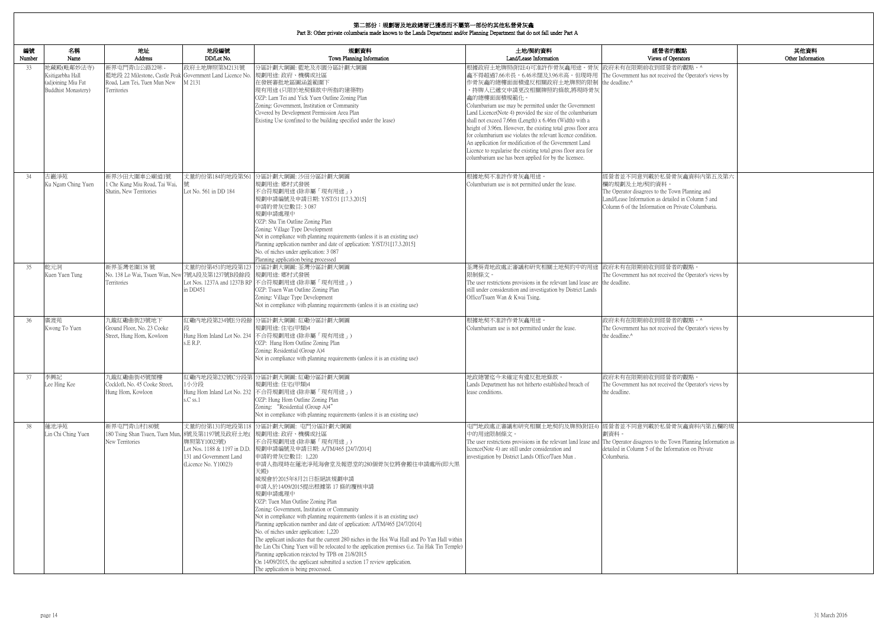## 第二部份：規劃署及地政總署已獲悉而不屬第一部份的其他私營骨灰龕
Part B: Other private columbaria made known to the Lands Department and/or Planning Department that do not fall under Part A

| 編號 Number | 名稱 Name | 地址 Address | 地段編號 DD/Lot No. | 規劃資料 Town Planning Information | 土地/契約資料 Land/Lease Information | 經營者的觀點 Views of Operators | 其他資料 Other Information |
|---|---|---|---|---|---|---|---|
| 33 | 地藏殿(毗鄰妙法寺)<br>Ksitigarbha Hall (adjoining Miu Fat Buddhist Monastery) | 新界屯門青山公路22咪，藍地段<br>22 Milestone, Castle Peak Road, Lam Tei, Tuen Mun New Territories | 政府土地牌照第M2131號<br>Government Land Licence No. M 2131 | 分區計劃大綱圖: 藍地及亦園分區計劃大綱圖<br>規劃用途: 政府、機構或社區<br>在發展審批地區圖涵蓋範圍下<br>現有用途 (只限於地契條款中所指的建築物)<br>OZP: Lam Tei and Yick Yuen Outline Zoning Plan<br>Zoning: Government, Institution or Community<br>Covered by Development Permission Area Plan<br>Existing Use (confined to the building specified under the lease) | 根據政府土地牌照(附註4)可准許作骨灰龕用途。骨灰龕不得超過7.66米長，6.46米闊及3.96米高。但現時用作骨灰龕的總樓面面積違反相關政府土地牌照的限制，持牌人已遞交申請更改相關牌照的條款,將現時骨灰龕的總樓面面積規範化。<br>Columbarium use may be permitted under the Government Land Licence(Note 4) provided the size of the columbarium shall not exceed 7.66m (Length) x 6.46m (Width) with a height of 3.96m. However, the existing total gross floor area for columbarium use violates the relevant licence condition. An application for modification of the Government Land Licence to regularise the existing total gross floor area for columbarium use has been applied for by the licensee. | 政府未有在限期前收到經營者的觀點。^<br>The Government has not received the Operator's views by the deadline.^ | |
| 34 | 古巖淨苑<br>Ku Ngam Ching Yuen | 新界沙田大圍車公廟道1號<br>1 Che Kung Miu Road, Tai Wai, Shatin, New Territories | 丈量約份第184約地段第561號<br>Lot No. 561 in DD 184 | 分區計劃大綱圖: 沙田分區計劃大綱圖<br>規劃用途: 鄉村式發展<br>不合符規劃用途 (除非屬「現有用途」)<br>規劃申請編號及申請日期: Y/ST/31 [17.3.2015]<br>申請的骨灰位數目: 3 087<br>規劃申請處理中<br>OZP: Sha Tin Outline Zoning Plan<br>Zoning: Village Type Development<br>Not in compliance with planning requirements (unless it is an existing use)<br>Planning application number and date of application: Y/ST/31[17.3.2015]<br>No. of niches under application: 3 087<br>Planning application being processed | 根據地契不准許作骨灰龕用途。<br>Columbarium use is not permitted under the lease. | 經營者並不同意列載於私營骨灰龕資料內第五及第六欄的規劃及土地/契約資料。<br>The Operator disagrees to the Town Planning and Land/Lease Information as detailed in Column 5 and Column 6 of the Information on Private Columbaria. | |
| 35 | 乾元洞<br>Kuen Yuen Tung | 新界荃灣老圍138 號<br>No. 138 Lo Wai, Tsuen Wan, New Territories | 丈量約份第451約地段第1237號A段及第1237號B段餘段<br>Lot Nos. 1237A and 1237B RP in DD451 | 分區計劃大綱圖: 荃灣分區計劃大綱圖<br>規劃用途: 鄉村式發展<br>不合符規劃用途 (除非屬「現有用途」)<br>OZP: Tsuen Wan Outline Zoning Plan<br>Zoning: Village Type Development<br>Not in compliance with planning requirements (unless it is an existing use) | 荃灣葵青地政處正審議和研究相關土地契約中的用途限制條文。<br>The user restrictions provisions in the relevant land lease are still under consideration and investigation by District Lands Office/Tsuen Wan & Kwai Tsing. | 政府未有在限期前收到經營者的觀點。<br>The Government has not received the Operator's views by the deadline. | |
| 36 | 廣渡苑<br>Kwong To Yuen | 九龍紅磡曲街23號地下<br>Ground Floor, No. 23 Cooke Street, Hung Hom, Kowloon | 紅磡內地段第234號E分段餘段<br>Hung Hom Inland Lot No. 234 s.E R.P. | 分區計劃大綱圖: 紅磡分區計劃大綱圖<br>規劃用途: 住宅(甲類)4<br>不合符規劃用途 (除非屬「現有用途」)<br>OZP: Hung Hom Outline Zoning Plan<br>Zoning: Residential (Group A)4<br>Not in compliance with planning requirements (unless it is an existing use) | 根據地契不准許作骨灰龕用途。<br>Columbarium use is not permitted under the lease. | 政府未有在限期前收到經營者的觀點。^<br>The Government has not received the Operator's views by the deadline.^ | |
| 37 | 李興記<br>Lee Hing Kee | 九龍紅磡曲街45號閣樓<br>Cockloft, No. 45 Cooke Street, Hung Hom, Kowloon | 紅磡內地段第232號C分段第1小分段<br>Hung Hom Inland Lot No. 232 s.C ss.1 | 分區計劃大綱圖: 紅磡分區計劃大綱圖<br>規劃用途: 住宅(甲類)4<br>不合符規劃用途 (除非屬「現有用途」)<br>OZP: Hung Hom Outline Zoning Plan<br>Zoning: "Residential (Group A)4"<br>Not in compliance with planning requirements (unless it is an existing use) | 地政總署迄今未確定有違反批地條款。<br>Lands Department has not hitherto established breach of lease conditions. | 政府未有在限期前收到經營者的觀點。<br>The Government has not received the Operator's views by the deadline. | |
| 38 | 蓮池淨苑<br>Lin Chi Ching Yuen | 新界屯門青山村180號<br>180 Tsing Shan Tsuen, Tuen Mun, New Territories | 丈量約份第131約地段第1188號及第1197號及政府土地(牌照第Y10023號)<br>Lot Nos. 1188 & 1197 in D.D. 131 and Government Land (Licence No. Y10023) | 分區計劃大綱圖: 屯門分區計劃大綱圖<br>規劃用途: 政府、機構或社區<br>不合符規劃用途 (除非屬「現有用途」)<br>規劃申請編號及申請日期: A/TM/465 [24/7/2014]<br>申請的骨灰位數目: 1,220<br>申請人指現時在蓮池淨苑海會堂及報恩堂的280個骨灰位將會搬往申請處所(即大黑天殿)<br>城規會於2015年8月21日拒絕該規劃申請<br>申請人於14/09/2015提出根據第 17 條的覆核申請<br>規劃申請處理中<br>OZP: Tuen Mun Outline Zoning Plan<br>Zoning: Government, Institution or Community<br>Not in compliance with planning requirements (unless it is an existing use)<br>Planning application number and date of application: A/TM/465 [24/7/2014]<br>No. of niches under application: 1,220<br>The applicant indicates that the current 280 niches in the Hoi Wui Hall and Po Yan Hall within the Lin Chi Ching Yuen will be relocated to the application premises (i.e. Tai Hak Tin Temple)<br>Planning application rejected by TPB on 21/8/2015<br>On 14/09/2015, the applicant submitted a section 17 review application.<br>The application is being processed. | 屯門地政處正審議和研究相關土地契約及牌照(附註4)中的用途限制條文。<br>The user restrictions provisions in the relevant land lease and licence(Note 4) are still under consideration and investigation by District Lands Office/Tuen Mun . | 經營者並不同意列載於私營骨灰龕資料內第五欄的規劃資料。<br>The Operator disagrees to the Town Planning Information as detailed in Column 5 of the Information on Private Columbaria. | |

31 March 2016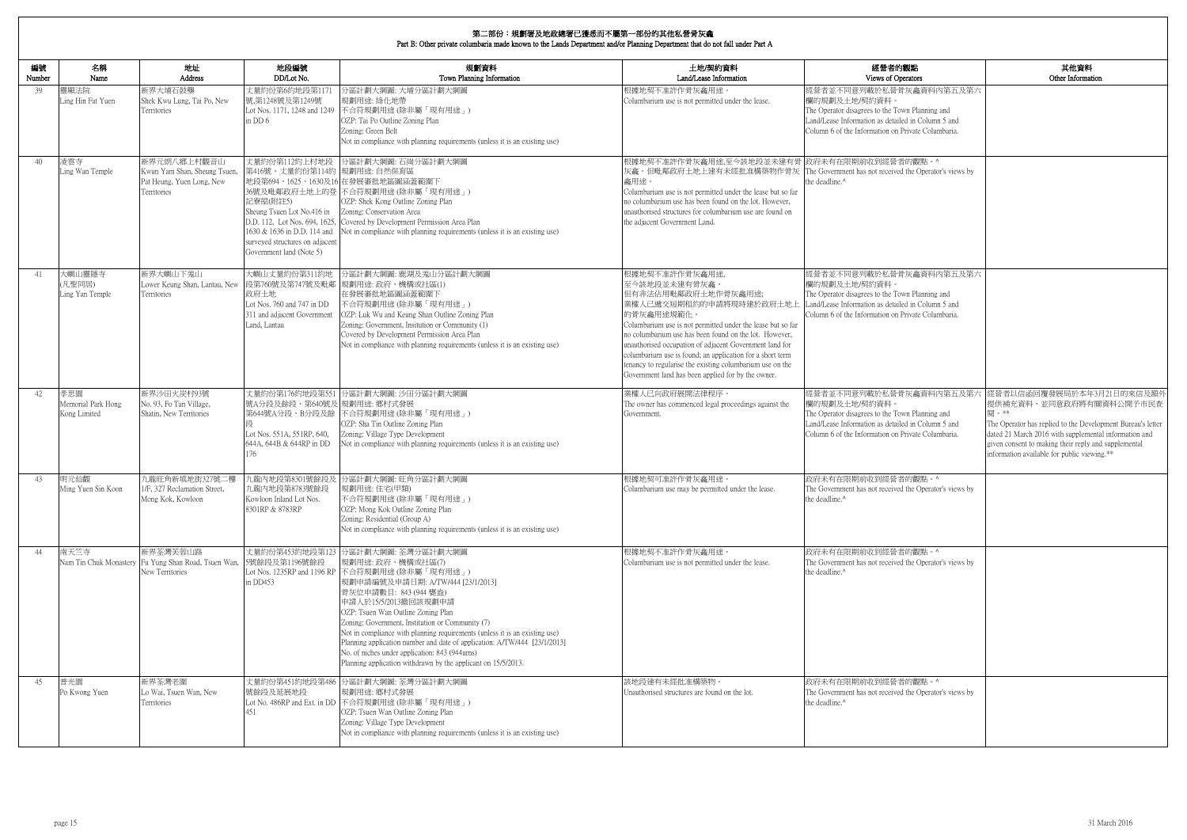# 第二部份：規劃署及地政總署已獲悉而不屬第一部份的其他私營骨灰龕
## Part B: Other private columbaria made known to the Lands Department and/or Planning Department that do not fall under Part A

| 編號 Number | 名稱 Name | 地址 Address | 地段編號 DD/Lot No. | 規劃資料 Town Planning Information | 土地/契約資料 Land/Lease Information | 經營者的觀點 Views of Operators | 其他資料 Other Information |
|---|---|---|---|---|---|---|---|
| 39 | 靈顯法院<br>Ling Hin Fat Yuen | 新界大埔石鼓壟<br>Shek Kwu Lung, Tai Po, New Territories | 丈量約份第6約地段第1171號,第1248號及第1249號<br>Lot Nos. 1171, 1248 and 1249 in DD 6 | 分區計劃大綱圖: 大埔分區計劃大綱圖<br>規劃用途: 綠化地帶<br>不合符規劃用途 (除非屬「現有用途」)<br>OZP: Tai Po Outline Zoning Plan<br>Zoning: Green Belt<br>Not in compliance with planning requirements (unless it is an existing use) | 根據地契不准許作骨灰龕用途。<br>Columbarium use is not permitted under the lease. | 經營者並不同意列載於私營骨灰龕資料內第五及第六欄的規劃及土地/契約資料。<br>The Operator disagrees to the Town Planning and Land/Lease Information as detailed in Column 5 and Column 6 of the Information on Private Columbaria. | |
| 40 | 凌雲寺<br>Ling Wan Temple | 新界元朗八鄉上村觀音山<br>Kwun Yam Shan, Sheung Tsuen, Pat Heung, Yuen Long, New Territories | 丈量約份第112約上村地段第416號、丈量約份第114約地段第694、1625、1630及1636號及毗鄰政府土地上的登記寮屋(附註5)<br>Sheung Tsuen Lot No.416 in D.D. 112, Lot Nos. 694, 1625, 1630 & 1636 in D.D. 114 and surveyed structures on adjacent Government land (Note 5) | 分區計劃大綱圖: 石崗分區計劃大綱圖<br>規劃用途: 自然保育區<br>在發展審批地區圖涵蓋範圍下<br>不合符規劃用途 (除非屬「現有用途」)<br>OZP: Shek Kong Outline Zoning Plan<br>Zoning: Conservation Area<br>Covered by Development Permission Area Plan<br>Not in compliance with planning requirements (unless it is an existing use) | 根據地契不准許作骨灰龕用途,至今該地段並未建有骨灰龕。但毗鄰政府土地上建有未經批准構築物作骨灰龕用途。<br>Columbarium use is not permitted under the lease but so far no columbarium use has been found on the lot. However, unauthorised structures for columbarium use are found on the adjacent Government Land. | 政府未有在限期前收到經營者的觀點。^<br>The Government has not received the Operator's views by the deadline.^ | |
| 41 | 大嶼山靈隱寺<br>(凡聖同居)<br>Ling Yan Temple | 新界大嶼山下羌山<br>Lower Keung Shan, Lantau, New Territories | 大嶼山丈量約份第311約地段第760號及第747號及毗鄰政府土地<br>Lot Nos. 760 and 747 in DD 311 and adjacent Government Land, Lantau | 分區計劃大綱圖: 鹿湖及羌山分區計劃大綱圖<br>規劃用途: 政府、機構或社區(1)<br>在發展審批地區圖涵蓋範圍下<br>不合符規劃用途 (除非屬「現有用途」)<br>OZP: Luk Wu and Keung Shan Outline Zoning Plan<br>Zoning: Government, Insitution or Community (1)<br>Covered by Development Permission Area Plan<br>Not in compliance with planning requirements (unless it is an existing use) | 根據地契不准許作骨灰龕用途,<br>至今該地段並未建有骨灰龕。<br>但有非法佔用毗鄰政府土地作骨灰龕用途;<br>業權人已遞交短期租約的申請將現時建於政府土地上的骨灰龕用途規範化。<br>Columbarium use is not permitted under the lease but so far no columbarium use has been found on the lot. However, unauthorised occupation of adjacent Government land for columbarium use is found; an application for a short term tenancy to regularise the existing columbarium use on the Government land has been applied for by the owner. | 經營者並不同意列載於私營骨灰龕資料內第五及第六欄的規劃及土地/契約資料。<br>The Operator disagrees to the Town Planning and Land/Lease Information as detailed in Column 5 and Column 6 of the Information on Private Columbaria. | |
| 42 | 孝思園<br>Memorial Park Hong Kong Limited | 新界沙田火炭村93號<br>No. 93, Fo Tan Village, Shatin, New Territories | 丈量約份第176約地段第551號A分段及餘段、第640號及第644號A分段、B分段及餘段<br>Lot Nos. 551A, 551RP, 640, 644A, 644B & 644RP in DD 176 | 分區計劃大綱圖: 沙田分區計劃大綱圖<br>規劃用途: 鄉村式發展<br>不合符規劃用途 (除非屬「現有用途」)<br>OZP: Sha Tin Outline Zoning Plan<br>Zoning: Village Type Development<br>Not in compliance with planning requirements (unless it is an existing use) | 業權人已向政府展開法律程序。<br>The owner has commenced legal proceedings against the Government. | 經營者並不同意列載於私營骨灰龕資料內第五及第六欄的規劃及土地/契約資料。<br>The Operator disagrees to the Town Planning and Land/Lease Information as detailed in Column 5 and Column 6 of the Information on Private Columbaria. | 經營者以信函回覆發展局於本年3月21日的來信及額外提供補充資料，並同意政府將有關資料公開予市民查閱。**<br>The Operator has replied to the Development Bureau's letter dated 21 March 2016 with supplemental information and given consent to making their reply and supplemental information available for public viewing.** |
| 43 | 明元仙觀<br>Ming Yuen Sin Koon | 九龍旺角新填地街327號二樓<br>1/F, 327 Reclamation Street, Mong Kok, Kowloon | 九龍內地段第8301號餘段及九龍內地段第8783號餘段<br>Kowloon Inland Lot Nos. 8301RP & 8783RP | 分區計劃大綱圖: 旺角分區計劃大綱圖<br>規劃用途: 住宅(甲類)<br>不合符規劃用途 (除非屬「現有用途」)<br>OZP: Mong Kok Outline Zoning Plan<br>Zoning: Residential (Group A)<br>Not in compliance with planning requirements (unless it is an existing use) | 根據地契可准許作骨灰龕用途。<br>Columbarium use may be permitted under the lease. | 政府未有在限期前收到經營者的觀點。^<br>The Government has not received the Operator's views by the deadline.^ | |
| 44 | 南天竺寺<br>Nam Tin Chuk Monastery | 新界荃灣芙蓉山路<br>Fu Yung Shan Road, Tsuen Wan, New Territories | 丈量約份第453約地段第1235號餘段及第1196號餘段<br>Lot No. 1235RP and 1196 RP in DD453 | 分區計劃大綱圖: 荃灣分區計劃大綱圖<br>規劃用途: 政府、機構或社區(7)<br>不合符規劃用途 (除非屬「現有用途」)<br>規劃申請編號及申請日期: A/TW/444 [23/1/2013]<br>骨灰位申請數目: 843 (944 甕盎)<br>申請人於15/5/2013撤回該規劃申請<br>OZP: Tsuen Wan Outline Zoning Plan<br>Zoning: Government, Institution or Community (7)<br>Not in compliance with planning requirements (unless it is an existing use)<br>Planning application number and date of application: A/TW/444 [23/1/2013]<br>No. of niches under application: 843 (944urns)<br>Planning application withdrawn by the applicant on 15/5/2013. | 根據地契不准許作骨灰龕用途。<br>Columbarium use is not permitted under the lease. | 政府未有在限期前收到經營者的觀點。^<br>The Government has not received the Operator's views by the deadline.^ | |
| 45 | 普光園<br>Po Kwong Yuen | 新界荃灣老圍<br>Lo Wai, Tsuen Wan, New Territories | 丈量約份第451約地段第486號餘段及延展地段<br>Lot No. 486RP and Ext. in DD 451 | 分區計劃大綱圖: 荃灣分區計劃大綱圖<br>規劃用途: 鄉村式發展<br>不合符規劃用途 (除非屬「現有用途」)<br>OZP: Tsuen Wan Outline Zoning Plan<br>Zoning: Village Type Development<br>Not in compliance with planning requirements (unless it is an existing use) | 該地段建有未經批准構築物。<br>Unauthorised structures are found on the lot. | 政府未有在限期前收到經營者的觀點。^<br>The Government has not received the Operator's views by the deadline.^ | |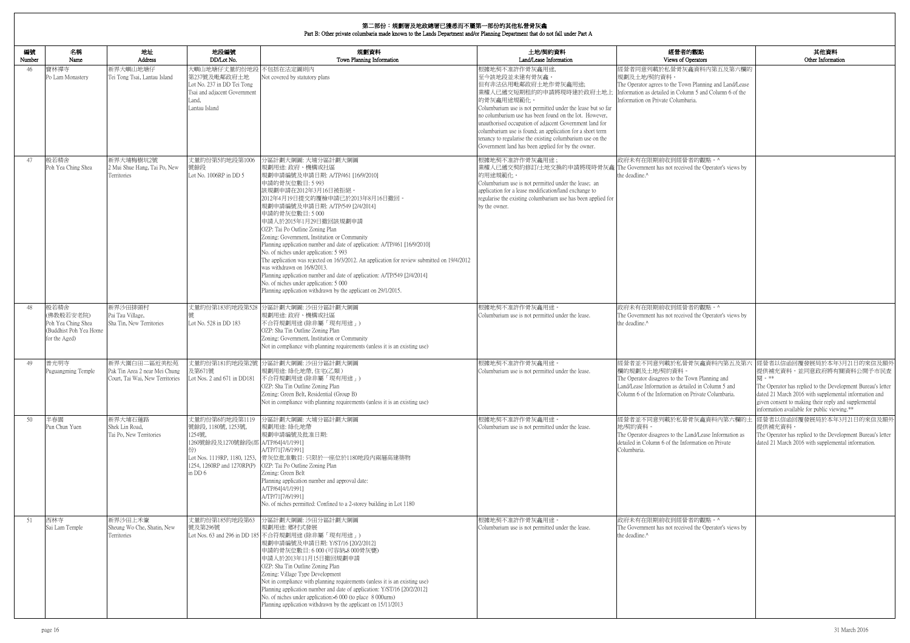# 第二部份：規劃署及地政總署已獲悉而不屬第一部份的其他私營骨灰龕

## Part B: Other private columbaria made known to the Lands Department and/or Planning Department that do not fall under Part A

| 編號 Number | 名稱 Name | 地址 Address | 地段編號 DD/Lot No. | 規劃資料 Town Planning Information | 土地/契約資料 Land/Lease Information | 經營者的觀點 Views of Operators | 其他資料 Other Information |
|---|---|---|---|---|---|---|---|
| 46 | 寶林禪寺<br>Po Lam Monastery | 新界大嶼山地塘仔<br>Tei Tong Tsai, Lantau Island | 大嶼山地塘仔丈量約份地段第237號及毗鄰政府土地<br>Lot No. 237 in DD Tei Tong Tsai and adjacent Government Land, Lantau Island | 不包括在法定圖則內<br>Not covered by statutory plans | 根據地契不准許作骨灰龕用途，至今該地段並未建有骨灰龕。但有非法佔用毗鄰政府土地作骨灰龕用途；業權人已遞交短期租約的申請將現時建於政府土地上的骨灰龕用途規範化。<br>Columbarium use is not permitted under the lease but so far no columbarium use has been found on the lot. However, unauthorised occupation of adjacent Government land for columbarium use is found; an application for a short term tenancy to regularise the existing columbarium use on the Government land has been applied for by the owner. | 經營者同意列載於私營骨灰龕資料內第五及第六欄的規劃及土地/契約資料。<br>The Operator agrees to the Town Planning and Land/Lease Information as detailed in Column 5 and Column 6 of the Information on Private Columbaria. | |
| 47 | 般若精舍<br>Poh Yea Ching Shea | 新界大埔梅樹坑2號<br>2 Mui Shue Hang, Tai Po, New Territories | 丈量約份第5約地段第1006號餘段<br>Lot No. 1006RP in DD 5 | 分區計劃大綱圖: 大埔分區計劃大綱圖<br>規劃用途: 政府、機構或社區<br>規劃申請編號及申請日期: A/TP/461 [16/9/2010]<br>申請的骨灰位數目: 5 993<br>該規劃申請在2012年3月16日被拒絕。<br>2012年4月19日提交的覆檢申請已於2013年8月16日撤回。<br>規劃申請編號及申請日期: A/TP/549 [2/4/2014]<br>申請的骨灰位數目: 5 000<br>申請人於2015年1月29日撤回該規劃申請<br>OZP: Tai Po Outline Zoning Plan<br>Zoning: Government, Institution or Community<br>Planning application number and date of application: A/TP/461 [16/9/2010]<br>No. of niches under application: 5 993<br>The application was rejected on 16/3/2012. An application for review submitted on 19/4/2012 was withdrawn on 16/8/2013.<br>Planning application number and date of application: A/TP/549 [2/4/2014]<br>No. of niches under application: 5 000<br>Planning application withdrawn by the applicant on 29/1/2015. | 根據地契不准許作骨灰龕用途；業權人已遞交契約修訂/土地交換的申請將現時骨灰龕的用途規範化。<br>Columbarium use is not permitted under the lease; an application for a lease modification/land exchange to regularise the existing columbarium use has been applied for by the owner. | 政府未有在限期前收到經營者的觀點。^<br>The Government has not received the Operator's views by the deadline.^ | |
| 48 | 般若精舍<br>(佛教般若安老院)<br>Poh Yea Ching Shea<br>(Buddhist Poh Yea Home for the Aged) | 新界沙田排頭村<br>Pai Tau Village, Sha Tin, New Territories | 丈量約份第183約地段第528號<br>Lot No. 528 in DD 183 | 分區計劃大綱圖: 沙田分區計劃大綱圖<br>規劃用途: 政府、機構或社區<br>不合符規劃用途 (除非屬「現有用途」)<br>OZP: Sha Tin Outline Zoning Plan<br>Zoning: Government, Institution or Community<br>Not in compliance with planning requirements (unless it is an existing use) | 根據地契不准許作骨灰龕用途。<br>Columbarium use is not permitted under the lease. | 政府未有在限期前收到經營者的觀點。^<br>The Government has not received the Operator's views by the deadline.^ | |
| 49 | 普光明寺<br>Puguangming Temple | 新界大圍白田二區近美松苑<br>Pak Tin Area 2 near Mei Chung Court, Tai Wai, New Territories | 丈量約份第181約地段第2號及第671號<br>Lot Nos. 2 and 671 in DD181 | 分區計劃大綱圖: 沙田分區計劃大綱圖<br>規劃用途: 綠化地帶, 住宅(乙類)<br>不合符規劃用途 (除非屬「現有用途」)<br>OZP: Sha Tin Outline Zoning Plan<br>Zoning: Green Belt, Residential (Group B)<br>Not in compliance with planning requirements (unless it is an existing use) | 根據地契不准許作骨灰龕用途。<br>Columbarium use is not permitted under the lease. | 經營者並不同意列載於私營骨灰龕資料內第五及第六欄的規劃及土地/契約資料。<br>The Operator disagrees to the Town Planning and Land/Lease Information as detailed in Column 5 and Column 6 of the Information on Private Columbaria. | 經營者以信函回覆發展局於本年3月21日的來信及額外提供補充資料，並同意政府將有關資料公開予市民查閱。**<br>The Operator has replied to the Development Bureau's letter dated 21 March 2016 with supplemental information and given consent to making their reply and supplemental information available for public viewing.** |
| 50 | 半春園<br>Pun Chun Yuen | 新界大埔石蓮路<br>Shek Lin Road, Tai Po, New Territories | 丈量約份第6約地段第1119號餘段, 1180號, 1253號, 1254號, 1260號餘段及1270號餘段(部份)<br>Lot Nos. 1119RP, 1180, 1253, 1254, 1260RP and 1270RP(P) in DD 6 | 分區計劃大綱圖: 大埔分區計劃大綱圖<br>規劃用途: 綠化地帶<br>規劃申請編號及批准日期:<br>A/TP/64[4/1/1991]<br>A/TP/71[7/6/1991]<br>骨灰位批准數目: 只限於一座位於1180地段內兩層高建築物<br>OZP: Tai Po Outline Zoning Plan<br>Zoning: Green Belt<br>Planning application number and approval date:<br>A/TP/64[4/1/1991]<br>A/TP/71[7/6/1991]<br>No. of niches permitted: Confined to a 2-storey building in Lot 1180 | 根據地契不准許作骨灰龕用途。<br>Columbarium use is not permitted under the lease. | 經營者並不同意列載於私營骨灰龕資料內第六欄的土地/契約資料。<br>The Operator disagrees to the Land/Lease Information as detailed in Column 6 of the Information on Private Columbaria. | 經營者以信函回覆發展局於本年3月21日的來信及額外提供補充資料。<br>The Operator has replied to the Development Bureau's letter dated 21 March 2016 with supplemental information. |
| 51 | 西林寺<br>Sai Lam Temple | 新界沙田上禾輋<br>Sheung Wo Che, Shatin, New Territories | 丈量約份第185約地段第63號及第296號<br>Lot Nos. 63 and 296 in DD 185 | 分區計劃大綱圖: 沙田分區計劃大綱圖<br>規劃用途: 鄉村式發展<br>不合符規劃用途 (除非屬「現有用途」)<br>規劃申請編號及申請日期: Y/ST/16 [20/2/2012]<br>申請的骨灰位數目: 6 000 (可容納8 000骨灰甕)<br>申請人於2013年11月15日撤回規劃申請<br>OZP: Sha Tin Outline Zoning Plan<br>Zoning: Village Type Development<br>Not in compliance with planning requirements (unless it is an existing use)<br>Planning application number and date of application: Y/ST/16 [20/2/2012]<br>No. of niches under application: 6 000 (to place 8 000urns)<br>Planning application withdrawn by the applicant on 15/11/2013 | 根據地契不准許作骨灰龕用途。<br>Columbarium use is not permitted under the lease. | 政府未有在限期前收到經營者的觀點。^<br>The Government has not received the Operator's views by the deadline.^ | |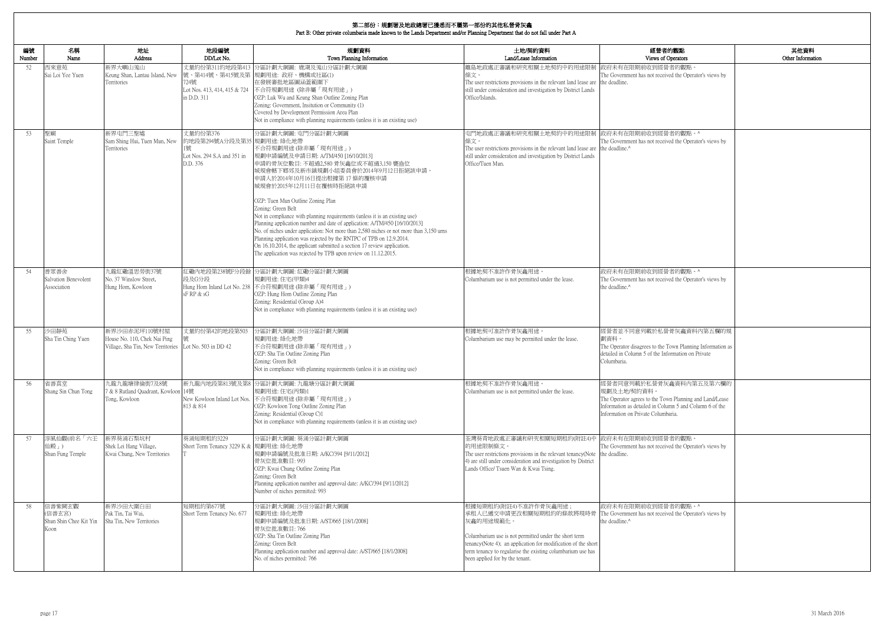## 第二部份：規劃署及地政總署已獲悉而不屬第一部份的其他私營骨灰龕
## Part B: Other private columbaria made known to the Lands Department and/or Planning Department that do not fall under Part A

| 編號 Number | 名稱 Name | 地址 Address | 地段編號 DD/Lot No. | 規劃資料 Town Planning Information | 土地/契約資料 Land/Lease Information | 經營者的觀點 Views of Operators | 其他資料 Other Information |
|---|---|---|---|---|---|---|---|
| 52 | 西來意苑<br>Sai Loi Yee Yuen | 新界大嶼山羗山<br>Keung Shan, Lantau Island, New Territories | 丈量約份第311約地段第413號、第414號、第415號及第724號<br>Lot Nos. 413, 414, 415 & 724 in D.D. 311 | 分區計劃大綱圖: 鹿湖及羗山分區計劃大綱圖<br>規劃用途: 政府、機構或社區(1)<br>在發展審批地區圖涵蓋範圍下<br>不合符規劃用途 (除非屬「現有用途」)<br>OZP: Luk Wu and Keung Shan Outline Zoning Plan<br>Zoning: Government, Insitution or Community (1)<br>Covered by Development Permission Area Plan<br>Not in compliance with planning requirements (unless it is an existing use) | 離島地政處正審議和研究相關土地契約中的用途限制條文。<br>The user restrictions provisions in the relevant land lease are still under consideration and investigation by District Lands Office/Islands. | 政府未有在限期前收到經營者的觀點。<br>The Government has not received the Operator's views by the deadline. | |
| 53 | 聖廟<br>Saint Temple | 新界屯門三聖墟<br>Sam Shing Hui, Tuen Mun, New Territories | 丈量約份第376約地段第294號A分段及第351號<br>Lot Nos. 294 S.A and 351 in D.D. 376 | 分區計劃大綱圖: 屯門分區計劃大綱圖<br>規劃用途: 綠化地帶<br>不合符規劃用途 (除非屬「現有用途」)<br>規劃申請編號及申請日期: A/TM/450 [16/10/2013]<br>申請的骨灰位數目: 不超過2,580 骨灰龕位或不超過3,150 嬰盎位<br>城規會轄下鄉郊及新市鎮規劃小組委員會於2014年9月12日拒絕該申請。<br>申請人於2014年10月16日提出根據第 17 條的覆核申請<br>城規會於2015年12月11日在覆核時拒絕該申請<br><br>OZP: Tuen Mun Outline Zoning Plan<br>Zoning: Green Belt<br>Not in compliance with planning requirements (unless it is an existing use)<br>Planning application number and date of application: A/TM/450 [16/10/2013]<br>No. of niches under application: Not more than 2,580 niches or not more than 3,150 urns<br>Planning application was rejected by the RNTPC of TPB on 12.9.2014.<br>On 16.10.2014, the applicant submitted a section 17 review application.<br>The application was rejected by TPB upon review on 11.12.2015. | 屯門地政處正審議和研究相關土地契約中的用途限制條文。<br>The user restrictions provisions in the relevant land lease are still under consideration and investigation by District Lands Office/Tuen Mun. | 政府未有在限期前收到經營者的觀點。^<br>The Government has not received the Operator's views by the deadline.^ | |
| 54 | 普眾善舍<br>Salvation Benevolent Association | 九龍紅磡溫思勞街37號<br>No. 37 Winslow Street, Hung Hom, Kowloon | 紅磡內地段第238號F分段餘段及G分段<br>Hung Hom Inland Lot No. 238 sF RP & sG | 分區計劃大綱圖: 紅磡分區計劃大綱圖<br>規劃用途: 住宅(甲類)4<br>不合符規劃用途 (除非屬「現有用途」)<br>OZP: Hung Hom Outline Zoning Plan<br>Zoning: Residential (Group A)4<br>Not in compliance with planning requirements (unless it is an existing use) | 根據地契不准許作骨灰龕用途。<br>Columbarium use is not permitted under the lease. | 政府未有在限期前收到經營者的觀點。^<br>The Government has not received the Operator's views by the deadline.^ | |
| 55 | 沙田靜苑<br>Sha Tin Ching Yuen | 新界沙田赤泥坪110號村屋<br>House No. 110, Chek Nai Ping Village, Sha Tin, New Territories | 丈量約份第42約地段第503號<br>Lot No. 503 in DD 42 | 分區計劃大綱圖: 沙田分區計劃大綱圖<br>規劃用途: 綠化地帶<br>不合符規劃用途 (除非屬「現有用途」)<br>OZP: Sha Tin Outline Zoning Plan<br>Zoning: Green Belt<br>Not in compliance with planning requirements (unless it is an existing use) | 根據地契可准許作骨灰龕用途。<br>Columbarium use may be permitted under the lease. | 經營者並不同意列載於私營骨灰龕資料內第五欄的規劃資料。<br>The Operator disagrees to the Town Planning Information as detailed in Column 5 of the Information on Private Columbaria. | |
| 56 | 省善真堂<br>Shang Sin Chun Tong | 九龍九龍塘律倫街7及8號<br>7 & 8 Rutland Quadrant, Kowloon Tong, Kowloon | 新九龍內地段第813號及第814號<br>New Kowloon Inland Lot Nos. 813 & 814 | 分區計劃大綱圖: 九龍塘分區計劃大綱圖<br>規劃用途: 住宅(丙類)1<br>不合符規劃用途 (除非屬「現有用途」)<br>OZP: Kowloon Tong Outline Zoning Plan<br>Zoning: Residential (Group C)1<br>Not in compliance with planning requirements (unless it is an existing use) | 根據地契不准許作骨灰龕用途。<br>Columbarium use is not permitted under the lease. | 經營者同意列載於私營骨灰龕資料內第五及第六欄的規劃及土地/契約資料。<br>The Operator agrees to the Town Planning and Land/Lease Information as detailed in Column 5 and Column 6 of the Information on Private Columbaria. | |
| 57 | 淳風仙觀(前名「六壬仙殿」)<br>Shun Fung Temple | 新界葵涌石梨坑村<br>Shek Lei Hang Village, Kwai Chung, New Territories | 葵涌短期租約3229<br>Short Term Tenancy 3229 K & T | 分區計劃大綱圖: 葵涌分區計劃大綱圖<br>規劃用途: 綠化地帶<br>規劃申請編號及批准日期: A/KC/394 [9/11/2012]<br>骨灰位批准數目: 993<br>OZP: Kwai Chung Outline Zoning Plan<br>Zoning: Green Belt<br>Planning application number and approval date: A/KC/394 [9/11/2012]<br>Number of niches permitted: 993 | 荃灣葵青地政處正審議和研究相關短期租約(附註4)中的用途限制條文。<br>The user restrictions provisions in the relevant tenancy(Note 4) are still under consideration and investigation by District Lands Office/ Tsuen Wan & Kwai Tsing. | 政府未有在限期前收到經營者的觀點。<br>The Government has not received the Operator's views by the deadline. | |
| 58 | 信善紫闕玄觀(信善玄宮)<br>Shun Shin Chee Kit Yin Koon | 新界沙田大圍白田<br>Pak Tin, Tai Wai, Sha Tin, New Territories | 短期租約第677號<br>Short Term Tenancy No. 677 | 分區計劃大綱圖: 沙田分區計劃大綱圖<br>規劃用途: 綠化地帶<br>規劃申請編號及批准日期: A/ST/665 [18/1/2008]<br>骨灰位批准數目: 766<br>OZP: Sha Tin Outline Zoning Plan<br>Zoning: Green Belt<br>Planning application number and approval date: A/ST/665 [18/1/2008]<br>No. of niches permitted: 766 | 根據短期租約(附註4)不准許作骨灰龕用途；承租人已遞交申請更改相關短期租約的條款將現時骨灰龕的用途規範化。<br><br>Columbarium use is not permitted under the short term tenancy(Note 4); an application for modification of the short term tenancy to regularise the existing columbarium use has been applied for by the tenant. | 政府未有在限期前收到經營者的觀點。^<br>The Government has not received the Operator's views by the deadline.^ | |

31 March 2016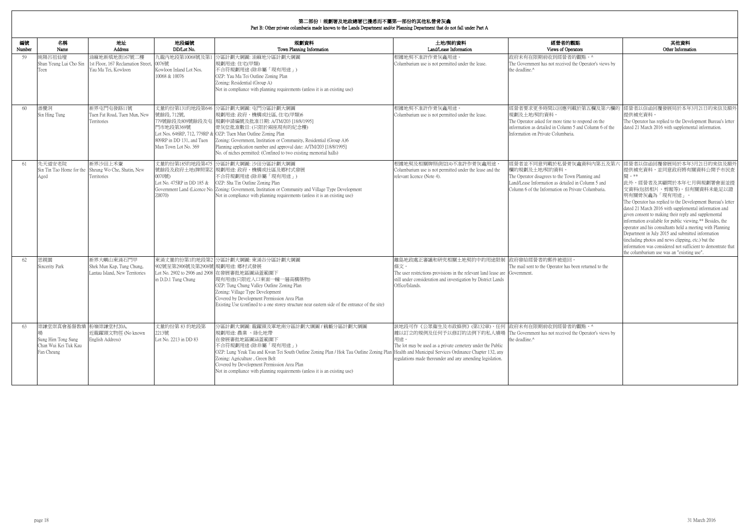## 第二部份：規劃署及地政總署已獲悉而不屬第一部份的其他私營骨灰龕
## Part B: Other private columbaria made known to the Lands Department and/or Planning Department that do not fall under Part A

| 編號 Number | 名稱 Name | 地址 Address | 地段編號 DD/Lot No. | 規劃資料 Town Planning Information | 土地/契約資料 Land/Lease Information | 經營者的觀點 Views of Operators | 其他資料 Other Information |
|---|---|---|---|---|---|---|---|
| 59 | 純陽呂祖仙壇 Shun Yeung Lui Cho Sin Teen | 油麻地新填地街167號二樓 1st Floor, 167 Reclamation Street, Yau Ma Tei, Kowloon | 九龍內地段第10068號及第10076號 Kowloon Inland Lot Nos. 10068 & 10076 | 分區計劃大綱圖: 油麻地分區計劃大綱圖<br>規劃用途: 住宅(甲類)<br>不合符規劃用途 (除非屬「現有用途」)<br>OZP: Yau Ma Tei Outline Zoning Plan<br>Zoning: Residential (Group A)<br>Not in compliance with planning requirements (unless it is an existing use) | 根據地契不准許作骨灰龕用途。<br>Columbarium use is not permitted under the lease. | 政府未有在限期前收到經營者的觀點。^<br>The Government has not received the Operator's views by the deadline.^ | |
| 60 | 善慶洞 Sin Hing Tung | 新界屯門屯發路11號 Tuen Fat Road, Tuen Mun, New Territories | 丈量約份第131約地段第646號餘段, 712號, 779號餘段及809號餘段及屯門市地段第369號 Lot Nos. 646RP, 712, 779RP & 809RP in DD 131, and Tuen Mun Town Lot No. 369 | 分區計劃大綱圖: 屯門分區計劃大綱圖<br>規劃用途: 政府、機構或社區, 住宅(甲類)6<br>規劃申請編號及批准日期: A/TM/203 [18/8/1995]<br>骨灰位批准數目: (只限於兩座現有的紀念樓)<br>OZP: Tuen Mun Outline Zoning Plan<br>Zoning: Government, Institution or Community, Residential (Group A)6<br>Planning application number and approval date: A/TM/203 [18/8/1995]<br>No. of niches permitted: (Confined to two existing memorial halls) | 根據地契不准許作骨灰龕用途。<br>Columbarium use is not permitted under the lease. | 經營者要求更多時間以回應列載於第五欄及第六欄的規劃及土地/契約資料。<br>The Operator asked for more time to respond on the information as detailed in Column 5 and Column 6 of the Information on Private Columbaria. | 經營者以信函回覆發展局於本年3月21日的來信及額外提供補充資料。<br>The Operator has replied to the Development Bureau's letter dated 21 March 2016 with supplemental information. |
| 61 | 先天道安老院 Sin Tin Tao Home for the Aged | 新界沙田上禾輋 Sheung Wo Che, Shatin, New Territories | 丈量約份第185約地段第475號餘段及政府土地(牌照第Z0070號) Lot No. 475RP in DD 185 & Government Land (Licence No. Z0070) | 分區計劃大綱圖: 沙田分區計劃大綱圖<br>規劃用途: 政府、機構或社區及鄉村式發展<br>不合符規劃用途 (除非屬「現有用途」)<br>OZP: Sha Tin Outline Zoning Plan<br>Zoning: Government, Institution or Community and Village Type Development<br>Not in compliance with planning requirements (unless it is an existing use) | 根據地契及相關牌照(附註4)不准許作骨灰龕用途。<br>Columbarium use is not permitted under the lease and the relevant licence (Note 4). | 經營者並不同意列載於私營骨灰龕資料內第五及第六欄的規劃及土地/契約資料。<br>The Operator disagrees to the Town Planning and Land/Lease Information as detailed in Column 5 and Column 6 of the Information on Private Columbaria. | 經營者以信函回覆發展局於本年3月21日的來信及額外提供補充資料，並同意政府將有關資料公開予市民查閱。**<br>此外，經營者及其顧問於本年七月與規劃署會面並提交資料(包括相片、剪報等)，但有關資料未能足以證明有關骨灰龕為「現有用途」。<br>The Operator has replied to the Development Bureau's letter dated 21 March 2016 with supplemental information and given consent to making their reply and supplemental information available for public viewing.** Besides, the operator and its consultants held a meeting with Planning Department in July 2015 and submitted information (including photos and news clipping, etc.) but the information was considered not sufficient to demonstrate that the columbarium use was an "existing use". |
| 62 | 思親園 Sincerity Park | 新界大嶼山東涌石門甲 Shek Mun Kap, Tung Chung, Lantau Island, New Territories | 東涌丈量約份第1約地段第2902號至第2906號及第2908號 Lot No. 2902 to 2906 and 2908 in D.D.1 Tung Chung | 分區計劃大綱圖: 東涌谷分區計劃大綱圖<br>規劃用途: 鄉村式發展<br>在發展審批地區圖涵蓋範圍下<br>現有用途(只限近入口東面一幢一層高構築物)<br>OZP: Tung Chung Valley Outline Zoning Plan<br>Zoning: Village Type Development<br>Covered by Development Permission Area Plan<br>Existing Use (confined to a one storey structure near eastern side of the entrance of the site) | 離島地政處正審議和研究相關土地契約中的用途限制條文。<br>The user restrictions provisions in the relevant land lease are still under consideration and investigation by District Lands Office/Islands. | 政府發給經營者的郵件被退回。<br>The mail sent to the Operator has been returned to the Government. | |
| 63 | 崇謙堂崇真會基督教墳場 Sung Him Tong Sung Chan Wui Kei Tuk Kau Fan Cheung | 粉嶺崇謙堂村20A, 近龍躍頭文物徑 (No known English Address) | 丈量約份第 83 約地段第2213號 Lot No. 2213 in DD 83 | 分區計劃大綱圖: 龍躍頭及軍地南分區計劃大綱圖 / 鶴藪分區計劃大綱圖<br>規劃用途: 農業 、綠化地帶<br>在發展審批地區圖涵蓋範圍下<br>不合符規劃用途 (除非屬「現有用途」)<br>OZP: Lung Yeuk Tau and Kwan Tei South Outline Zoning Plan / Hok Tau Outline Zoning Plan<br>Zoning: Agriculture , Green Belt<br>Covered by Development Permission Area Plan<br>Not in compliance with planning requirements (unless it is an existing use) | 該地段可作《公眾衞生及市政條例》(第132章)、任何據以訂立的規例及任何予以修訂的法例下的私人墳場用途。<br>The lot may be used as a private cemetery under the Public Health and Municipal Services Ordinance Chapter 132, any regulations made thereunder and any amending legislation. | 政府未有在限期前收到經營者的觀點。^<br>The Government has not received the Operator's views by the deadline.^ | |

31 March 2016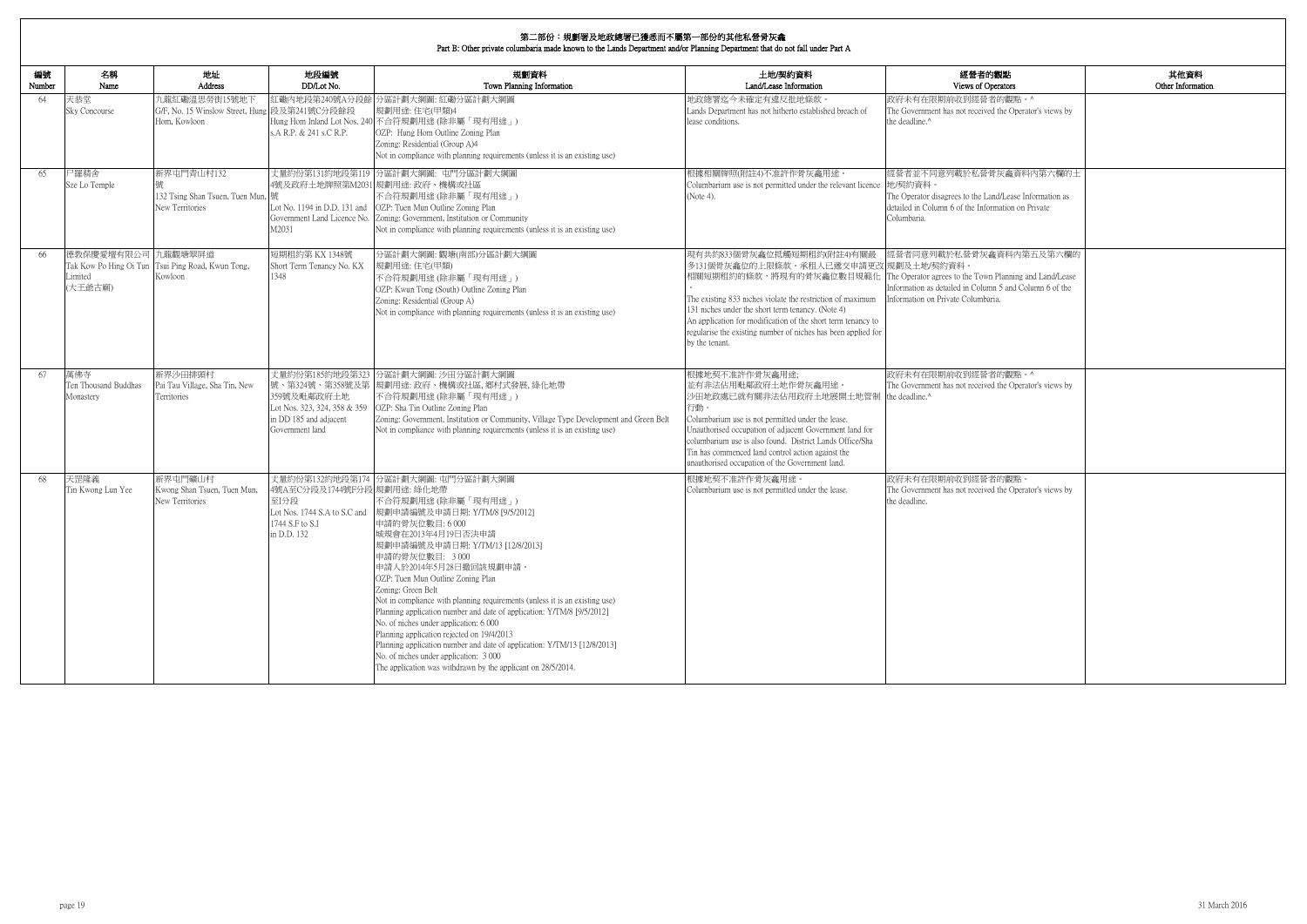## 第二部份：規劃署及地政總署已獲悉而不屬第一部份的其他私營骨灰龕
## Part B: Other private columbaria made known to the Lands Department and/or Planning Department that do not fall under Part A

| 編號 Number | 名稱 Name | 地址 Address | 地段編號 DD/Lot No. | 規劃資料 Town Planning Information | 土地/契約資料 Land/Lease Information | 經營者的觀點 Views of Operators | 其他資料 Other Information |
|---|---|---|---|---|---|---|---|
| 64 | 天恭堂<br>Sky Concourse | 九龍紅磡溫思勞街15號地下<br>G/F, No. 15 Winslow Street, Hung Hom, Kowloon | 紅磡內地段第240號A分段餘段及第241號C分段餘段<br>Hung Hom Inland Lot Nos. 240 s.A R.P. & 241 s.C R.P. | 分區計劃大綱圖: 紅磡分區計劃大綱圖<br>規劃用途: 住宅(甲類)4<br>不合符規劃用途 (除非屬「現有用途」)<br>OZP: Hung Hom Outline Zoning Plan<br>Zoning: Residential (Group A)4<br>Not in compliance with planning requirements (unless it is an existing use) | 地政總署迄今未確定有違反批地條款。<br>Lands Department has not hitherto established breach of lease conditions. | 政府未有在限期前收到經營者的觀點。^<br>The Government has not received the Operator's views by the deadline.^ | |
| 65 | 尸羅精舍<br>Sze Lo Temple | 新界屯門青山村132號<br>132 Tsing Shan Tsuen, Tuen Mun, New Territories | 丈量約份第131約地段第1194號及政府土地牌照第M2031號<br>Lot No. 1194 in D.D. 131 and Government Land Licence No. M2031 | 分區計劃大綱圖: 屯門分區計劃大綱圖<br>規劃用途: 政府、機構或社區<br>不合符規劃用途 (除非屬「現有用途」)<br>OZP: Tuen Mun Outline Zoning Plan<br>Zoning: Government, Institution or Community<br>Not in compliance with planning requirements (unless it is an existing use) | 根據相關牌照(附註4)不准許作骨灰龕用途。<br>Columbarium use is not permitted under the relevant licence (Note 4). | 經營者並不同意列載於私營骨灰龕資料內第六欄的土地/契約資料。<br>The Operator disagrees to the Land/Lease Information as detailed in Column 6 of the Information on Private Columbaria. | |
| 66 | 德教保慶愛壇有限公司<br>Tak Kow Po Hing Oi Tun Limited<br>(大王爺古廟) | 九龍觀塘翠屏道<br>Tsui Ping Road, Kwun Tong, Kowloon | 短期租約第 KX 1348號<br>Short Term Tenancy No. KX 1348 | 分區計劃大綱圖: 觀塘(南部)分區計劃大綱圖<br>規劃用途: 住宅(甲類)<br>不合符規劃用途 (除非屬「現有用途」)<br>OZP: Kwun Tong (South) Outline Zoning Plan<br>Zoning: Residential (Group A)<br>Not in compliance with planning requirements (unless it is an existing use) | 現有共約833個骨灰龕位抵觸短期租約(附註4)有關最多131個骨灰龕位的上限條款。承租人已遞交申請更改相關短期租約的條款，將現有的骨灰龕位數目規範化。<br>The existing 833 niches violate the restriction of maximum 131 niches under the short term tenancy. (Note 4)<br>An application for modification of the short term tenancy to regularise the existing number of niches has been applied for by the tenant. | 經營者同意列載於私營骨灰龕資料內第五及第六欄的規劃及土地/契約資料。<br>The Operator agrees to the Town Planning and Land/Lease Information as detailed in Column 5 and Column 6 of the Information on Private Columbaria. | |
| 67 | 萬佛寺<br>Ten Thousand Buddhas Monastery | 新界沙田排頭村<br>Pai Tau Village, Sha Tin, New Territories | 丈量約份第185約地段第323號、第324號、第358號及第359號及毗鄰政府土地<br>Lot Nos. 323, 324, 358 & 359 in DD 185 and adjacent Government land | 分區計劃大綱圖: 沙田分區計劃大綱圖<br>規劃用途: 政府、機構或社區, 鄉村式發展, 綠化地帶<br>不合符規劃用途 (除非屬「現有用途」)<br>OZP: Sha Tin Outline Zoning Plan<br>Zoning: Government, Institution or Community, Village Type Development and Green Belt<br>Not in compliance with planning requirements (unless it is an existing use) | 根據地契不准許作骨灰龕用途;<br>並有非法佔用毗鄰政府土地作骨灰龕用途。<br>沙田地政處已就有關非法佔用政府土地展開土地管制行動。<br>Columbarium use is not permitted under the lease.<br>Unauthorised occupation of adjacent Government land for columbarium use is also found. District Lands Office/Sha Tin has commenced land control action against the unauthorised occupation of the Government land. | 政府未有在限期前收到經營者的觀點。^<br>The Government has not received the Operator's views by the deadline.^ | |
| 68 | 天罡隆義<br>Tin Kwong Lun Yee | 新界屯門廣山村<br>Kwong Shan Tsuen, Tuen Mun, New Territories | 丈量約份第132約地段第1744號A至C分段及1744號F分段至I分段<br>Lot Nos. 1744 S.A to S.C and 1744 S.F to S.I in D.D. 132 | 分區計劃大綱圖: 屯門分區計劃大綱圖<br>規劃用途: 綠化地帶<br>不合符規劃用途 (除非屬「現有用途」)<br>規劃申請編號及申請日期: Y/TM/8 [9/5/2012]<br>申請的骨灰位數目: 6 000<br>城規會在2013年4月19日否決申請<br>規劃申請編號及申請日期: Y/TM/13 [12/8/2013]<br>申請的骨灰位數目: 3 000<br>申請人於2014年5月28日撤回該規劃申請。<br>OZP: Tuen Mun Outline Zoning Plan<br>Zoning: Green Belt<br>Not in compliance with planning requirements (unless it is an existing use)<br>Planning application number and date of application: Y/TM/8 [9/5/2012]<br>No. of niches under application: 6 000<br>Planning application rejected on 19/4/2013<br>Planning application number and date of application: Y/TM/13 [12/8/2013]<br>No. of niches under application: 3 000<br>The application was withdrawn by the applicant on 28/5/2014. | 根據地契不准許作骨灰龕用途。<br>Columbarium use is not permitted under the lease. | 政府未有在限期前收到經營者的觀點。<br>The Government has not received the Operator's views by the deadline. | |

31 March 2016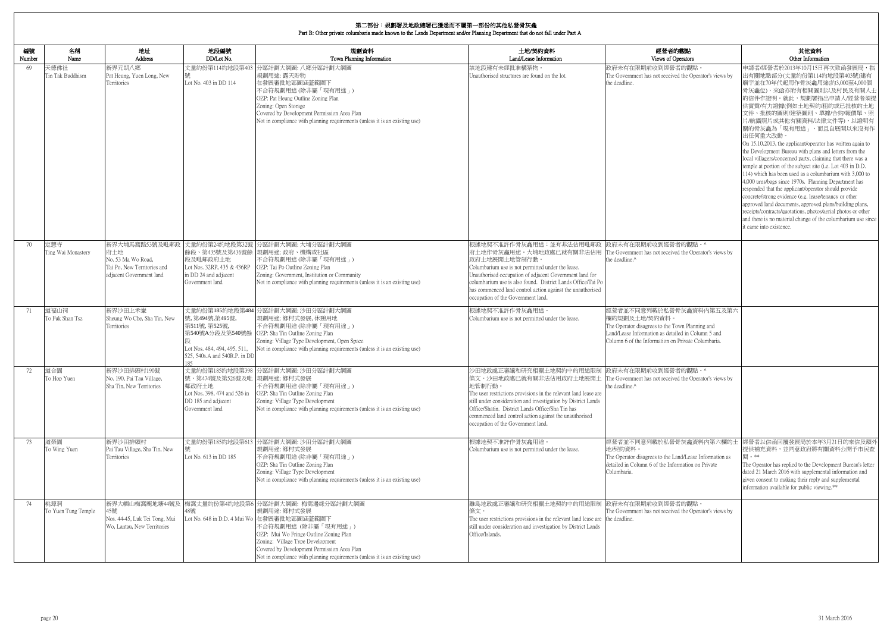## 第二部份：規劃署及地政總署已獲悉而不屬第一部份的其他私營骨灰龕
## Part B: Other private columbaria made known to the Lands Department and/or Planning Department that do not fall under Part A

| 編號 Number | 名稱 Name | 地址 Address | 地段編號 DD/Lot No. | 規劃資料 Town Planning Information | 土地/契約資料 Land/Lease Information | 經營者的觀點 Views of Operators | 其他資料 Other Information |
|---|---|---|---|---|---|---|---|
| 69 | 天德佛社<br>Tin Tak Buddhism | 新界元朗八鄉<br>Pat Heung, Yuen Long, New Territories | 丈量約份第114約地段第403號<br>Lot No. 403 in DD 114 | 分區計劃大綱圖: 八鄉分區計劃大綱圖<br>規劃用途: 露天貯物<br>在發展審批地區圖涵蓋範圍下<br>不合符規劃用途 (除非屬「現有用途」)<br>OZP: Pat Heung Outline Zoning Plan<br>Zoning: Open Storage<br>Covered by Development Permission Area Plan<br>Not in compliance with planning requirements (unless it is an existing use) | 該地段建有未經批准構築物。<br>Unauthorised structures are found on the lot. | 政府未有在限期前收到經營者的觀點。<br>The Government has not received the Operator's views by the deadline. | 申請者/經營者於2013年10月15日再次致函發展局，指出有關地點部分(丈量約份第114約地段第403號)建有廟宇並在70年代起用作骨灰龕用途(約3,000至4,000個骨灰龕位)，來函亦附有相關圖則以及村民及有關人士的信件作證明。就此，規劃署指出申請人/經營者須提供實質/有力證據(例如土地契約/租約或已批核的土地文件、批核的圖則/建築圖則、單據/合約/報價單、照片/航攝照片或其他有關資料/法律文件等)，以證明有關的骨灰龕為「現有用途」，而且自展開以來沒有作出任何重大改動。<br>On 15.10.2013, the applicant/operator has written again to the Development Bureau with plans and letters from the local villagers/concerned party, claiming that there was a temple at portion of the subject site (i.e. Lot 403 in D.D. 114) which has been used as a columbarium with 3,000 to 4,000 urns/bags since 1970s. Planning Department has responded that the applicant/operator should provide concrete/strong evidence (e.g. lease/tenancy or other approved land documents, approved plans/building plans, receipts/contracts/quotations, photos/aerial photos or other and there is no material change of the columbarium use since it came into existence. |
| 70 | 定慧寺<br>Ting Wai Monastery | 新界大埔馬窩路53號及毗鄰政府土地<br>No. 53 Ma Wo Road, Tai Po, New Territories and adjacent Government land | 丈量約份第24約地段第32號餘段、第435號及第436號餘段及毗鄰政府土地<br>Lot Nos. 32RP, 435 & 436RP in DD 24 and adjacent Government land | 分區計劃大綱圖: 大埔分區計劃大綱圖<br>規劃用途: 政府、機構或社區<br>不合符規劃用途 (除非屬「現有用途」)<br>OZP: Tai Po Outline Zoning Plan<br>Zoning: Government, Institution or Community<br>Not in compliance with planning requirements (unless it is an existing use) | 根據地契不准許作骨灰龕用途；並有非法佔用毗鄰政府土地作骨灰龕用途，大埔地政處已就有關非法佔用政府土地展開土地管制行動。<br>Columbarium use is not permitted under the lease. Unauthorised occupation of adjacent Government land for columbarium use is also found. District Lands Office/Tai Po has commenced land control action against the unauthorised occupation of the Government land. | 政府未有在限期前收到經營者的觀點。^<br>The Government has not received the Operator's views by the deadline.^ | |
| 71 | 道福山祠<br>To Fuk Shan Tsz | 新界沙田上禾輋<br>Sheung Wo Che, Sha Tin, New Territories | 丈量約份第185約地段第484號, 第494號,第495號, 第511號, 第525號, 第540號A分段及第540號餘段<br>Lot Nos. 484, 494, 495, 511, 525, 540s.A and 540R.P. in DD 185 | 分區計劃大綱圖: 沙田分區計劃大綱圖<br>規劃用途: 鄉村式發展, 休憩用地<br>不合符規劃用途 (除非屬「現有用途」)<br>OZP: Sha Tin Outline Zoning Plan<br>Zoning: Village Type Development, Open Space<br>Not in compliance with planning requirements (unless it is an existing use) | 根據地契不准許作骨灰龕用途。<br>Columbarium use is not permitted under the lease. | 經營者並不同意列載於私營骨灰龕資料內第五及第六欄的規劃及土地/契約資料。<br>The Operator disagrees to the Town Planning and Land/Lease Information as detailed in Column 5 and Column 6 of the Information on Private Columbaria. | |
| 72 | 道合園<br>To Hop Yuen | 新界沙田排頭村190號<br>No. 190, Pai Tau Village, Sha Tin, New Territories | 丈量約份第185約地段第398號、第474號及第526號及毗鄰政府土地<br>Lot Nos. 398, 474 and 526 in DD 185 and adjacent Government land | 分區計劃大綱圖: 沙田分區計劃大綱圖<br>規劃用途: 鄉村式發展<br>不合符規劃用途 (除非屬「現有用途」)<br>OZP: Sha Tin Outline Zoning Plan<br>Zoning: Village Type Development<br>Not in compliance with planning requirements (unless it is an existing use) | 沙田地政處正審議和研究相關土地契約中的用途限制條文。沙田地政處已就有關非法佔用政府土地展開土地管制行動。<br>The user restrictions provisions in the relevant land lease are still under consideration and investigation by District Lands Office/Shatin. District Lands Office/Sha Tin has commenced land control action against the unauthorised occupation of the Government land. | 政府未有在限期前收到經營者的觀點。^<br>The Government has not received the Operator's views by the deadline.^ | |
| 73 | 道榮園<br>To Wing Yuen | 新界沙田排頭村<br>Pai Tau Village, Sha Tin, New Territories | 丈量約份第185約地段第613號<br>Lot No. 613 in DD 185 | 分區計劃大綱圖: 沙田分區計劃大綱圖<br>規劃用途: 鄉村式發展<br>不合符規劃用途 (除非屬「現有用途」)<br>OZP: Sha Tin Outline Zoning Plan<br>Zoning: Village Type Development<br>Not in compliance with planning requirements (unless it is an existing use) | 根據地契不准許作骨灰龕用途。<br>Columbarium use is not permitted under the lease. | 經營者並不同意列載於私營骨灰龕資料內第六欄的土地/契約資料。<br>The Operator disagrees to the Land/Lease Information as detailed in Column 6 of the Information on Private Columbaria. | 經營者以信函回覆發展局於本年3月21日的來信及額外提供補充資料，並同意政府將有關資料公開予市民查閱。**<br>The Operator has replied to the Development Bureau's letter dated 21 March 2016 with supplemental information and given consent to making their reply and supplemental information available for public viewing.** |
| 74 | 桃源洞<br>To Yuen Tung Temple | 新界大嶼山梅窩鹿地塘44號及45號<br>Nos. 44-45, Luk Tei Tong, Mui Wo, Lantau, New Territories | 梅窩丈量約份第4約地段第648號<br>Lot No. 648 in D.D. 4 Mui Wo | 分區計劃大綱圖: 梅窩邊緣分區計劃大綱圖<br>規劃用途: 鄉村式發展<br>在發展審批地區圖涵蓋範圍下<br>不合符規劃用途 (除非屬「現有用途」)<br>OZP: Mui Wo Fringe Outline Zoning Plan<br>Zoning: Village Type Development<br>Covered by Development Permission Area Plan<br>Not in compliance with planning requirements (unless it is an existing use) | 離島地政處正審議和研究相關土地契約中的用途限制條文。<br>The user restrictions provisions in the relevant land lease are still under consideration and investigation by District Lands Office/Islands. | 政府未有在限期前收到經營者的觀點。<br>The Government has not received the Operator's views by the deadline. | |

31 March 2016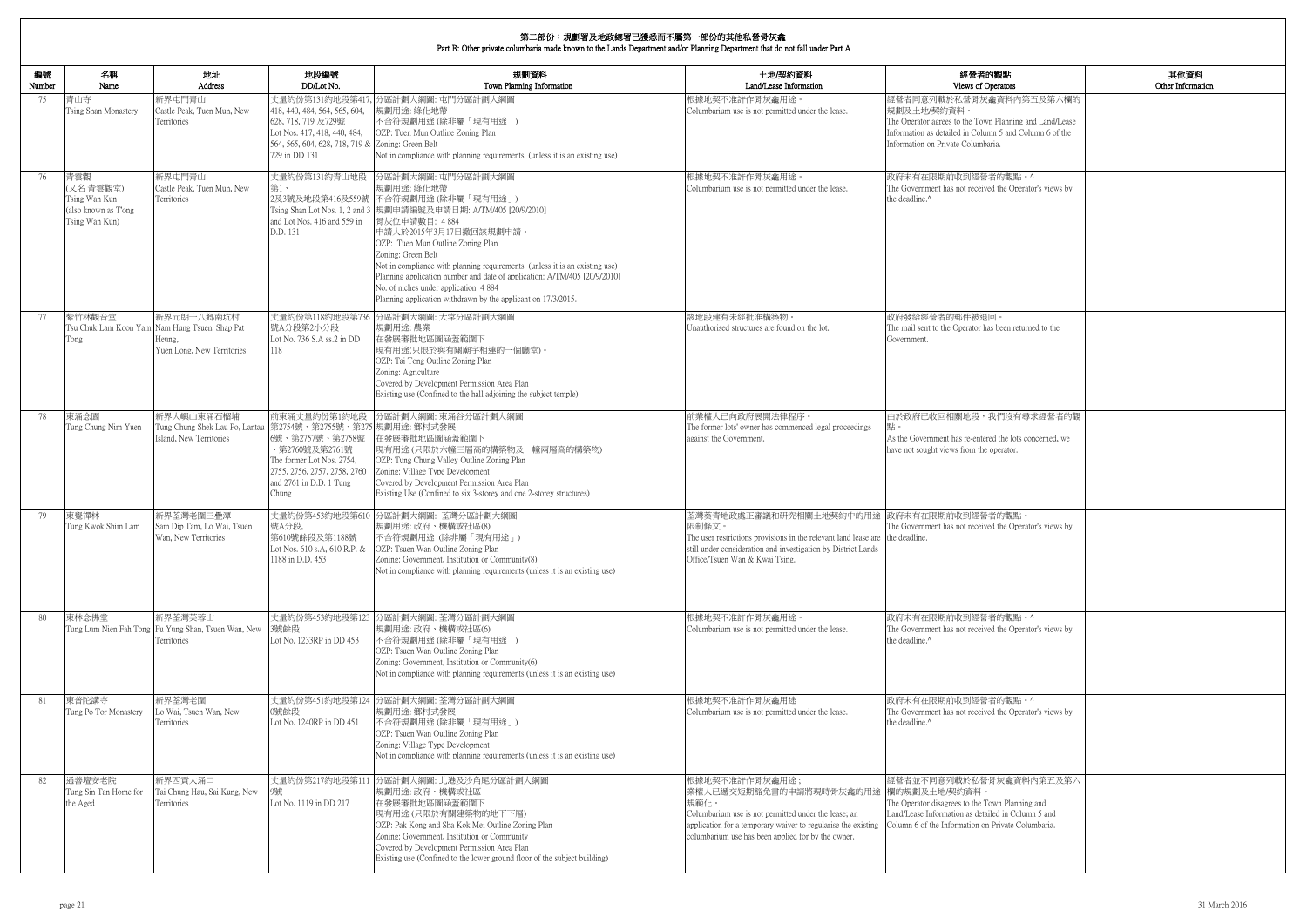## 第二部份：規劃署及地政總署已獲悉而不屬第一部份的其他私營骨灰龕
## Part B: Other private columbaria made known to the Lands Department and/or Planning Department that do not fall under Part A

| 編號 Number | 名稱 Name | 地址 Address | 地段編號 DD/Lot No. | 規劃資料 Town Planning Information | 土地/契約資料 Land/Lease Information | 經營者的觀點 Views of Operators | 其他資料 Other Information |
|---|---|---|---|---|---|---|---|
| 75 | 青山寺<br>Tsing Shan Monastery | 新界屯門青山<br>Castle Peak, Tuen Mun, New Territories | 丈量約份第131約地段第417, 418, 440, 484, 564, 565, 604, 628, 718, 719 及729號<br>Lot Nos. 417, 418, 440, 484, 564, 565, 604, 628, 718, 719 & 729 in DD 131 | 分區計劃大綱圖: 屯門分區計劃大綱圖<br>規劃用途: 綠化地帶<br>不合符規劃用途 (除非屬「現有用途」)<br>OZP: Tuen Mun Outline Zoning Plan<br>Zoning: Green Belt<br>Not in compliance with planning requirements (unless it is an existing use) | 根據地契不准許作骨灰龕用途。<br>Columbarium use is not permitted under the lease. | 經營者同意列載於私營骨灰龕資料內第五及第六欄的規劃及土地/契約資料。<br>The Operator agrees to the Town Planning and Land/Lease Information as detailed in Column 5 and Column 6 of the Information on Private Columbaria. | |
| 76 | 青雲觀<br>(又名 青雲觀堂)<br>Tsing Wan Kun<br>(also known as T'ong Tsing Wan Kun) | 新界屯門青山<br>Castle Peak, Tuen Mun, New Territories | 丈量約份第131約青山地段第1、2及3號及地段第416及559號<br>Tsing Shan Lot Nos. 1, 2 and 3 and Lot Nos. 416 and 559 in D.D. 131 | 分區計劃大綱圖: 屯門分區計劃大綱圖<br>規劃用途: 綠化地帶<br>不合符規劃用途 (除非屬「現有用途」)<br>規劃申請編號及申請日期: A/TM/405 [20/9/2010]<br>骨灰位申請數目: 4 884<br>申請人於2015年3月17日撤回該規劃申請。<br>OZP: Tuen Mun Outline Zoning Plan<br>Zoning: Green Belt<br>Not in compliance with planning requirements (unless it is an existing use)<br>Planning application number and date of application: A/TM/405 [20/9/2010]<br>No. of niches under application: 4 884<br>Planning application withdrawn by the applicant on 17/3/2015. | 根據地契不准許作骨灰龕用途。<br>Columbarium use is not permitted under the lease. | 政府未有在限期前收到經營者的觀點。^<br>The Government has not received the Operator's views by the deadline.^ | |
| 77 | 紫竹林觀音堂<br>Tsu Chuk Lam Koon Yam Tong | 新界元朗十八鄉南坑村<br>Nam Hung Tsuen, Shap Pat Heung, Yuen Long, New Territories | 丈量約份第118約地段第736號A分段第2小分段<br>Lot No. 736 S.A ss.2 in DD 118 | 分區計劃大綱圖: 大棠分區計劃大綱圖<br>規劃用途: 農業<br>在發展審批地區圖涵蓋範圍下<br>現有用途(只限於與有關廟宇相連的一個廳堂)。<br>OZP: Tai Tong Outline Zoning Plan<br>Zoning: Agriculture<br>Covered by Development Permission Area Plan<br>Existing use (Confined to the hall adjoining the subject temple) | 該地段建有未經批准構築物。<br>Unauthorised structures are found on the lot. | 政府發給經營者的郵件被退回。<br>The mail sent to the Operator has been returned to the Government. | |
| 78 | 東涌念園<br>Tung Chung Nim Yuen | 新界大嶼山東涌石榴埔<br>Tung Chung Shek Lau Po, Lantau Island, New Territories | 前東涌丈量約份第1約地段第2754號、第2755號、第2756號、第2757號、第2758號、第2760號及第2761號<br>The former Lot Nos. 2754, 2755, 2756, 2757, 2758, 2760 and 2761 in D.D. 1 Tung Chung | 分區計劃大綱圖: 東涌谷分區計劃大綱圖<br>規劃用途: 鄉村式發展<br>在發展審批地區圖涵蓋範圍下<br>現有用途 (只限於六幢三層高的構築物及一幢兩層高的構築物)<br>OZP: Tung Chung Valley Outline Zoning Plan<br>Zoning: Village Type Development<br>Covered by Development Permission Area Plan<br>Existing Use (Confined to six 3-storey and one 2-storey structures) | 前業權人已向政府展開法律程序。<br>The former lots' owner has commenced legal proceedings against the Government. | 由於政府已收回相關地段，我們沒有尋求經營者的觀點。<br>As the Government has re-entered the lots concerned, we have not sought views from the operator. | |
| 79 | 東覺禪林<br>Tung Kwok Shim Lam | 新界荃灣老圍三疊潭<br>Sam Dip Tam, Lo Wai, Tsuen Wan, New Territories | 丈量約份第453約地段第610號A分段、第610號餘段及第1188號<br>Lot Nos. 610 s.A, 610 R.P. & 1188 in D.D. 453 | 分區計劃大綱圖: 荃灣分區計劃大綱圖<br>規劃用途: 政府、機構或社區(8)<br>不合符規劃用途 (除非屬「現有用途」)<br>OZP: Tsuen Wan Outline Zoning Plan<br>Zoning: Government, Institution or Community(8)<br>Not in compliance with planning requirements (unless it is an existing use) | 荃灣葵青地政處正審議和研究相關土地契約中的用途限制條文。<br>The user restrictions provisions in the relevant land lease are still under consideration and investigation by District Lands Office/Tsuen Wan & Kwai Tsing. | 政府未有在限期前收到經營者的觀點。<br>The Government has not received the Operator's views by the deadline. | |
| 80 | 東林念佛堂<br>Tung Lum Nien Fah Tong | 新界荃灣芙蓉山<br>Fu Yung Shan, Tsuen Wan, New Territories | 丈量約份第453約地段第1233號餘段<br>Lot No. 1233RP in DD 453 | 分區計劃大綱圖: 荃灣分區計劃大綱圖<br>規劃用途: 政府、機構或社區(6)<br>不合符規劃用途 (除非屬「現有用途」)<br>OZP: Tsuen Wan Outline Zoning Plan<br>Zoning: Government, Institution or Community(6)<br>Not in compliance with planning requirements (unless it is an existing use) | 根據地契不准許作骨灰龕用途。<br>Columbarium use is not permitted under the lease. | 政府未有在限期前收到經營者的觀點。^<br>The Government has not received the Operator's views by the deadline.^ | |
| 81 | 東普陀講寺<br>Tung Po Tor Monastery | 新界荃灣老圍<br>Lo Wai, Tsuen Wan, New Territories | 丈量約份第451約地段第1240號餘段<br>Lot No. 1240RP in DD 451 | 分區計劃大綱圖: 荃灣分區計劃大綱圖<br>規劃用途: 鄉村式發展<br>不合符規劃用途 (除非屬「現有用途」)<br>OZP: Tsuen Wan Outline Zoning Plan<br>Zoning: Village Type Development<br>Not in compliance with planning requirements (unless it is an existing use) | 根據地契不准許作骨灰龕用途<br>Columbarium use is not permitted under the lease. | 政府未有在限期前收到經營者的觀點。^<br>The Government has not received the Operator's views by the deadline.^ | |
| 82 | 通善壇安老院<br>Tung Sin Tan Home for the Aged | 新界西貢大涌口<br>Tai Chung Hau, Sai Kung, New Territories | 丈量約份第217約地段第1119號<br>Lot No. 1119 in DD 217 | 分區計劃大綱圖: 北港及沙角尾分區計劃大綱圖<br>規劃用途: 政府、機構或社區<br>在發展審批地區圖涵蓋範圍下<br>現有用途 (只限於有關建築物的地下下層)<br>OZP: Pak Kong and Sha Kok Mei Outline Zoning Plan<br>Zoning: Government, Institution or Community<br>Covered by Development Permission Area Plan<br>Existing use (Confined to the lower ground floor of the subject building) | 根據地契不准許作骨灰龕用途；業權人已遞交短期豁免書的申請將現時骨灰龕的用途規範化。<br>Columbarium use is not permitted under the lease; an application for a temporary waiver to regularise the existing columbarium use has been applied for by the owner. | 經營者並不同意列載於私營骨灰龕資料內第五及第六欄的規劃及土地/契約資料。<br>The Operator disagrees to the Town Planning and Land/Lease Information as detailed in Column 5 and Column 6 of the Information on Private Columbaria. | |

31 March 2016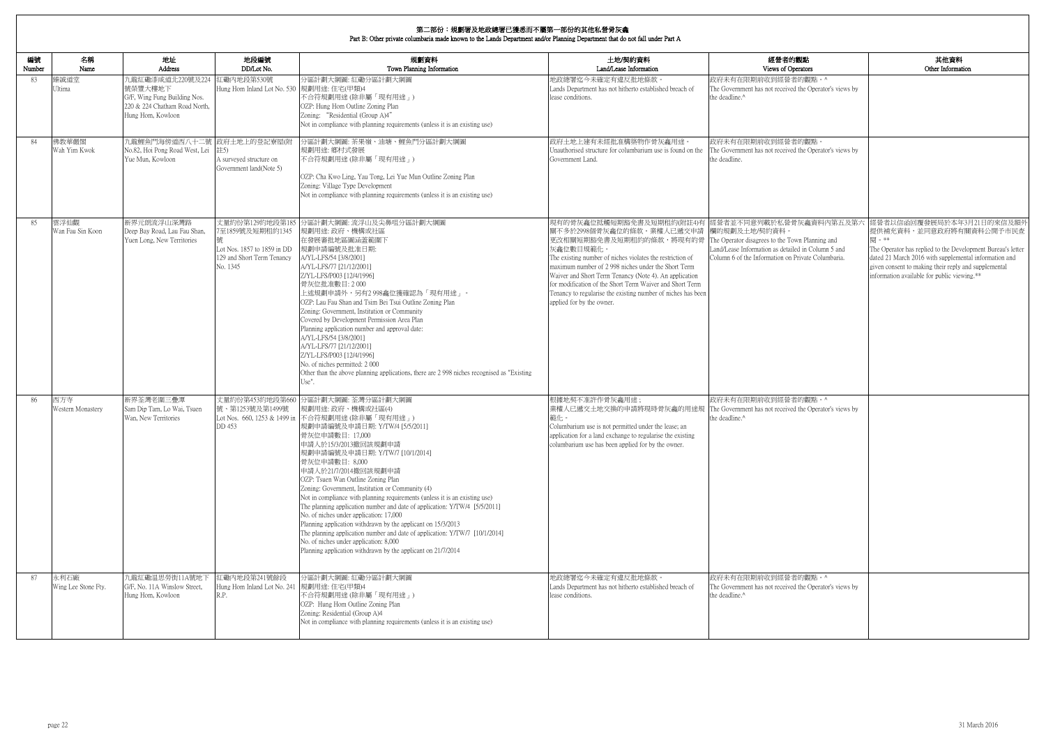## 第二部份：規劃署及地政總署已獲悉而不屬第一部份的其他私營骨灰龕
## Part B: Other private columbaria made known to the Lands Department and/or Planning Department that do not fall under Part A

| 編號 Number | 名稱 Name | 地址 Address | 地段編號 DD/Lot No. | 規劃資料 Town Planning Information | 土地/契約資料 Land/Lease Information | 經營者的觀點 Views of Operators | 其他資料 Other Information |
|---|---|---|---|---|---|---|---|
| 83 | 臻誠道堂 Ultima | 九龍紅磡漆咸道北220號及224號榮豐大樓地下 G/F, Wing Fung Building Nos. 220 & 224 Chatham Road North, Hung Hom, Kowloon | 紅磡內地段第530號 Hung Hom Inland Lot No. 530 | 分區計劃大綱圖: 紅磡分區計劃大綱圖<br>規劃用途: 住宅(甲類)4<br>不合符規劃用途 (除非屬「現有用途」)<br>OZP: Hung Hom Outline Zoning Plan<br>Zoning: "Residential (Group A)4"<br>Not in compliance with planning requirements (unless it is an existing use) | 地政總署迄今未確定有違反批地條款。<br>Lands Department has not hitherto established breach of lease conditions. | 政府未有在限期前收到經營者的觀點。^<br>The Government has not received the Operator's views by the deadline.^ | |
| 84 | 佛教華嚴閣 Wah Yim Kwok | 九龍鯉魚門海傍道西八十二號 No.82, Hoi Pong Road West, Lei Yue Mun, Kowloon | 政府土地上的登記寮屋(附註5) A surveyed structure on Government land(Note 5) | 分區計劃大綱圖: 茶果嶺、油塘、鯉魚門分區計劃大綱圖<br>規劃用途: 鄉村式發展<br>不合符規劃用途 (除非屬「現有用途」)<br>OZP: Cha Kwo Ling, Yau Tong, Lei Yue Mun Outline Zoning Plan<br>Zoning: Village Type Development<br>Not in compliance with planning requirements (unless it is an existing use) | 政府土地上建有未經批准構築物作骨灰龕用途。<br>Unauthorised structure for columbarium use is found on the Government Land. | 政府未有在限期前收到經營者的觀點。<br>The Government has not received the Operator's views by the deadline. | |
| 85 | 雲浮仙觀 Wan Fau Sin Koon | 新界元朗流浮山深灣路 Deep Bay Road, Lau Fau Shan, Yuen Long, New Territories | 丈量約份第129約地段第1857至1859號及短期租約1345號 Lot Nos. 1857 to 1859 in DD 129 and Short Term Tenancy No. 1345 | 分區計劃大綱圖: 流浮山及尖鼻咀分區計劃大綱圖<br>規劃用途: 政府、機構或社區<br>在發展審批地區圖涵蓋範圍下<br>規劃申請編號及批准日期:<br>A/YL-LFS/54 [3/8/2001]<br>A/YL-LFS/77 [21/12/2001]<br>Z/YL-LFS/P003 [12/4/1996]<br>骨灰位批准數目: 2 000<br>上述規劃申請外，另有2 998龕位獲確認為「現有用途」。<br>OZP: Lau Fau Shan and Tsim Bei Tsui Outline Zoning Plan<br>Zoning: Government, Institution or Community<br>Covered by Development Permission Area Plan<br>Planning application number and approval date:<br>A/YL-LFS/54 [3/8/2001]<br>A/YL-LFS/77 [21/12/2001]<br>Z/YL-LFS/P003 [12/4/1996]<br>No. of niches permitted: 2 000<br>Other than the above planning applications, there are 2 998 niches recognised as "Existing Use". | 現有的骨灰龕位抵觸短期豁免書及短期租約(附註4)有關不多於2998個骨灰龕位的條款。業權人已遞交申請更改相關短期豁免書及短期租約的條款，將現有的骨灰龕位數目規範化。<br>The existing number of niches violates the restriction of maximum number of 2 998 niches under the Short Term Waiver and Short Term Tenancy (Note 4). An application for modification of the Short Term Waiver and Short Term Tenancy to regularise the existing number of niches has been applied for by the owner. | 經營者並不同意列載於私營骨灰龕資料內第五及第六欄的規劃及土地/契約資料。<br>The Operator disagrees to the Town Planning and Land/Lease Information as detailed in Column 5 and Column 6 of the Information on Private Columbaria. | 經營者以信函回覆發展局於本年3月21日的來信及額外提供補充資料，並同意政府將有關資料公開予市民查閱。**<br>The Operator has replied to the Development Bureau's letter dated 21 March 2016 with supplemental information and given consent to making their reply and supplemental information available for public viewing.** |
| 86 | 西方寺 Western Monastery | 新界荃灣老圍三疊潭 Sam Dip Tam, Lo Wai, Tsuen Wan, New Territories | 丈量約份第453約地段第660號、第1253號及第1499號 Lot Nos. 660, 1253 & 1499 in DD 453 | 分區計劃大綱圖: 荃灣分區計劃大綱圖<br>規劃用途: 政府、機構或社區(4)<br>不合符規劃用途 (除非屬「現有用途」)<br>規劃申請編號及申請日期: Y/TW/4 [5/5/2011]<br>骨灰位申請數目: 17,000<br>申請人於15/3/2013撤回該規劃申請<br>規劃申請編號及申請日期: Y/TW/7 [10/1/2014]<br>骨灰位申請數目: 8,000<br>申請人於21/7/2014撤回該規劃申請<br>OZP: Tsuen Wan Outline Zoning Plan<br>Zoning: Government, Institution or Community (4)<br>Not in compliance with planning requirements (unless it is an existing use)<br>The planning application number and date of application: Y/TW/4 [5/5/2011]<br>No. of niches under application: 17,000<br>Planning application withdrawn by the applicant on 15/3/2013<br>The planning application number and date of application: Y/TW/7 [10/1/2014]<br>No. of niches under application: 8,000<br>Planning application withdrawn by the applicant on 21/7/2014 | 根據地契不准許作骨灰龕用途；<br>業權人已遞交土地交換的申請將現時骨灰龕的用途規範化。<br>Columbarium use is not permitted under the lease; an application for a land exchange to regularise the existing columbarium use has been applied for by the owner. | 政府未有在限期前收到經營者的觀點。^<br>The Government has not received the Operator's views by the deadline.^ | |
| 87 | 永利石廠 Wing Lee Stone Fty. | 九龍紅磡溫思勞街11A號地下 G/F, No. 11A Winslow Street, Hung Hom, Kowloon | 紅磡內地段第241號餘段 Hung Hom Inland Lot No. 241 R.P. | 分區計劃大綱圖: 紅磡分區計劃大綱圖<br>規劃用途: 住宅(甲類)4<br>不合符規劃用途 (除非屬「現有用途」)<br>OZP: Hung Hom Outline Zoning Plan<br>Zoning: Residential (Group A)4<br>Not in compliance with planning requirements (unless it is an existing use) | 地政總署迄今未確定有違反批地條款。<br>Lands Department has not hitherto established breach of lease conditions. | 政府未有在限期前收到經營者的觀點。^<br>The Government has not received the Operator's views by the deadline.^ | |

31 March 2016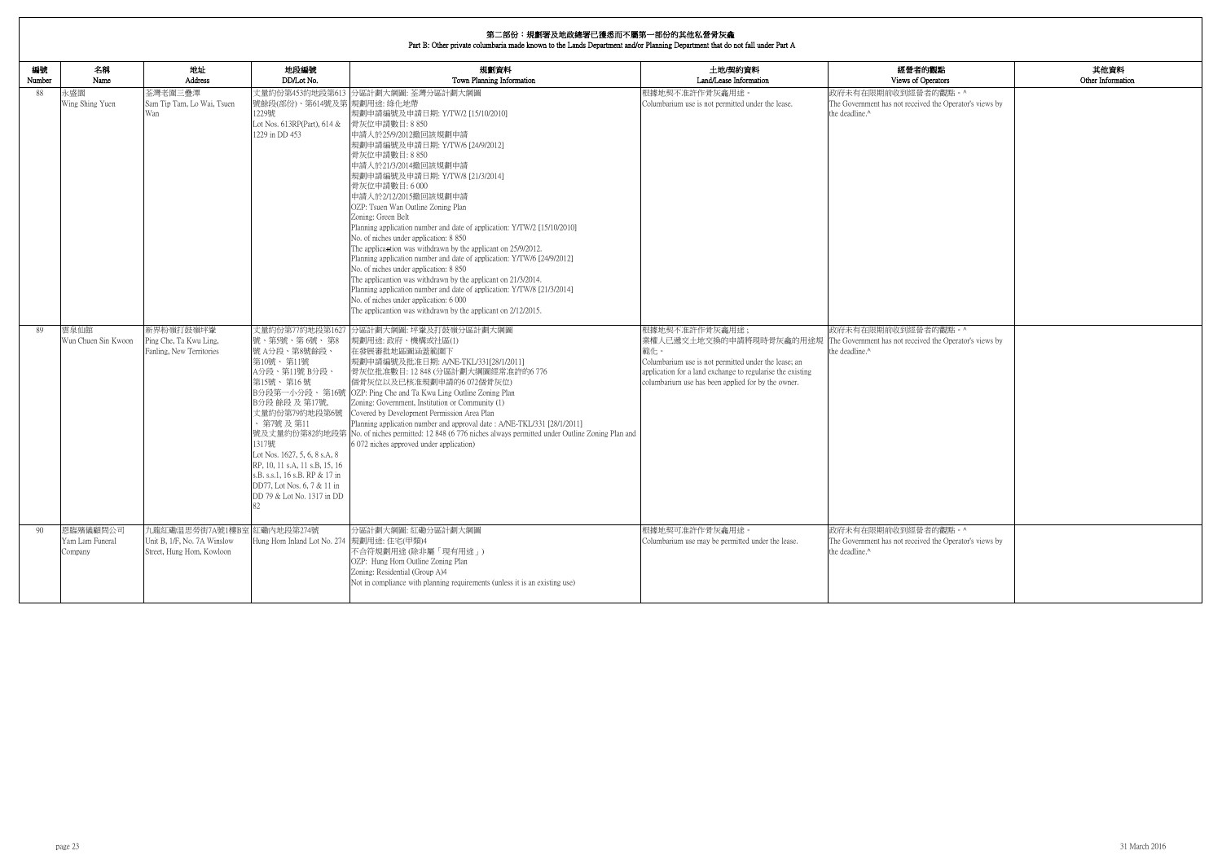## 第二部份：規劃署及地政總署已獲悉而不屬第一部份的其他私營骨灰龕
## Part B: Other private columbaria made known to the Lands Department and/or Planning Department that do not fall under Part A

| 編號 Number | 名稱 Name | 地址 Address | 地段編號 DD/Lot No. | 規劃資料 Town Planning Information | 土地/契約資料 Land/Lease Information | 經營者的觀點 Views of Operators | 其他資料 Other Information |
|---|---|---|---|---|---|---|---|
| 88 | 永盛園<br>Wing Shing Yuen | 荃灣老圍三疊潭<br>Sam Tip Tam, Lo Wai, Tsuen Wan | 丈量約份第453約地段第613號餘段(部份)、第614號及第1229號<br>Lot Nos. 613RP(Part), 614 & 1229 in DD 453 | 分區計劃大綱圖: 荃灣分區計劃大綱圖<br>規劃用途: 綠化地帶<br>規劃申請編號及申請日期: Y/TW/2 [15/10/2010]<br>骨灰位申請數目: 8 850<br>申請人於25/9/2012撤回該規劃申請<br>規劃申請編號及申請日期: Y/TW/6 [24/9/2012]<br>骨灰位申請數目: 8 850<br>申請人於21/3/2014撤回該規劃申請<br>規劃申請編號及申請日期: Y/TW/8 [21/3/2014]<br>骨灰位申請數目: 6 000<br>申請人於2/12/2015撤回該規劃申請<br>OZP: Tsuen Wan Outline Zoning Plan<br>Zoning: Green Belt<br>Planning application number and date of application: Y/TW/2 [15/10/2010]<br>No. of niches under application: 8 850<br>The applicaation was withdrawn by the applicant on 25/9/2012.<br>Planning application number and date of application: Y/TW/6 [24/9/2012]<br>No. of niches under application: 8 850<br>The applicantion was withdrawn by the applicant on 21/3/2014.<br>Planning application number and date of application: Y/TW/8 [21/3/2014]<br>No. of niches under application: 6 000<br>The applicantion was withdrawn by the applicant on 2/12/2015. | 根據地契不准許作骨灰龕用途。<br>Columbarium use is not permitted under the lease. | 政府未有在限期前收到經營者的觀點。^<br>The Government has not received the Operator's views by the deadline.^ | |
| 89 | 雲泉仙館<br>Wun Chuen Sin Kwoon | 新界粉嶺打鼓嶺坪輋<br>Ping Che, Ta Kwu Ling, Fanling, New Territories | 丈量約份第77約地段第1627號、第5號、第 6號、 第8號 A分段、第8號餘段、第10號 、第11號 A分段、第11號 B分段、第15號 、第16 號 B分段第一小分段 、第16號 B分段 餘段 及 第17號, 丈量約份第79約地段第6號 、第7號 及 第11 號及丈量約份第82約地段第1317號<br>Lot Nos. 1627, 5, 6, 8 s.A, 8 RP, 10, 11 s.A, 11 s.B, 15, 16 s.B. s.s.1, 16 s.B. RP & 17 in DD77, Lot Nos. 6, 7 & 11 in DD 79 & Lot No. 1317 in DD 82 | 分區計劃大綱圖: 坪輋及打鼓嶺分區計劃大綱圖<br>規劃用途: 政府、機構或社區(1)<br>在發展審批地區圖涵蓋範圍下<br>規劃申請編號及批准日期: A/NE-TKL/331[28/1/2011]<br>骨灰位批准數目: 12 848 (分區計劃大綱圖經常准許的6 776 個骨灰位以及已核准規劃申請的6 072個骨灰位)<br>OZP: Ping Che and Ta Kwu Ling Outline Zoning Plan<br>Zoning: Government, Institution or Community (1)<br>Covered by Development Permission Area Plan<br>Planning application number and approval date : A/NE-TKL/331 [28/1/2011]<br>No. of niches permitted: 12 848 (6 776 niches always permitted under Outline Zoning Plan and 6 072 niches approved under application) | 根據地契不准許作骨灰龕用途；<br>業權人已遞交土地交換的申請將現時骨灰龕的用途規範化。<br>Columbarium use is not permitted under the lease; an application for a land exchange to regularise the existing columbarium use has been applied for by the owner. | 政府未有在限期前收到經營者的觀點。^<br>The Government has not received the Operator's views by the deadline.^ | |
| 90 | 恩臨殯儀顧問公司<br>Yam Lam Funeral Company | 九龍紅磡温思勞街7A號1樓B室<br>Unit B, 1/F, No. 7A Winslow Street, Hung Hom, Kowloon | 紅磡內地段第274號<br>Hung Hom Inland Lot No. 274 | 分區計劃大綱圖: 紅磡分區計劃大綱圖<br>規劃用途: 住宅(甲類)4<br>不合符規劃用途 (除非屬「現有用途」)<br>OZP: Hung Hom Outline Zoning Plan<br>Zoning: Residential (Group A)4<br>Not in compliance with planning requirements (unless it is an existing use) | 根據地契可准許作骨灰龕用途。<br>Columbarium use may be permitted under the lease. | 政府未有在限期前收到經營者的觀點。^<br>The Government has not received the Operator's views by the deadline.^ | |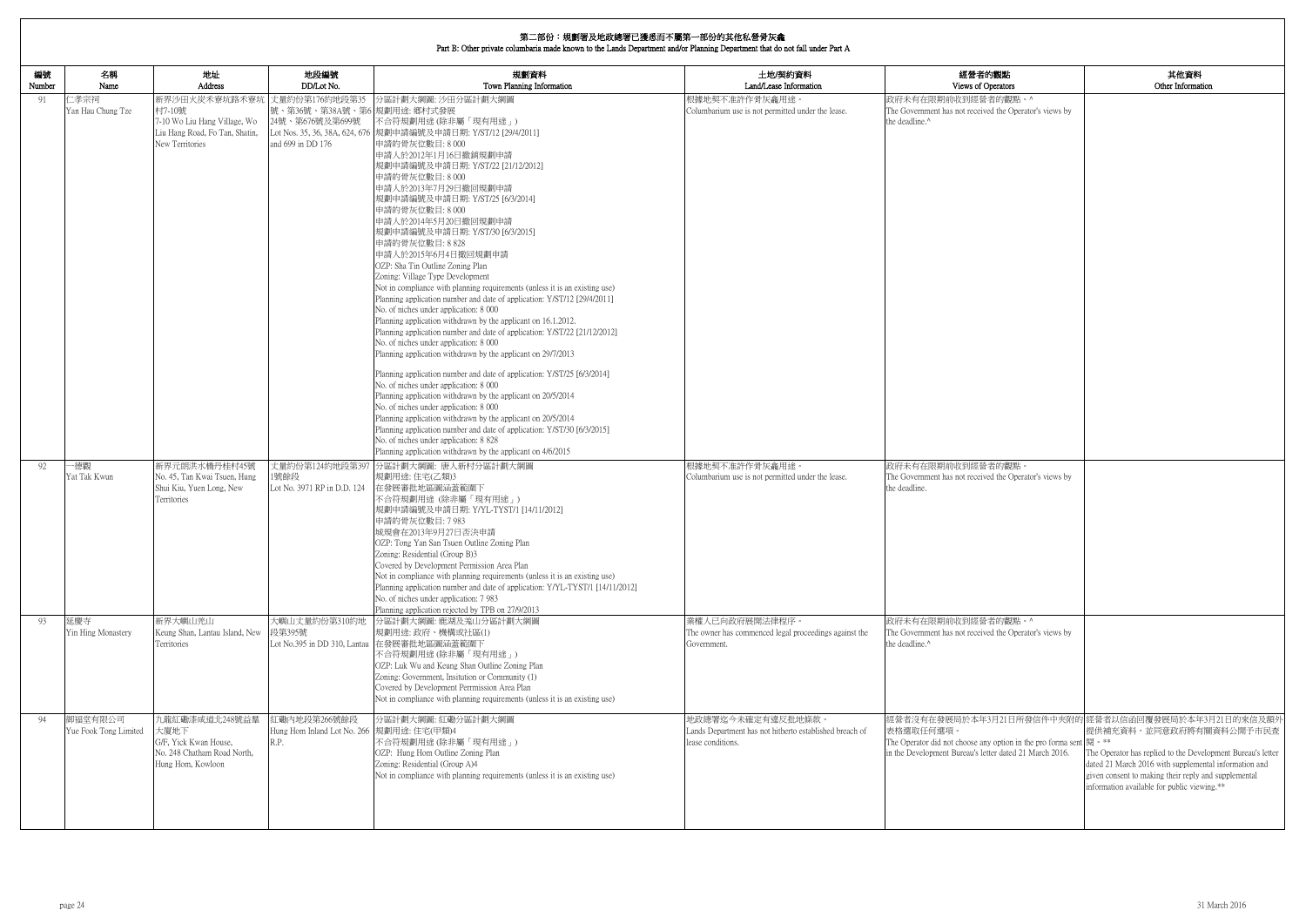## 第二部份：規劃署及地政總署已獲悉而不屬第一部份的其他私營骨灰龕
## Part B: Other private columbaria made known to the Lands Department and/or Planning Department that do not fall under Part A

| 編號 Number | 名稱 Name | 地址 Address | 地段編號 DD/Lot No. | 規劃資料 Town Planning Information | 土地/契約資料 Land/Lease Information | 經營者的觀點 Views of Operators | 其他資料 Other Information |
|---|---|---|---|---|---|---|---|
| 91 | 仁孝宗祠<br>Yan Hau Chung Tze | 新界沙田火炭禾寮坑村7-10號<br>7-10 Wo Liu Hang Village, Wo Liu Hang Road, Fo Tan, Shatin, New Territories | 丈量約份第176約地段第35號、第36號、第38A號、第624號、第676號及第699號<br>Lot Nos. 35, 36, 38A, 624, 676 and 699 in DD 176 | 分區計劃大綱圖: 沙田分區計劃大綱圖<br>規劃用途: 鄉村式發展<br>不合符規劃用途 (除非屬「現有用途」)<br>規劃申請編號及申請日期: Y/ST/12 [29/4/2011]<br>申請的骨灰位數目: 8 000<br>申請人於2012年1月16日撤銷規劃申請<br>規劃申請編號及申請日期: Y/ST/22 [21/12/2012]<br>申請的骨灰位數目: 8 000<br>申請人於2013年7月29日撤回規劃申請<br>規劃申請編號及申請日期: Y/ST/25 [6/3/2014]<br>申請的骨灰位數目: 8 000<br>申請人於2014年5月20日撤回規劃申請<br>規劃申請編號及申請日期: Y/ST/30 [6/3/2015]<br>申請的骨灰位數目: 8 828<br>申請人於2015年6月4日撤回規劃申請<br>OZP: Sha Tin Outline Zoning Plan<br>Zoning: Village Type Development<br>Not in compliance with planning requirements (unless it is an existing use)<br>Planning application number and date of application: Y/ST/12 [29/4/2011]<br>No. of niches under application: 8 000<br>Planning application withdrawn by the applicant on 16.1.2012.<br>Planning application number and date of application: Y/ST/22 [21/12/2012]<br>No. of niches under application: 8 000<br>Planning application withdrawn by the applicant on 29/7/2013<br>Planning application number and date of application: Y/ST/25 [6/3/2014]<br>No. of niches under application: 8 000<br>Planning application withdrawn by the applicant on 20/5/2014<br>No. of niches under application: 8 000<br>Planning application withdrawn by the applicant on 20/5/2014<br>Planning application number and date of application: Y/ST/30 [6/3/2015]<br>No. of niches under application: 8 828<br>Planning application withdrawn by the applicant on 4/6/2015 | 根據地契不准許作骨灰龕用途。<br>Columbarium use is not permitted under the lease. | 政府未有在限期前收到經營者的觀點。^<br>The Government has not received the Operator's views by the deadline.^ | |
| 92 | 一德觀<br>Yat Tak Kwun | 新界元朗洪水橋丹桂村45號<br>No. 45, Tan Kwai Tsuen, Hung Shui Kiu, Yuen Long, New Territories | 丈量約份第124約地段第3971號餘段<br>Lot No. 3971 RP in D.D. 124 | 分區計劃大綱圖: 唐人新村分區計劃大綱圖<br>規劃用途: 住宅(乙類)3<br>在發展審批地區圖涵蓋範圍下<br>不合符規劃用途 (除非屬「現有用途」)<br>規劃申請編號及申請日期: Y/YL-TYST/1 [14/11/2012]<br>申請的骨灰位數目: 7 983<br>城規會在2013年9月27日否決申請<br>OZP: Tong Yan San Tsuen Outline Zoning Plan<br>Zoning: Residential (Group B)3<br>Covered by Development Permission Area Plan<br>Not in compliance with planning requirements (unless it is an existing use)<br>Planning application number and date of application: Y/YL-TYST/1 [14/11/2012]<br>No. of niches under application: 7 983<br>Planning application rejected by TPB on 27/9/2013 | 根據地契不准許作骨灰龕用途。<br>Columbarium use is not permitted under the lease. | 政府未有在限期前收到經營者的觀點。<br>The Government has not received the Operator's views by the deadline. | |
| 93 | 延慶寺<br>Yin Hing Monastery | 新界大嶼山羗山<br>Keung Shan, Lantau Island, New Territories | 大嶼山丈量約份第310約地段第395號<br>Lot No.395 in DD 310, Lantau | 分區計劃大綱圖: 鹿湖及羗山分區計劃大綱圖<br>規劃用途: 政府、機構或社區(1)<br>在發展審批地區圖涵蓋範圍下<br>不合符規劃用途 (除非屬「現有用途」)<br>OZP: Luk Wu and Keung Shan Outline Zoning Plan<br>Zoning: Government, Insitution or Community (1)<br>Covered by Development Perrmission Area Plan<br>Not in compliance with planning requirements (unless it is an existing use) | 業權人已向政府展開法律程序。<br>The owner has commenced legal proceedings against the Government. | 政府未有在限期前收到經營者的觀點。^<br>The Government has not received the Operator's views by the deadline.^ | |
| 94 | 御福堂有限公司<br>Yue Fook Tong Limited | 九龍紅磡漆咸道北248號益羣大廈地下<br>G/F, Yick Kwan House, No. 248 Chatham Road North, Hung Hom, Kowloon | 紅磡內地段第266號餘段<br>Hung Hom Inland Lot No. 266 R.P. | 分區計劃大綱圖: 紅磡分區計劃大綱圖<br>規劃用途: 住宅(甲類)4<br>不合符規劃用途 (除非屬「現有用途」)<br>OZP: Hung Hom Outline Zoning Plan<br>Zoning: Residential (Group A)4<br>Not in compliance with planning requirements (unless it is an existing use) | 地政總署迄今未確定有違反批地條款。<br>Lands Department has not hitherto established breach of lease conditions. | 經營者沒有在發展局於本年3月21日所發信件中夾附的表格選取任何選項。<br>The Operator did not choose any option in the pro forma sent in the Development Bureau's letter dated 21 March 2016. | 經營者以信函回覆發展局於本年3月21日的來信及額外提供補充資料，並同意政府將有關資料公開予市民查閱。**<br>The Operator has replied to the Development Bureau's letter dated 21 March 2016 with supplemental information and given consent to making their reply and supplemental information available for public viewing.** |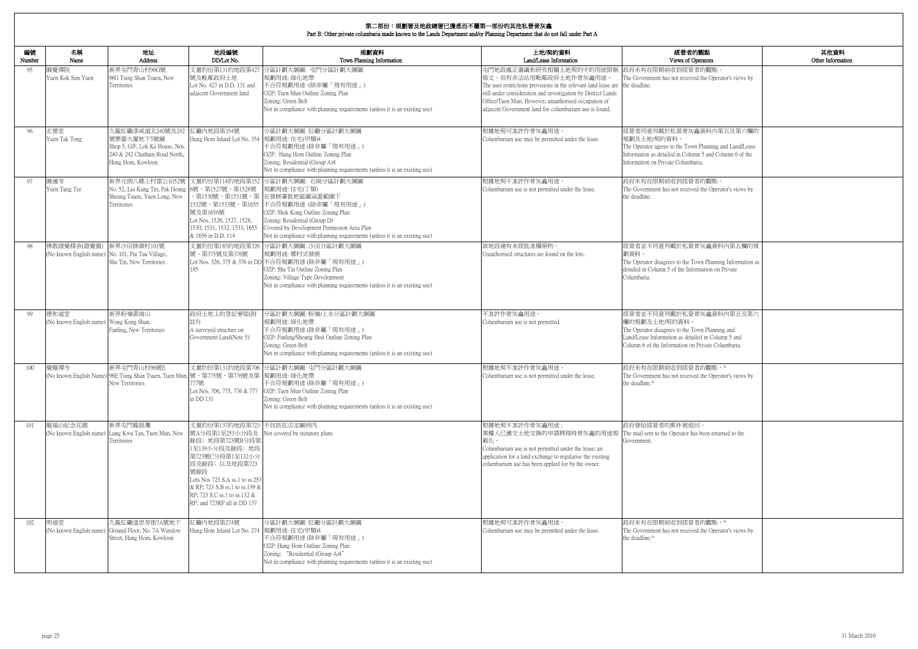## 第二部份：規劃署及地政總署已獲悉而不屬第一部份的其他私營骨灰龕
## Part B: Other private columbaria made known to the Lands Department and/or Planning Department that do not fall under Part A

| 編號 Number | 名稱 Name | 地址 Address | 地段編號 DD/Lot No. | 規劃資料 Town Planning Information | 土地/契約資料 Land/Lease Information | 經營者的觀點 Views of Operators | 其他資料 Other Information |
|---|---|---|---|---|---|---|---|
| 95 | 圓覺禪院 Yuen Kok Sim Yuen | 新界屯門青山村96G號 96G Tsing Shan Tsuen, New Territories | 丈量約份第131約地段第427號及毗鄰政府土地 Lot No. 427 in D.D. 131 and adjacent Government land | 分區計劃大綱圖: 屯門分區計劃大綱圖 規劃用途: 綠化地帶 不合符規劃用途 (除非屬「現有用途」) OZP: Tuen Mun Outline Zoning Plan Zoning: Green Belt Not in compliance with planning requirements (unless it is an existing use) | 屯門地政處正審議和研究相關土地契約中的用途限制條文，但有非法佔用毗鄰政府土地作骨灰龕用途。 The user restrictions provisions in the relevant land lease are still under consideration and investigation by District Lands Office/Tuen Mun. However, unauthorised occupation of adjacent Government land for columbarium use is found. | 政府未有在限期前收到經營者的觀點。 The Government has not received the Operator's views by the deadline. | |
| 96 | 玄德堂 Yuen Tak Tong | 九龍紅磡漆咸道北240號及242號樂嘉大廈地下5號舖 Shop 5, G/F, Lok Ka House, Nos. 240 & 242 Chatham Road North, Hung Hom, Kowloon | 紅磡內地段第354號 Hung Hom Inland Lot No. 354 | 分區計劃大綱圖: 紅磡分區計劃大綱圖 規劃用途: 住宅(甲類)4 不合符規劃用途 (除非屬「現有用途」) OZP: Hung Hom Outline Zoning Plan Zoning: Residential (Group A)4 Not in compliance with planning requirements (unless it is an existing use) | 根據地契可准許作骨灰龕用途。 Columbarium use may be permitted under the lease. | 經營者同意列載於私營骨灰龕資料內第五及第六欄的規劃及土地/契約資料。 The Operator agrees to the Town Planning and Land/Lease Information as detailed in Column 5 and Column 6 of the Information on Private Columbaria. | |
| 97 | 圓通寺 Yuen Tung Tze | 新界元朗八鄉上村雷公田52號 No. 52, Lui Kung Tin, Pak Heung Sheung Tsuen, Yuen Long, New Territories | 丈量約份第114約地段第1526號、第1527號、第1528號、第1530號、第1531號、第1532號、第1533號、第1655號及第1656號 Lot Nos. 1526, 1527, 1528, 1530, 1531, 1532, 1533, 1655 & 1656 in D.D. 114 | 分區計劃大綱圖: 石崗分區計劃大綱圖 規劃用途: 住宅(丁類) 在發展審批地區圖涵蓋範圍下 不合符規劃用途 (除非屬「現有用途」) OZP: Shek Kong Outline Zoning Plan Zoning: Residential (Group D) Covered by Development Permission Area Plan Not in compliance with planning requirements (unless it is an existing use) | 根據地契不准許作骨灰龕用途。 Columbarium use is not permitted under the lease. | 政府未有在限期前收到經營者的觀點。 The Government has not received the Operator's views by the deadline. | |
| 98 | 佛教證覺精舍(證覺園) (No known English name) | 新界沙田排頭村101號 No. 101, Pai Tau Village, Sha Tin, New Territories | 丈量約份第185約地段第326號、第375號及第376號 Lot Nos. 326, 375 & 376 in DD 185 | 分區計劃大綱圖: 沙田分區計劃大綱圖 規劃用途: 鄉村式發展 不合符規劃用途 (除非屬「現有用途」) OZP: Sha Tin Outline Zoning Plan Zoning: Village Type Development Not in compliance with planning requirements (unless it is an existing use) | 該地段建有未經批准構築物。 Unauthorised structures are found on the lots. | 經營者並不同意列載於私營骨灰龕資料內第五欄的規劃資料。 The Operator disagrees to the Town Planning Information as detailed in Column 5 of the Information on Private Columbaria. | |
| 99 | 德和道堂 (No known English name) | 新界粉嶺黃崗山 Wong Kong Shan, Fanling, New Territories | 政府土地上的登記寮屋(附註5) A surveyed structure on Government Land(Note 5) | 分區計劃大綱圖: 粉嶺/上水分區計劃大綱圖 規劃用途: 綠化地帶 不合符規劃用途 (除非屬「現有用途」) OZP: Fanling/Sheung Shui Outline Zoning Plan Zoning: Green Belt Not in compliance with planning requirements (unless it is an existing use) | 不准許作骨灰龕用途。 Columbarium use is not permitted. | 經營者並不同意列載於私營骨灰龕資料內第五及第六欄的規劃及土地/契約資料。 The Operator disagrees to the Town Planning and Land/Lease Information as detailed in Column 5 and Column 6 of the Information on Private Columbaria. | |
| 100 | 覺耀禪寺 (No known English Name) | 新界屯門青山村96號E 96E Tsing Shan Tsuen, Tuen Mun, New Territories | 丈量約份第131約地段第706號、第775號、第776號及第777號 Lot Nos. 706, 775, 776 & 777 in DD 131 | 分區計劃大綱圖: 屯門分區計劃大綱圖 規劃用途: 綠化地帶 不合符規劃用途 (除非屬「現有用途」) OZP: Tuen Mun Outline Zoning Plan Zoning: Green Belt Not in compliance with planning requirements (unless it is an existing use) | 根據地契不准許作骨灰龕用途。 Columbarium use is not permitted under the lease. | 政府未有在限期前收到經營者的觀點。^ The Government has not received the Operator's views by the deadline.^ | |
| 101 | 龍福山紀念花園 (No known English name) | 新界屯門龍鼓灘 Lung Kwu Tan, Tuen Mun, New Territories | 丈量約份第137約地段第723號A分段第1至253小分段及餘段；地段第723號B分段第1至139小分段及餘段；地段第723號C分段第1至132小分段及餘段；以及地段第723號餘段 Lots Nos 723 S.A ss.1 to ss.253 & RP; 723 S.B ss.1 to ss.139 & RP; 723 S.C ss.1 to ss.132 & RP; and 723RP all in DD 137 | 不包括在法定圖則內 Not covered by statutory plans | 根據地契不准許作骨灰龕用途；業權人已遞交土地交換的申請將現時骨灰龕的用途規範化。 Columbarium use is not permitted under the lease; an application for a land exchange to regularise the existing columbarium use has been applied for by the owner. | 政府發給經營者的郵件被退回。 The mail sent to the Operator has been returned to the Government. | |
| 102 | 明道堂 (No known English name) | 九龍紅磡溫思勞街7A號地下 Ground Floor, No. 7A Winslow Street, Hung Hom, Kowloon | 紅磡內地段第274號 Hung Hom Inland Lot No. 274 | 分區計劃大綱圖: 紅磡分區計劃大綱圖 規劃用途: 住宅(甲類)4 不合符規劃用途 (除非屬「現有用途」) OZP: Hung Hom Outline Zoning Plan Zoning: "Residential (Group A)4" Not in compliance with planning requirements (unless it is an existing use) | 根據地契可准許作骨灰龕用途。 Columbarium use may be permitted under the lease. | 政府未有在限期前收到經營者的觀點。^ The Government has not received the Operator's views by the deadline.^ | |

31 March 2016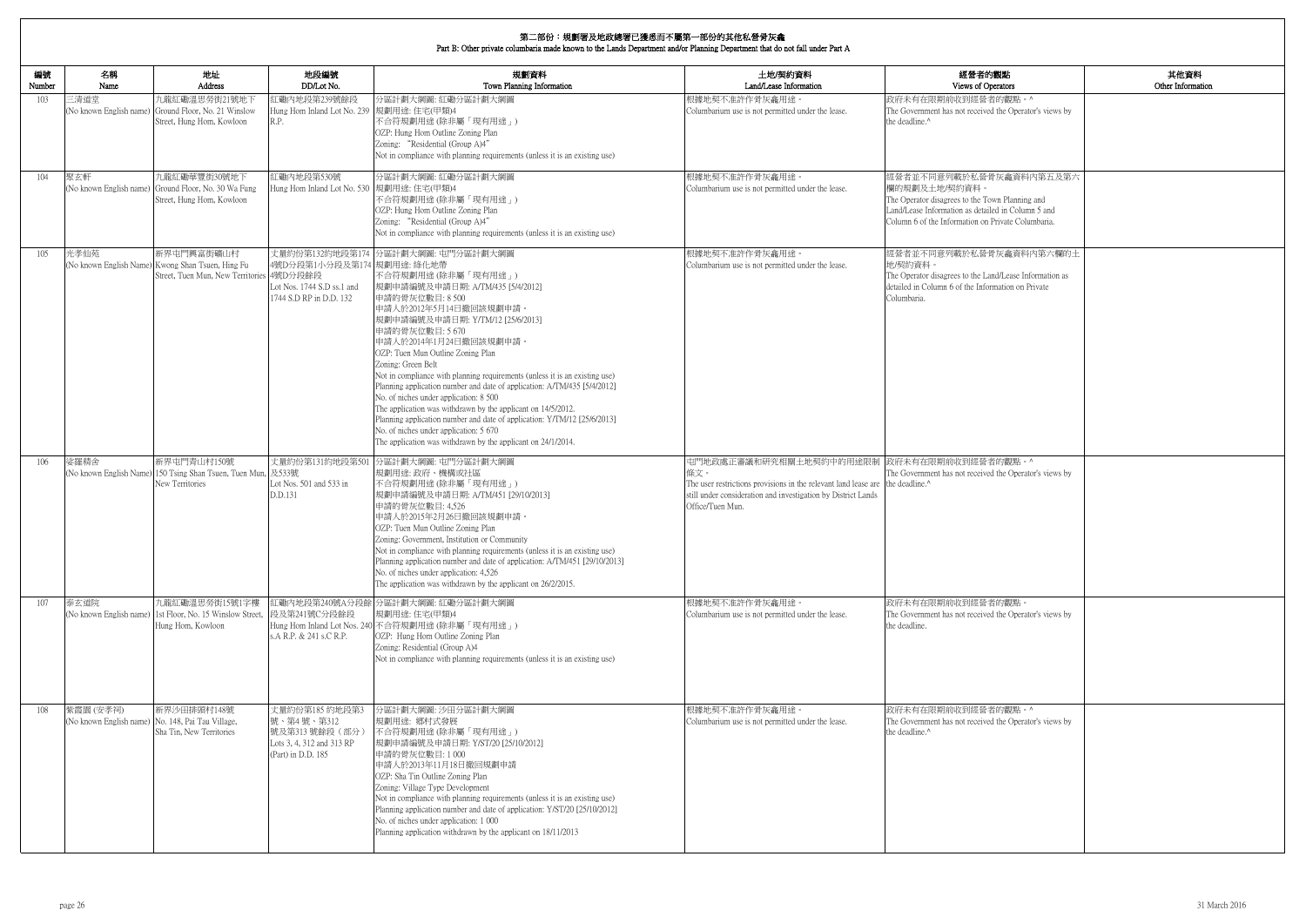# 第二部份：規劃署及地政總署已獲悉而不屬第一部份的其他私營骨灰龕

## Part B: Other private columbaria made known to the Lands Department and/or Planning Department that do not fall under Part A

| 編號 Number | 名稱 Name | 地址 Address | 地段編號 DD/Lot No. | 規劃資料 Town Planning Information | 土地/契約資料 Land/Lease Information | 經營者的觀點 Views of Operators | 其他資料 Other Information |
|---|---|---|---|---|---|---|---|
| 103 | 三清道堂 (No known English name) | 九龍紅磡溫思勞街21號地下 Ground Floor, No. 21 Winslow Street, Hung Hom, Kowloon | 紅磡內地段第239號餘段 Hung Hom Inland Lot No. 239 R.P. | 分區計劃大綱圖: 紅磡分區計劃大綱圖<br>規劃用途: 住宅(甲類)4<br>不合符規劃用途 (除非屬「現有用途」)<br>OZP: Hung Hom Outline Zoning Plan<br>Zoning: "Residential (Group A)4"<br>Not in compliance with planning requirements (unless it is an existing use) | 根據地契不准許作骨灰龕用途。<br>Columbarium use is not permitted under the lease. | 政府未有在限期前收到經營者的觀點。^<br>The Government has not received the Operator's views by the deadline.^ | |
| 104 | 聚玄軒 (No known English name) | 九龍紅磡華豐街30號地下 Ground Floor, No. 30 Wa Fung Street, Hung Hom, Kowloon | 紅磡內地段第530號 Hung Hom Inland Lot No. 530 | 分區計劃大綱圖: 紅磡分區計劃大綱圖<br>規劃用途: 住宅(甲類)4<br>不合符規劃用途 (除非屬「現有用途」)<br>OZP: Hung Hom Outline Zoning Plan<br>Zoning: "Residential (Group A)4"<br>Not in compliance with planning requirements (unless it is an existing use) | 根據地契不准許作骨灰龕用途。<br>Columbarium use is not permitted under the lease. | 經營者並不同意列載於私營骨灰龕資料內第五及第六欄的規劃及土地/契約資料。<br>The Operator disagrees to the Town Planning and Land/Lease Information as detailed in Column 5 and Column 6 of the Information on Private Columbaria. | |
| 105 | 光孝仙苑 (No known English Name) | 新界屯門興富街礦山村 Kwong Shan Tsuen, Hing Fu Street, Tuen Mun, New Territories | 丈量約份第132約地段第1744號D分段第1小分段及第1744號D分段餘段 Lot Nos. 1744 S.D ss.1 and 1744 S.D RP in D.D. 132 | 分區計劃大綱圖: 屯門分區計劃大綱圖<br>規劃用途: 綠化地帶<br>不合符規劃用途 (除非屬「現有用途」)<br>規劃申請編號及申請日期: A/TM/435 [5/4/2012]<br>申請的骨灰位數目: 8 500<br>申請人於2012年5月14日撤回該規劃申請。<br>規劃申請編號及申請日期: Y/TM/12 [25/6/2013]<br>申請的骨灰位數目: 5 670<br>申請人於2014年1月24日撤回該規劃申請。<br>OZP: Tuen Mun Outline Zoning Plan<br>Zoning: Green Belt<br>Not in compliance with planning requirements (unless it is an existing use)<br>Planning application number and date of application: A/TM/435 [5/4/2012]<br>No. of niches under application: 8 500<br>The application was withdrawn by the applicant on 14/5/2012.<br>Planning application number and date of application: Y/TM/12 [25/6/2013]<br>No. of niches under application: 5 670<br>The application was withdrawn by the applicant on 24/1/2014. | 根據地契不准許作骨灰龕用途。<br>Columbarium use is not permitted under the lease. | 經營者並不同意列載於私營骨灰龕資料內第六欄的土地/契約資料。<br>The Operator disagrees to the Land/Lease Information as detailed in Column 6 of the Information on Private Columbaria. | |
| 106 | 娑羅精舍 (No known English Name) | 新界屯門青山村150號 150 Tsing Shan Tsuen, Tuen Mun, New Territories | 丈量約份第131約地段第501及533號 Lot Nos. 501 and 533 in D.D.131 | 分區計劃大綱圖: 屯門分區計劃大綱圖<br>規劃用途: 政府、機構或社區<br>不合符規劃用途 (除非屬「現有用途」)<br>規劃申請編號及申請日期: A/TM/451 [29/10/2013]<br>申請的骨灰位數目: 4,526<br>申請人於2015年2月26日撤回該規劃申請。<br>OZP: Tuen Mun Outline Zoning Plan<br>Zoning: Government, Institution or Community<br>Not in compliance with planning requirements (unless it is an existing use)<br>Planning application number and date of application: A/TM/451 [29/10/2013]<br>No. of niches under application: 4,526<br>The application was withdrawn by the applicant on 26/2/2015. | 屯門地政處正審議和研究相關土地契約中的用途限制條文。<br>The user restrictions provisions in the relevant land lease are still under consideration and investigation by District Lands Office/Tuen Mun. | 政府未有在限期前收到經營者的觀點。^<br>The Government has not received the Operator's views by the deadline.^ | |
| 107 | 泰玄道院 (No known English name) | 九龍紅磡溫思勞街15號1字樓 1st Floor, No. 15 Winslow Street, Hung Hom, Kowloon | 紅磡內地段第240號A分段餘段及第241號C分段餘段 Hung Hom Inland Lot Nos. 240 s.A R.P. & 241 s.C R.P. | 分區計劃大綱圖: 紅磡分區計劃大綱圖<br>規劃用途: 住宅(甲類)4<br>不合符規劃用途 (除非屬「現有用途」)<br>OZP: Hung Hom Outline Zoning Plan<br>Zoning: Residential (Group A)4<br>Not in compliance with planning requirements (unless it is an existing use) | 根據地契不准許作骨灰龕用途。<br>Columbarium use is not permitted under the lease. | 政府未有在限期前收到經營者的觀點。<br>The Government has not received the Operator's views by the deadline. | |
| 108 | 紫霞園 (安李祠) (No known English name) | 新界沙田排頭村148號 No. 148, Pai Tau Village, Sha Tin, New Territories | 丈量約份第185 約地段第3號、第4 號、第312號及第313 號餘段（部分） Lots 3, 4, 312 and 313 RP (Part) in D.D. 185 | 分區計劃大綱圖: 沙田分區計劃大綱圖<br>規劃用途: 鄉村式發展<br>不合符規劃用途 (除非屬「現有用途」)<br>規劃申請編號及申請日期: Y/ST/20 [25/10/2012]<br>申請的骨灰位數目: 1 000<br>申請人於2013年11月18日撤回規劃申請<br>OZP: Sha Tin Outline Zoning Plan<br>Zoning: Village Type Development<br>Not in compliance with planning requirements (unless it is an existing use)<br>Planning application number and date of application: Y/ST/20 [25/10/2012]<br>No. of niches under application: 1 000<br>Planning application withdrawn by the applicant on 18/11/2013 | 根據地契不准許作骨灰龕用途。<br>Columbarium use is not permitted under the lease. | 政府未有在限期前收到經營者的觀點。^<br>The Government has not received the Operator's views by the deadline.^ | |

31 March 2016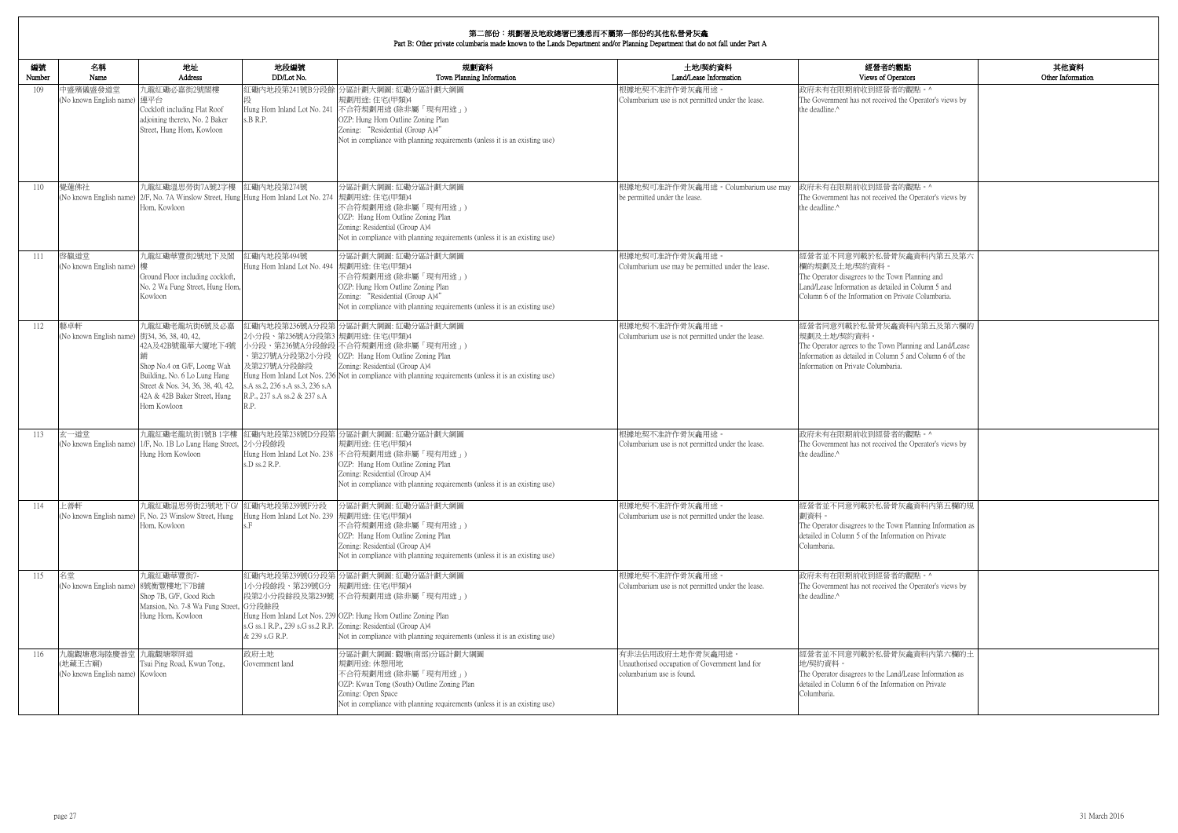## 第二部份：規劃署及地政總署已獲悉而不屬第一部份的其他私營骨灰龕
## Part B: Other private columbaria made known to the Lands Department and/or Planning Department that do not fall under Part A

| 編號 Number | 名稱 Name | 地址 Address | 地段編號 DD/Lot No. | 規劃資料 Town Planning Information | 土地/契約資料 Land/Lease Information | 經營者的觀點 Views of Operators | 其他資料 Other Information |
|---|---|---|---|---|---|---|---|
| 109 | 中盛殯儀盛發道堂 (No known English name) | 九龍紅磡必嘉街2號閣樓連平台 Cockloft including Flat Roof adjoining thereto, No. 2 Baker Street, Hung Hom, Kowloon | 紅磡內地段第241號B分段餘段 Hung Hom Inland Lot No. 241 s.B R.P. | 分區計劃大綱圖: 紅磡分區計劃大綱圖 規劃用途: 住宅(甲類)4 不合符規劃用途 (除非屬「現有用途」) OZP: Hung Hom Outline Zoning Plan Zoning: "Residential (Group A)4" Not in compliance with planning requirements (unless it is an existing use) | 根據地契不准許作骨灰龕用途。 Columbarium use is not permitted under the lease. | 政府未有在限期前收到經營者的觀點。^ The Government has not received the Operator's views by the deadline.^ | |
| 110 | 覺蓮佛社 (No known English name) | 九龍紅磡溫思勞街7A號2字樓 2/F, No. 7A Winslow Street, Hung Hom, Kowloon | 紅磡內地段第274號 Hung Hom Inland Lot No. 274 | 分區計劃大綱圖: 紅磡分區計劃大綱圖 規劃用途: 住宅(甲類)4 不合符規劃用途 (除非屬「現有用途」) OZP: Hung Hom Outline Zoning Plan Zoning: Residential (Group A)4 Not in compliance with planning requirements (unless it is an existing use) | 根據地契可准許作骨灰龕用途。Columbarium use may be permitted under the lease. | 政府未有在限期前收到經營者的觀點。^ The Government has not received the Operator's views by the deadline.^ | |
| 111 | 啓龘道堂 (No known English name) | 九龍紅磡華豐街2號地下及閣樓 Ground Floor including cockloft, No. 2 Wa Fung Street, Hung Hom, Kowloon | 紅磡內地段第494號 Hung Hom Inland Lot No. 494 | 分區計劃大綱圖: 紅磡分區計劃大綱圖 規劃用途: 住宅(甲類)4 不合符規劃用途 (除非屬「現有用途」) OZP: Hung Hom Outline Zoning Plan Zoning: "Residential (Group A)4" Not in compliance with planning requirements (unless it is an existing use) | 根據地契可准許作骨灰龕用途。 Columbarium use may be permitted under the lease. | 經營者並不同意列載於私營骨灰龕資料內第五及第六欄的規劃及土地/契約資料。 The Operator disagrees to the Town Planning and Land/Lease Information as detailed in Column 5 and Column 6 of the Information on Private Columbaria. | |
| 112 | 藝卓軒 (No known English name) | 九龍紅磡老龍坑街6號及必嘉街34, 36, 38, 40, 42, 42A及42B號龍華大廈地下4號舖 Shop No.4 on G/F, Loong Wah Building, No. 6 Lo Lung Hang Street & Nos. 34, 36, 38, 40, 42, 42A & 42B Baker Street, Hung Hom Kowloon | 紅磡內地段第236號A分段第2小分段、第236號A分段第3小分段、第236號A分段餘段、第237號A分段第2小分段及第237號A分段餘段 Hung Hom Inland Lot Nos. 236 s.A ss.2, 236 s.A ss.3, 236 s.A R.P., 237 s.A ss.2 & 237 s.A R.P. | 分區計劃大綱圖: 紅磡分區計劃大綱圖 規劃用途: 住宅(甲類)4 不合符規劃用途 (除非屬「現有用途」) OZP: Hung Hom Outline Zoning Plan Zoning: Residential (Group A)4 Not in compliance with planning requirements (unless it is an existing use) | 根據地契不准許作骨灰龕用途。 Columbarium use is not permitted under the lease. | 經營者同意列載於私營骨灰龕資料內第五及第六欄的規劃及土地/契約資料。 The Operator agrees to the Town Planning and Land/Lease Information as detailed in Column 5 and Column 6 of the Information on Private Columbaria. | |
| 113 | 玄一道堂 (No known English name) | 九龍紅磡老龍坑街1號B 1字樓 1/F, No. 1B Lo Lung Hang Street, Hung Hom Kowloon | 紅磡內地段第238號D分段第2小分段餘段 Hung Hom Inland Lot No. 238 s.D ss.2 R.P. | 分區計劃大綱圖: 紅磡分區計劃大綱圖 規劃用途: 住宅(甲類)4 不合符規劃用途 (除非屬「現有用途」) OZP: Hung Hom Outline Zoning Plan Zoning: Residential (Group A)4 Not in compliance with planning requirements (unless it is an existing use) | 根據地契不准許作骨灰龕用途。 Columbarium use is not permitted under the lease. | 政府未有在限期前收到經營者的觀點。^ The Government has not received the Operator's views by the deadline.^ | |
| 114 | 上善軒 (No known English name) | 九龍紅磡溫思勞街23號地下G/F, No. 23 Winslow Street, Hung Hom, Kowloon | 紅磡內地段第239號F分段 Hung Hom Inland Lot No. 239 s.F | 分區計劃大綱圖: 紅磡分區計劃大綱圖 規劃用途: 住宅(甲類)4 不合符規劃用途 (除非屬「現有用途」) OZP: Hung Hom Outline Zoning Plan Zoning: Residential (Group A)4 Not in compliance with planning requirements (unless it is an existing use) | 根據地契不准許作骨灰龕用途。 Columbarium use is not permitted under the lease. | 經營者並不同意列載於私營骨灰龕資料內第五欄的規劃資料。 The Operator disagrees to the Town Planning Information as detailed in Column 5 of the Information on Private Columbaria. | |
| 115 | 名堂 (No known English name) | 九龍紅磡華豐街7-8號衡豐樓地下7B舖 Shop 7B, G/F, Good Rich Mansion, No. 7-8 Wa Fung Street, Hung Hom, Kowloon | 紅磡內地段第239號G分段第1小分段餘段、第239號G分段第2小分段餘段及第239號G分段餘段 Hung Hom Inland Lot Nos. 239 s.G ss.1 R.P., 239 s.G ss.2 R.P. & 239 s.G R.P. | 分區計劃大綱圖: 紅磡分區計劃大綱圖 規劃用途: 住宅(甲類)4 不合符規劃用途 (除非屬「現有用途」) OZP: Hung Hom Outline Zoning Plan Zoning: Residential (Group A)4 Not in compliance with planning requirements (unless it is an existing use) | 根據地契不准許作骨灰龕用途。 Columbarium use is not permitted under the lease. | 政府未有在限期前收到經營者的觀點。^ The Government has not received the Operator's views by the deadline.^ | |
| 116 | 九龍觀塘惠海陸慶善堂(地藏王古廟) (No known English name) | 九龍觀塘翠屏道 Tsui Ping Road, Kwun Tong, Kowloon | 政府土地 Government land | 分區計劃大綱圖: 觀塘(南部)分區計劃大綱圖 規劃用途: 休憩用地 不合符規劃用途 (除非屬「現有用途」) OZP: Kwun Tong (South) Outline Zoning Plan Zoning: Open Space Not in compliance with planning requirements (unless it is an existing use) | 有非法佔用政府土地作骨灰龕用途。 Unauthorised occupation of Government land for columbarium use is found. | 經營者並不同意列載於私營骨灰龕資料內第六欄的土地/契約資料。 The Operator disagrees to the Land/Lease Information as detailed in Column 6 of the Information on Private Columbaria. | |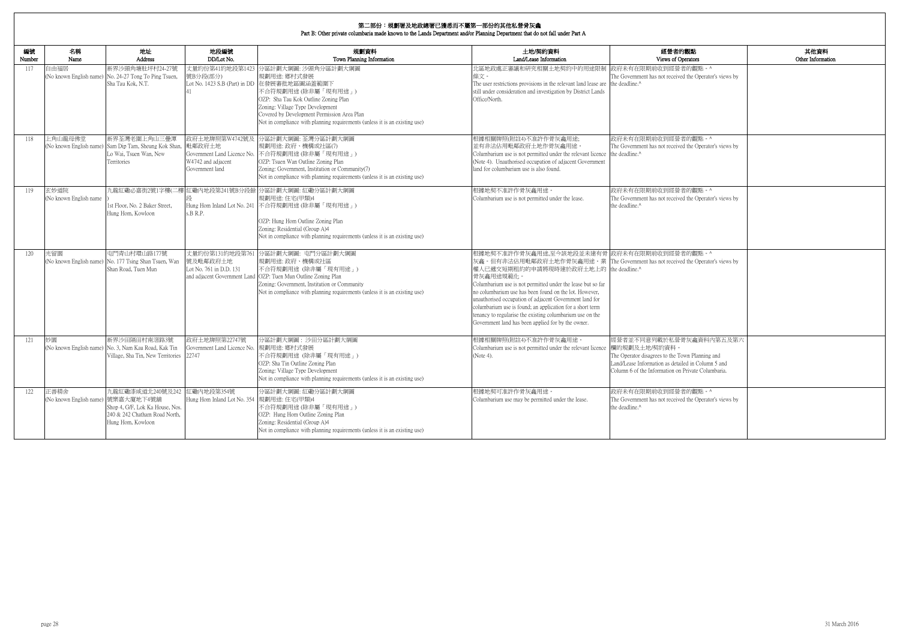## 第二部份：規劃署及地政總署已獲悉而不屬第一部份的其他私營骨灰龕
## Part B: Other private columbaria made known to the Lands Department and/or Planning Department that do not fall under Part A

| 編號 Number | 名稱 Name | 地址 Address | 地段編號 DD/Lot No. | 規劃資料 Town Planning Information | 土地/契約資料 Land/Lease Information | 經營者的觀點 Views of Operators | 其他資料 Other Information |
|---|---|---|---|---|---|---|---|
| 117 | 自由福居 (No known English name) | 新界沙頭角塘肚坪村24-27號 No. 24-27 Tong To Ping Tsuen, Sha Tau Kok, N.T. | 丈量約份第41約地段第1423號B分段(部分) Lot No. 1423 S.B (Part) in DD 41 | 分區計劃大綱圖: 沙頭角分區計劃大綱圖 規劃用途: 鄉村式發展 在發展審批地區圖涵蓋範圍下 不合符規劃用途 (除非屬「現有用途」) OZP: Sha Tau Kok Outline Zoning Plan Zoning: Village Type Development Covered by Development Permission Area Plan Not in compliance with planning requirements (unless it is an existing use) | 北區地政處正審議和研究相關土地契約中的用途限制條文。 The user restrictions provisions in the relevant land lease are still under consideration and investigation by District Lands Office/North. | 政府未有在限期前收到經營者的觀點。^ The Government has not received the Operator's views by the deadline.^ | |
| 118 | 上角山龍母佛堂 (No known English name) | 新界荃灣老圍上角山三疊潭 Sam Dip Tam, Sheung Kok Shan, Lo Wai, Tsuen Wan, New Territories | 政府土地牌照第W4742號及毗鄰政府土地 Government Land Licence No. W4742 and adjacent Government land | 分區計劃大綱圖: 荃灣分區計劃大綱圖 規劃用途: 政府、機構或社區(7) 不合符規劃用途 (除非屬「現有用途」) OZP: Tsuen Wan Outline Zoning Plan Zoning: Government, Institution or Community(7) Not in compliance with planning requirements (unless it is an existing use) | 根據相關牌照(附註4)不准許作骨灰龕用途; 並有非法佔用毗鄰政府土地作骨灰龕用途。 Columbarium use is not permitted under the relevant licence (Note 4). Unauthorised occupation of adjacent Government land for columbarium use is also found. | 政府未有在限期前收到經營者的觀點。^ The Government has not received the Operator's views by the deadline.^ | |
| 119 | 玄妙道院 (No known English name) | 九龍紅磡必嘉街2號1字樓(二樓) 1st Floor, No. 2 Baker Street, Hung Hom, Kowloon | 紅磡內地段第241號B分段餘段 Hung Hom Inland Lot No. 241 s.B R.P. | 分區計劃大綱圖: 紅磡分區計劃大綱圖 規劃用途: 住宅(甲類)4 不合符規劃用途 (除非屬「現有用途」) OZP: Hung Hom Outline Zoning Plan Zoning: Residential (Group A)4 Not in compliance with planning requirements (unless it is an existing use) | 根據地契不准許作骨灰龕用途。 Columbarium use is not permitted under the lease. | 政府未有在限期前收到經營者的觀點。^ The Government has not received the Operator's views by the deadline.^ | |
| 120 | 光留園 (No known English name) | 屯門青山村環山路177號 No. 177 Tsing Shan Tsuen, Wan Shan Road, Tuen Mun | 丈量約份第131約地段第761號及毗鄰政府土地 Lot No. 761 in D.D. 131 and adjacent Government Land | 分區計劃大綱圖: 屯門分區計劃大綱圖 規劃用途: 政府、機構或社區 不合符規劃用途 (除非屬「現有用途」) OZP: Tuen Mun Outline Zoning Plan Zoning: Government, Institution or Community Not in compliance with planning requirements (unless it is an existing use) | 根據地契不准許作骨灰龕用途,至今該地段並未建有骨灰龕。但有非法佔用毗鄰政府土地作骨灰龕用途。業權人已遞交短期租約的申請將現時建於政府土地上的骨灰龕用途規範化。 Columbarium use is not permitted under the lease but so far no columbarium use has been found on the lot. However, unauthorised occupation of adjacent Government land for columbarium use is found; an application for a short term tenancy to regularise the existing columbarium use on the Government land has been applied for by the owner. | 政府未有在限期前收到經營者的觀點。^ The Government has not received the Operator's views by the deadline.^ | |
| 121 | 妙園 (No known English name) | 新界沙田隔田村南滘路3號 No. 3, Nam Kau Road, Kak Tin Village, Sha Tin, New Territories | 政府土地牌照第22747號 Government Land Licence No. 22747 | 分區計劃大綱圖：沙田分區計劃大綱圖 規劃用途: 鄉村式發展 不合符規劃用途 (除非屬「現有用途」) OZP: Sha Tin Outline Zoning Plan Zoning: Village Type Development Not in compliance with planning requirements (unless it is an existing use) | 根據相關牌照(附註4)不准許作骨灰龕用途。 Columbarium use is not permitted under the relevant licence (Note 4). | 經營者並不同意列載於私營骨灰龕資料內第五及第六欄的規劃及土地/契約資料。 The Operator disagrees to the Town Planning and Land/Lease Information as detailed in Column 5 and Column 6 of the Information on Private Columbaria. | |
| 122 | 正善精舍 (No known English name) | 九龍紅磡漆咸道北240號及242號樂嘉大廈地下4號舖 Shop 4, G/F, Lok Ka House, Nos. 240 & 242 Chatham Road North, Hung Hom, Kowloon | 紅磡內地段第354號 Hung Hom Inland Lot No. 354 | 分區計劃大綱圖: 紅磡分區計劃大綱圖 規劃用途: 住宅(甲類)4 不合符規劃用途 (除非屬「現有用途」) OZP: Hung Hom Outline Zoning Plan Zoning: Residential (Group A)4 Not in compliance with planning requirements (unless it is an existing use) | 根據地契可准許作骨灰龕用途。 Columbarium use may be permitted under the lease. | 政府未有在限期前收到經營者的觀點。^ The Government has not received the Operator's views by the deadline.^ | |

31 March 2016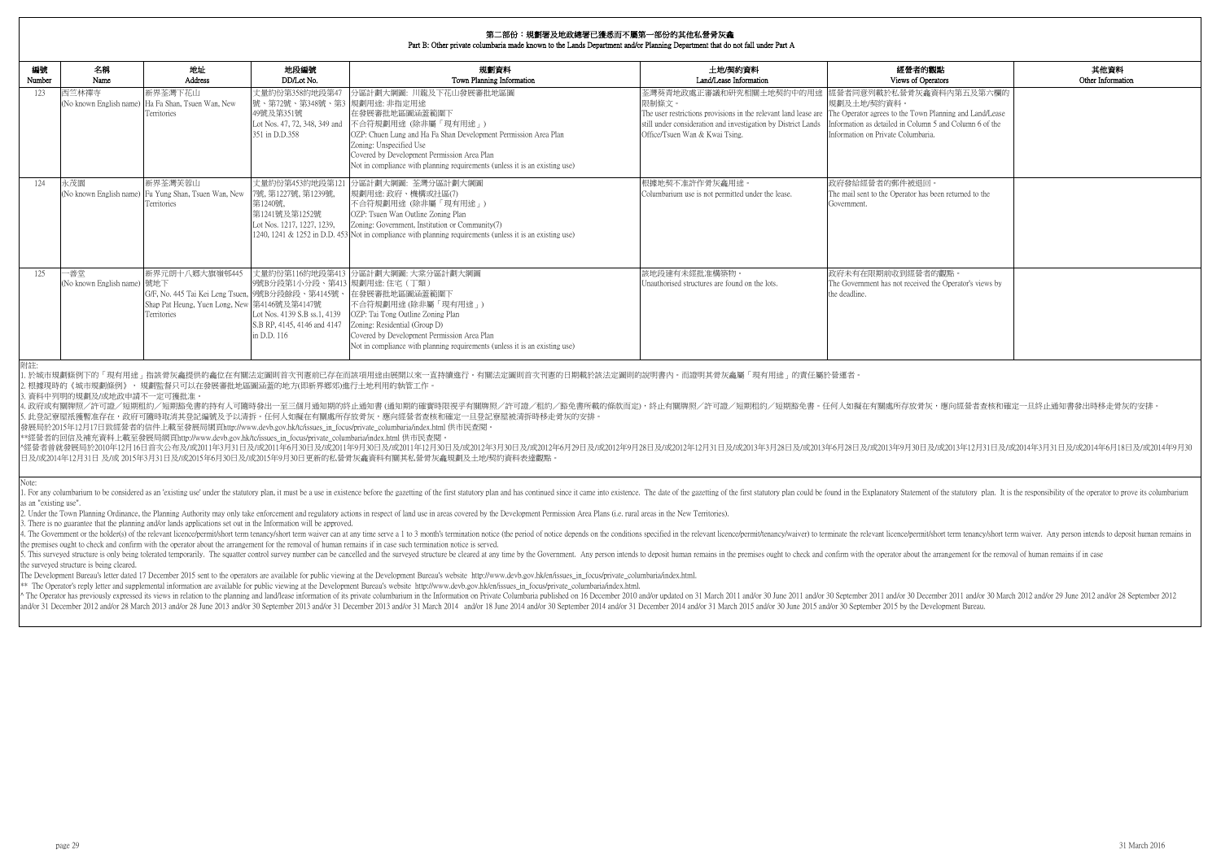# 第二部份：規劃署及地政總署已獲悉而不屬第一部份的其他私營骨灰龕
Part B: Other private columbaria made known to the Lands Department and/or Planning Department that do not fall under Part A

| 編號 Number | 名稱 Name | 地址 Address | 地段編號 DD/Lot No. | 規劃資料 Town Planning Information | 土地/契約資料 Land/Lease Information | 經營者的觀點 Views of Operators | 其他資料 Other Information |
|---|---|---|---|---|---|---|---|
| 123 | 西竺林禪寺 (No known English name) | 新界荃灣下花山 Ha Fa Shan, Tsuen Wan, New Territories | 丈量約份第358約地段第47號、第72號、第348號、第349號及第351號 Lot Nos. 47, 72, 348, 349 and 351 in D.D.358 | 分區計劃大綱圖: 川龍及下花山發展審批地區圖 規劃用途: 非指定用途 在發展審批地區圖涵蓋範圍下 不合符規劃用途 (除非屬「現有用途」) OZP: Chuen Lung and Ha Fa Shan Development Permission Area Plan Zoning: Unspecified Use Covered by Development Permission Area Plan Not in compliance with planning requirements (unless it is an existing use) | 荃灣葵青地政處正審議和研究相關土地契約中的用途限制條文。 The user restrictions provisions in the relevant land lease are still under consideration and investigation by District Lands Office/Tsuen Wan & Kwai Tsing. | 經營者同意列載於私營骨灰龕資料內第五及第六欄的規劃及土地/契約資料。 The Operator agrees to the Town Planning and Land/Lease Information as detailed in Column 5 and Column 6 of the Information on Private Columbaria. | |
| 124 | 永茂園 (No known English name) | 新界荃灣芙蓉山 Fu Yung Shan, Tsuen Wan, New Territories | 丈量約份第453約地段第1217號, 第1227號, 第1239號, 第1240號, 第1241號及第1252號 Lot Nos. 1217, 1227, 1239, 1240, 1241 & 1252 in D.D. 453 | 分區計劃大綱圖: 荃灣分區計劃大綱圖 規劃用途: 政府、機構或社區(7) 不合符規劃用途 (除非屬「現有用途」) OZP: Tsuen Wan Outline Zoning Plan Zoning: Government, Institution or Community(7) Not in compliance with planning requirements (unless it is an existing use) | 根據地契不准許作骨灰龕用途。 Columbarium use is not permitted under the lease. | 政府發給經營者的郵件被退回。 The mail sent to the Operator has been returned to the Government. | |
| 125 | 一善堂 (No known English name) | 新界元朗十八鄉大旗嶺邨445號地下 G/F, No. 445 Tai Kei Leng Tsuen, Shap Pat Heung, Yuen Long, New Territories | 丈量約份第116約地段第4139號B分段第1小分段、第4139號B分段餘段、第4145號、第4146號及第4147號 Lot Nos. 4139 S.B ss.1, 4139 S.B RP, 4145, 4146 and 4147 in D.D. 116 | 分區計劃大綱圖: 大棠分區計劃大綱圖 規劃用途: 住宅（丁類） 在發展審批地區圖涵蓋範圍下 不合符規劃用途 (除非屬「現有用途」) OZP: Tai Tong Outline Zoning Plan Zoning: Residential (Group D) Covered by Development Permission Area Plan Not in compliance with planning requirements (unless it is an existing use) | 該地段建有未經批准構築物。 Unauthorised structures are found on the lots. | 政府未有在限期前收到經營者的觀點。 The Government has not received the Operator's views by the deadline. | |

附註:
1. 於城市規劃條例下的「現有用途」指該骨灰龕提供的龕位在有關法定圖則首次刊憲前已存在而該項用途由展開以來一直持續進行。有關法定圖則首次刊憲的日期載於該法定圖則的說明書內。而證明其骨灰龕屬「現有用途」的責任屬於營運者。
2. 根據現時的《城市規劃條例》，規劃監督只可以在發展審批地區圖涵蓋的地方(即新界鄉郊)進行土地利用的執管工作。
3. 資料中列明的規劃及/或地政申請不一定可獲批准。
4. 政府或有關牌照／許可證／短期租約／短期豁免書的持有人可隨時發出一至三個月通知期的終止通知書 (通知期的確實時限視乎有關牌照／許可證／租約／豁免書所載的條款而定)，終止有關牌照／許可證／短期租約／短期豁免書。任何人如擬在有關處所存放骨灰，應向經營者查核和確定一旦終止通知書發出時移走骨灰的安排。
5. 此登記寮屋祇獲暫准存在，政府可隨時取消其登記編號及予以清拆。任何人如擬在有關處所存放骨灰，應向經營者查核和確定一旦登記寮屋被清拆時移走骨灰的安排。
發展局於2015年12月17日致經營者的信件上載至發展局網頁http://www.devb.gov.hk/tc/issues_in_focus/private_columbaria/index.html 供市民查閱。
**經營者的回信及補充資料上載至發展局網頁http://www.devb.gov.hk/tc/issues_in_focus/private_columbaria/index.html 供市民查閱。
^經營者曾就發展局於2010年12月16日首次公布及/或2011年3月31日及/或2011年6月30日及/或2011年9月30日及/或2011年12月30日及/或2012年3月30日及/或2012年6月29日及/或2012年9月28日及/或2012年12月31日及/或2013年3月28日及/或2013年6月28日及/或2013年9月30日及/或2013年12月31日及/或2014年3月31日及/或2014年6月18日及/或2014年9月30日及/或2014年12月31日 及/或 2015年3月31日及/或2015年6月30日及/或2015年9月30日更新的私營骨灰龕資料有關其私營骨灰龕規劃及土地/契約資料表達觀點。

Note:
1. For any columbarium to be considered as an 'existing use' under the statutory plan, it must be a use in existence before the gazetting of the first statutory plan and has continued since it came into existence. The date of the gazetting of the first statutory plan could be found in the Explanatory Statement of the statutory plan. It is the responsibility of the operator to prove its columbarium as an "existing use".
2. Under the Town Planning Ordinance, the Planning Authority may only take enforcement and regulatory actions in respect of land use in areas covered by the Development Permission Area Plans (i.e. rural areas in the New Territories).
3. There is no guarantee that the planning and/or lands applications set out in the Information will be approved.
4. The Government or the holder(s) of the relevant licence/permit/short term tenancy/short term waiver can at any time serve a 1 to 3 month's termination notice (the period of notice depends on the conditions specified in the relevant licence/permit/tenancy/waiver) to terminate the relevant licence/permit/short term tenancy/short term waiver. Any person intends to deposit human remains in the premises ought to check and confirm with the operator about the arrangement for the removal of human remains if in case such termination notice is served.
5. This surveyed structure is only being tolerated temporarily. The squatter control survey number can be cancelled and the surveyed structure be cleared at any time by the Government. Any person intends to deposit human remains in the premises ought to check and confirm with the operator about the arrangement for the removal of human remains if in case the surveyed structure is being cleared.
The Development Bureau's letter dated 17 December 2015 sent to the operators are available for public viewing at the Development Bureau's website http://www.devb.gov.hk/en/issues_in_focus/private_columbaria/index.html.
** The Operator's reply letter and supplemental information are available for public viewing at the Development Bureau's website http://www.devb.gov.hk/en/issues_in_focus/private_columbaria/index.html.
^ The Operator has previously expressed its views in relation to the planning and land/lease information of its private columbarium in the Information on Private Columbaria published on 16 December 2010 and/or updated on 31 March 2011 and/or 30 June 2011 and/or 30 September 2011 and/or 30 December 2011 and/or 30 March 2012 and/or 29 June 2012 and/or 28 September 2012 and/or 31 December 2012 and/or 28 March 2013 and/or 28 June 2013 and/or 30 September 2013 and/or 31 December 2013 and/or 31 March 2014 and/or 18 June 2014 and/or 30 September 2014 and/or 31 December 2014 and/or 31 March 2015 and/or 30 June 2015 and/or 30 September 2015 by the Development Bureau.

31 March 2016